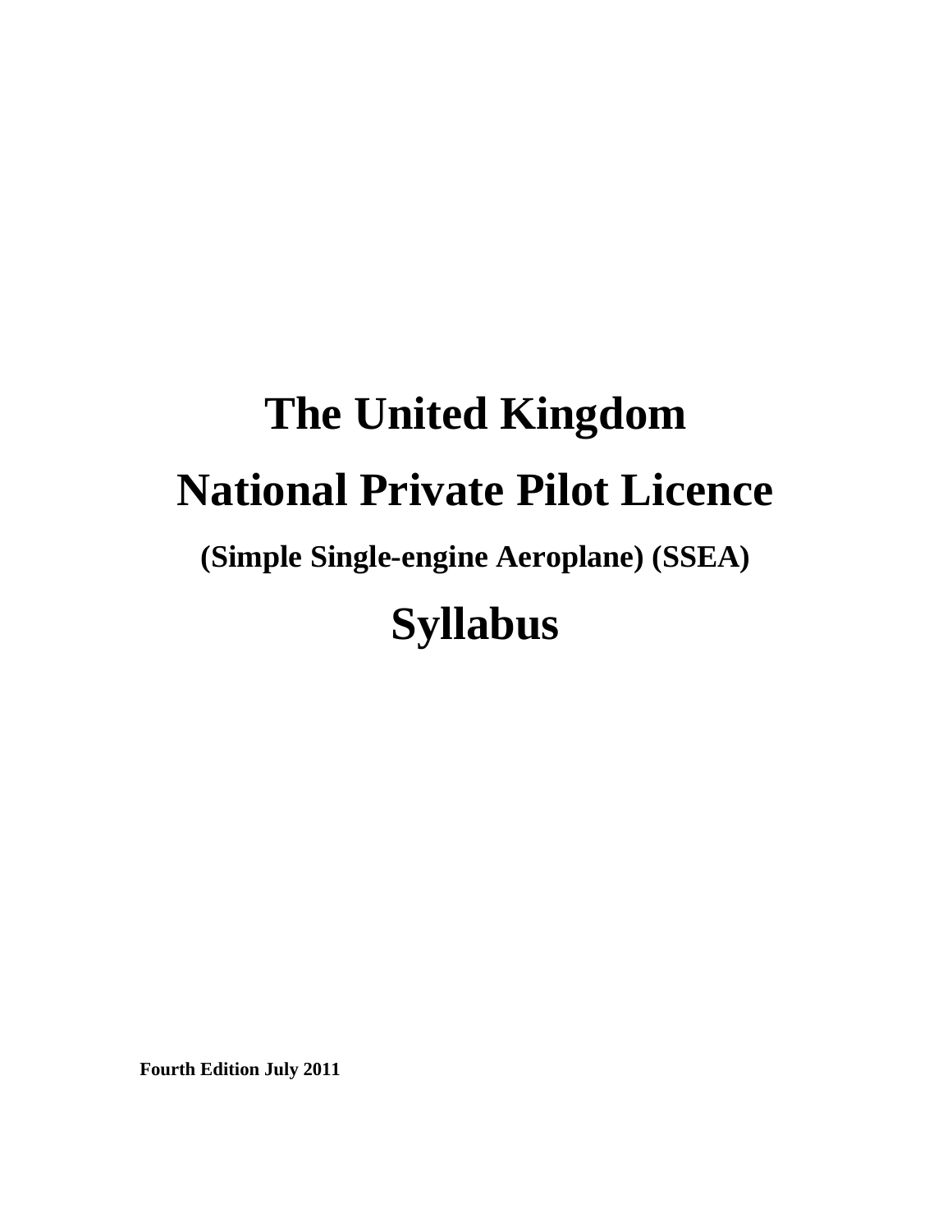# The United Kingdom

# National Private Pilot Licence

### (Simple Single-engine Aeroplane) (SSEA)

# Syllabus

**Fourth Edition July 2011**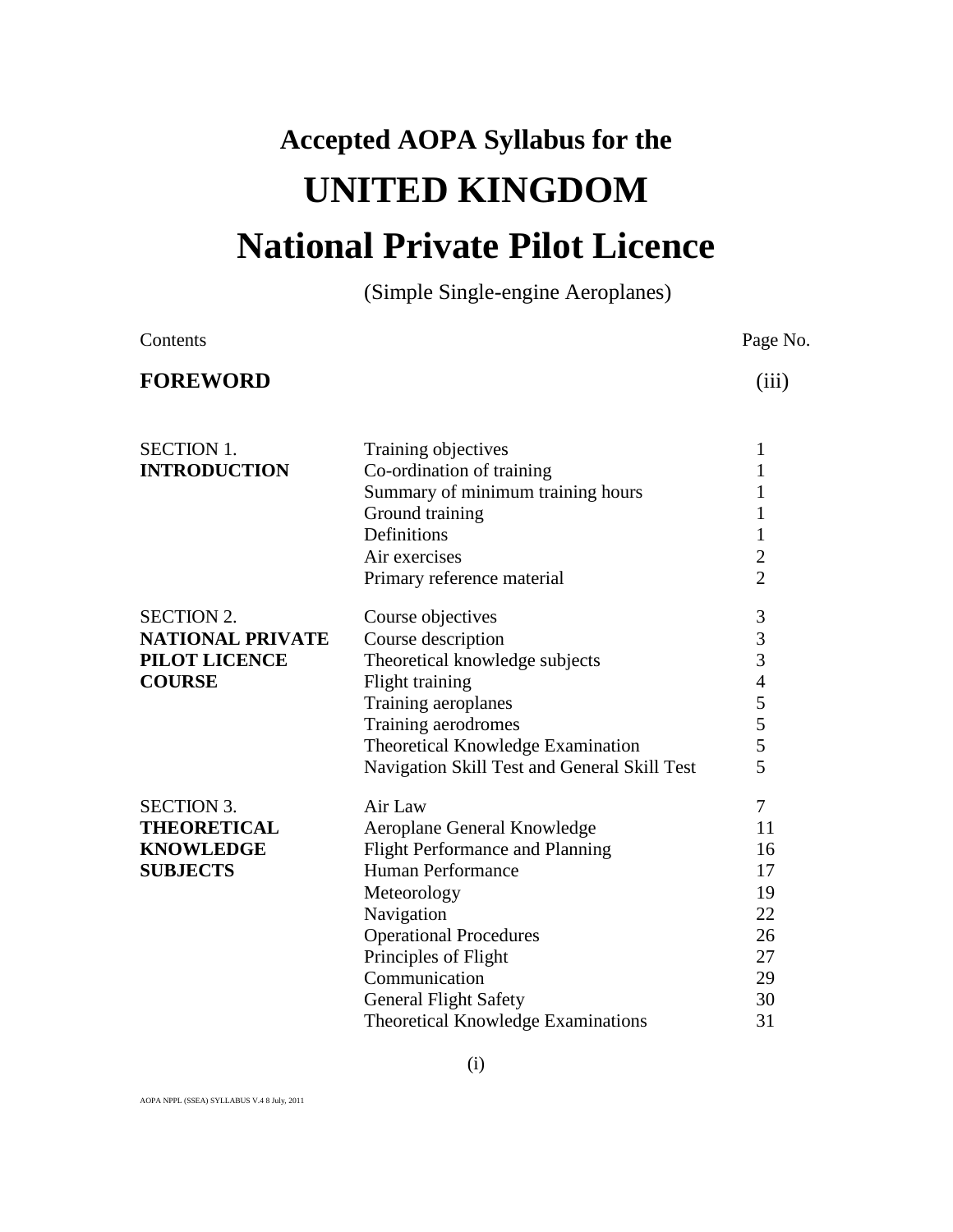# Accepted AOPA Syllabus for the

# UNITED KINGDOM

# National Private Pilot Licence

(Simple Single-engine Aeroplanes)

| Contents | | Page No. |
|---|---|---|
| **FOREWORD** | | (iii) |
| SECTION 1. **INTRODUCTION** | Training objectives | 1 |
| | Co-ordination of training | 1 |
| | Summary of minimum training hours | 1 |
| | Ground training | 1 |
| | Definitions | 1 |
| | Air exercises | 2 |
| | Primary reference material | 2 |
| SECTION 2. **NATIONAL PRIVATE PILOT LICENCE COURSE** | Course objectives | 3 |
| | Course description | 3 |
| | Theoretical knowledge subjects | 3 |
| | Flight training | 4 |
| | Training aeroplanes | 5 |
| | Training aerodromes | 5 |
| | Theoretical Knowledge Examination | 5 |
| | Navigation Skill Test and General Skill Test | 5 |
| SECTION 3. **THEORETICAL KNOWLEDGE SUBJECTS** | Air Law | 7 |
| | Aeroplane General Knowledge | 11 |
| | Flight Performance and Planning | 16 |
| | Human Performance | 17 |
| | Meteorology | 19 |
| | Navigation | 22 |
| | Operational Procedures | 26 |
| | Principles of Flight | 27 |
| | Communication | 29 |
| | General Flight Safety | 30 |
| | Theoretical Knowledge Examinations | 31 |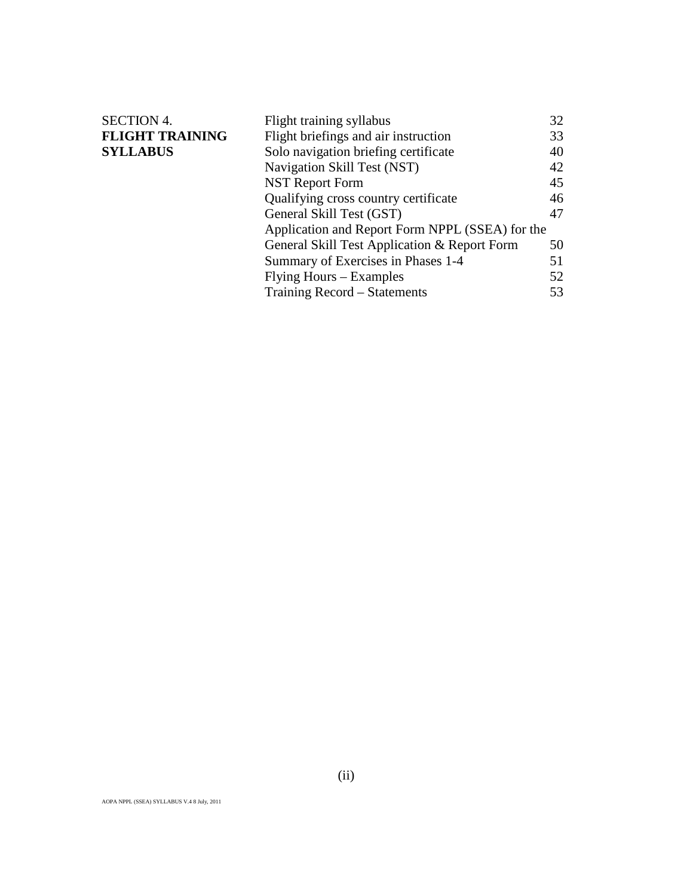| SECTION 4. **FLIGHT TRAINING SYLLABUS** | Flight training syllabus | 32 |
|---|---|---|
| | Flight briefings and air instruction | 33 |
| | Solo navigation briefing certificate | 40 |
| | Navigation Skill Test (NST) | 42 |
| | NST Report Form | 45 |
| | Qualifying cross country certificate | 46 |
| | General Skill Test (GST) | 47 |
| | Application and Report Form NPPL (SSEA) for the | |
| | General Skill Test Application & Report Form | 50 |
| | Summary of Exercises in Phases 1-4 | 51 |
| | Flying Hours – Examples | 52 |
| | Training Record – Statements | 53 |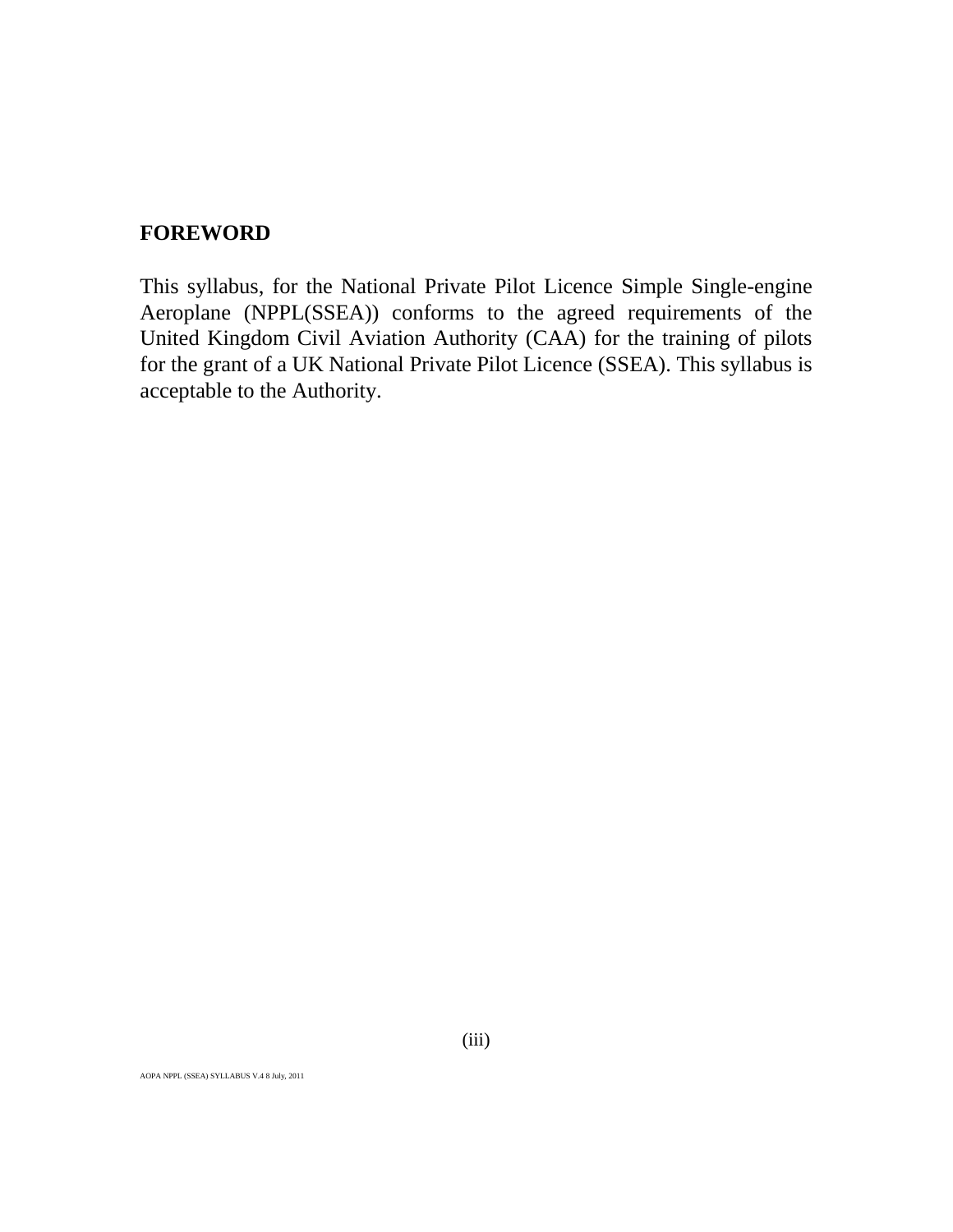## FOREWORD

This syllabus, for the National Private Pilot Licence Simple Single-engine Aeroplane (NPPL(SSEA)) conforms to the agreed requirements of the United Kingdom Civil Aviation Authority (CAA) for the training of pilots for the grant of a UK National Private Pilot Licence (SSEA). This syllabus is acceptable to the Authority.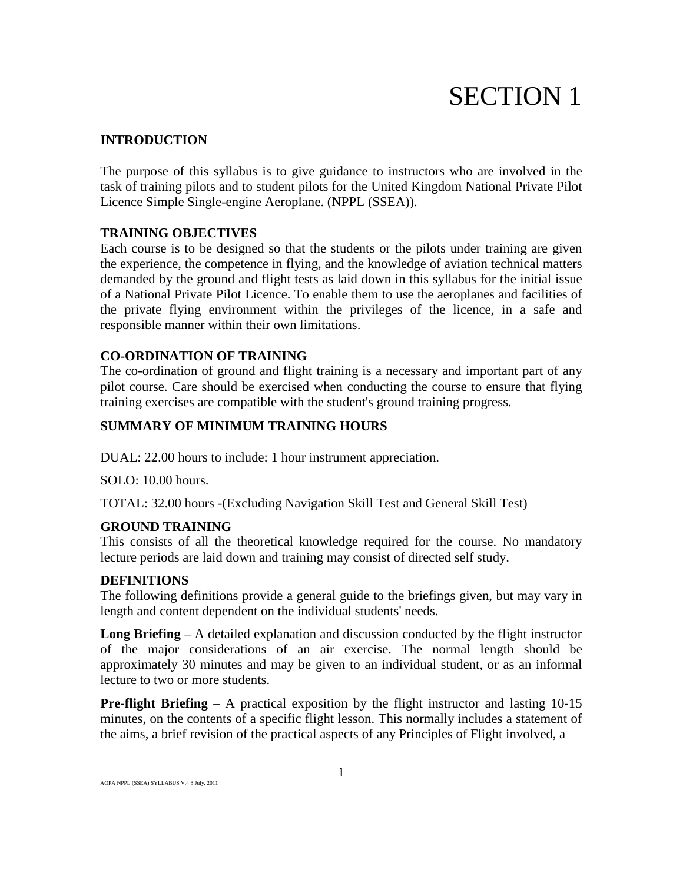# SECTION 1

## INTRODUCTION

The purpose of this syllabus is to give guidance to instructors who are involved in the task of training pilots and to student pilots for the United Kingdom National Private Pilot Licence Simple Single-engine Aeroplane. (NPPL (SSEA)).

## TRAINING OBJECTIVES

Each course is to be designed so that the students or the pilots under training are given the experience, the competence in flying, and the knowledge of aviation technical matters demanded by the ground and flight tests as laid down in this syllabus for the initial issue of a National Private Pilot Licence. To enable them to use the aeroplanes and facilities of the private flying environment within the privileges of the licence, in a safe and responsible manner within their own limitations.

## CO-ORDINATION OF TRAINING

The co-ordination of ground and flight training is a necessary and important part of any pilot course. Care should be exercised when conducting the course to ensure that flying training exercises are compatible with the student's ground training progress.

## SUMMARY OF MINIMUM TRAINING HOURS

DUAL: 22.00 hours to include: 1 hour instrument appreciation.

SOLO: 10.00 hours.

TOTAL: 32.00 hours -(Excluding Navigation Skill Test and General Skill Test)

## GROUND TRAINING

This consists of all the theoretical knowledge required for the course. No mandatory lecture periods are laid down and training may consist of directed self study.

## DEFINITIONS

The following definitions provide a general guide to the briefings given, but may vary in length and content dependent on the individual students' needs.

**Long Briefing** – A detailed explanation and discussion conducted by the flight instructor of the major considerations of an air exercise. The normal length should be approximately 30 minutes and may be given to an individual student, or as an informal lecture to two or more students.

**Pre-flight Briefing** – A practical exposition by the flight instructor and lasting 10-15 minutes, on the contents of a specific flight lesson. This normally includes a statement of the aims, a brief revision of the practical aspects of any Principles of Flight involved, a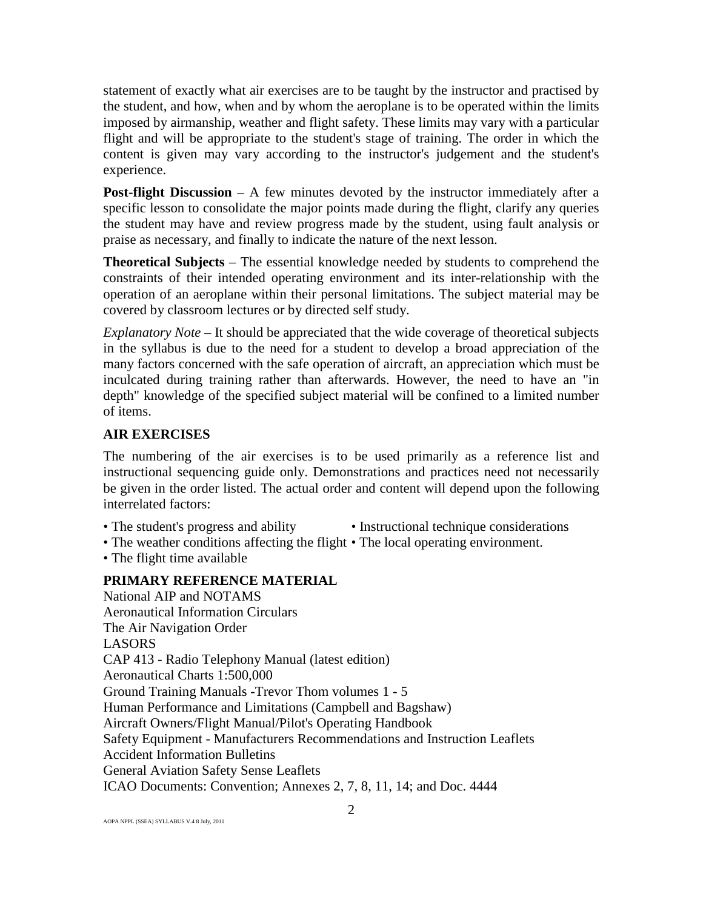statement of exactly what air exercises are to be taught by the instructor and practised by the student, and how, when and by whom the aeroplane is to be operated within the limits imposed by airmanship, weather and flight safety. These limits may vary with a particular flight and will be appropriate to the student's stage of training. The order in which the content is given may vary according to the instructor's judgement and the student's experience.

**Post-flight Discussion** – A few minutes devoted by the instructor immediately after a specific lesson to consolidate the major points made during the flight, clarify any queries the student may have and review progress made by the student, using fault analysis or praise as necessary, and finally to indicate the nature of the next lesson.

**Theoretical Subjects** – The essential knowledge needed by students to comprehend the constraints of their intended operating environment and its inter-relationship with the operation of an aeroplane within their personal limitations. The subject material may be covered by classroom lectures or by directed self study.

*Explanatory Note* – It should be appreciated that the wide coverage of theoretical subjects in the syllabus is due to the need for a student to develop a broad appreciation of the many factors concerned with the safe operation of aircraft, an appreciation which must be inculcated during training rather than afterwards. However, the need to have an "in depth" knowledge of the specified subject material will be confined to a limited number of items.

## AIR EXERCISES

The numbering of the air exercises is to be used primarily as a reference list and instructional sequencing guide only. Demonstrations and practices need not necessarily be given in the order listed. The actual order and content will depend upon the following interrelated factors:

- The student's progress and ability
- The weather conditions affecting the flight
- The flight time available
- Instructional technique considerations
- The local operating environment.

## PRIMARY REFERENCE MATERIAL

National AIP and NOTAMS
Aeronautical Information Circulars
The Air Navigation Order
LASORS
CAP 413 - Radio Telephony Manual (latest edition)
Aeronautical Charts 1:500,000
Ground Training Manuals -Trevor Thom volumes 1 - 5
Human Performance and Limitations (Campbell and Bagshaw)
Aircraft Owners/Flight Manual/Pilot's Operating Handbook
Safety Equipment - Manufacturers Recommendations and Instruction Leaflets
Accident Information Bulletins
General Aviation Safety Sense Leaflets
ICAO Documents: Convention; Annexes 2, 7, 8, 11, 14; and Doc. 4444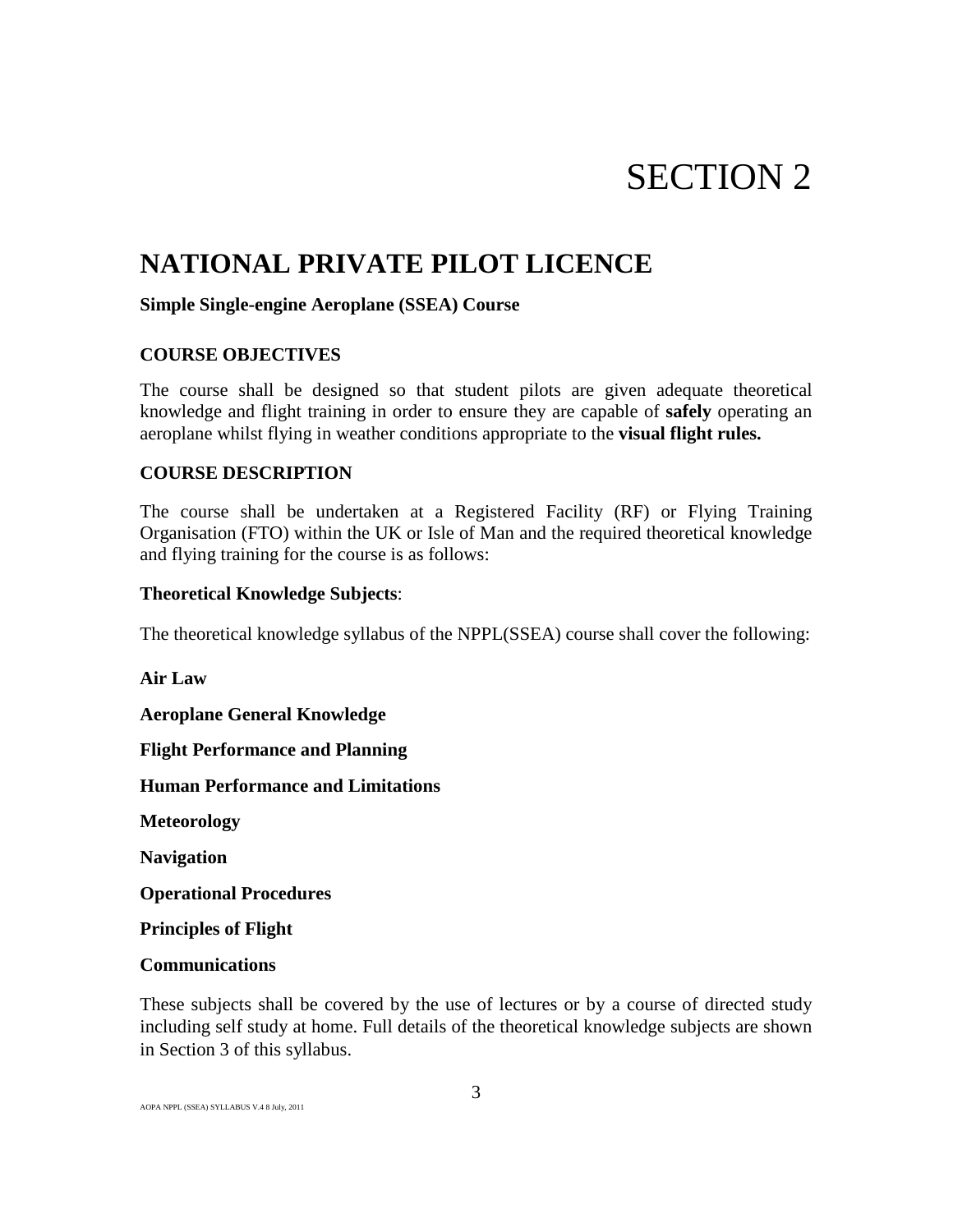# SECTION 2

## NATIONAL PRIVATE PILOT LICENCE

**Simple Single-engine Aeroplane (SSEA) Course**

**COURSE OBJECTIVES**

The course shall be designed so that student pilots are given adequate theoretical knowledge and flight training in order to ensure they are capable of **safely** operating an aeroplane whilst flying in weather conditions appropriate to the **visual flight rules.**

**COURSE DESCRIPTION**

The course shall be undertaken at a Registered Facility (RF) or Flying Training Organisation (FTO) within the UK or Isle of Man and the required theoretical knowledge and flying training for the course is as follows:

**Theoretical Knowledge Subjects**:

The theoretical knowledge syllabus of the NPPL(SSEA) course shall cover the following:

**Air Law**

**Aeroplane General Knowledge**

**Flight Performance and Planning**

**Human Performance and Limitations**

**Meteorology**

**Navigation**

**Operational Procedures**

**Principles of Flight**

**Communications**

These subjects shall be covered by the use of lectures or by a course of directed study including self study at home. Full details of the theoretical knowledge subjects are shown in Section 3 of this syllabus.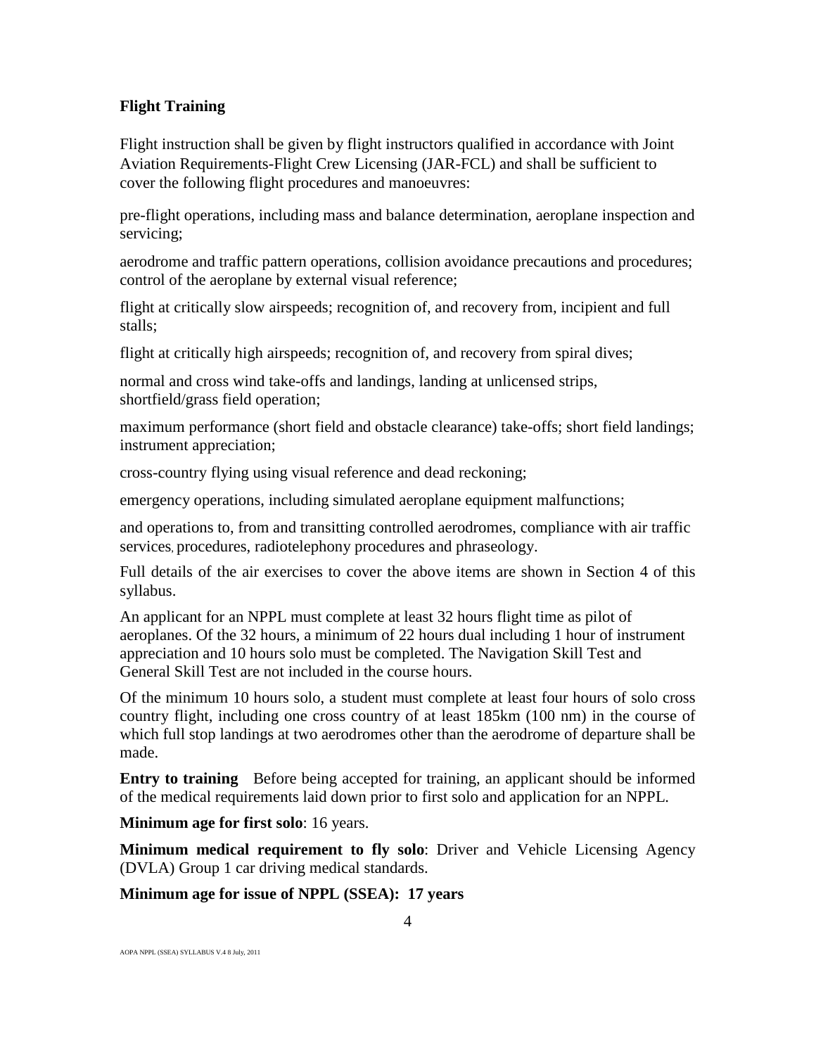**Flight Training**

Flight instruction shall be given by flight instructors qualified in accordance with Joint Aviation Requirements-Flight Crew Licensing (JAR-FCL) and shall be sufficient to cover the following flight procedures and manoeuvres:

pre-flight operations, including mass and balance determination, aeroplane inspection and servicing;

aerodrome and traffic pattern operations, collision avoidance precautions and procedures; control of the aeroplane by external visual reference;

flight at critically slow airspeeds; recognition of, and recovery from, incipient and full stalls;

flight at critically high airspeeds; recognition of, and recovery from spiral dives;

normal and cross wind take-offs and landings, landing at unlicensed strips, shortfield/grass field operation;

maximum performance (short field and obstacle clearance) take-offs; short field landings; instrument appreciation;

cross-country flying using visual reference and dead reckoning;

emergency operations, including simulated aeroplane equipment malfunctions;

and operations to, from and transitting controlled aerodromes, compliance with air traffic services, procedures, radiotelephony procedures and phraseology.

Full details of the air exercises to cover the above items are shown in Section 4 of this syllabus.

An applicant for an NPPL must complete at least 32 hours flight time as pilot of aeroplanes. Of the 32 hours, a minimum of 22 hours dual including 1 hour of instrument appreciation and 10 hours solo must be completed. The Navigation Skill Test and General Skill Test are not included in the course hours.

Of the minimum 10 hours solo, a student must complete at least four hours of solo cross country flight, including one cross country of at least 185km (100 nm) in the course of which full stop landings at two aerodromes other than the aerodrome of departure shall be made.

**Entry to training** Before being accepted for training, an applicant should be informed of the medical requirements laid down prior to first solo and application for an NPPL.

**Minimum age for first solo**: 16 years.

**Minimum medical requirement to fly solo**: Driver and Vehicle Licensing Agency (DVLA) Group 1 car driving medical standards.

**Minimum age for issue of NPPL (SSEA): 17 years**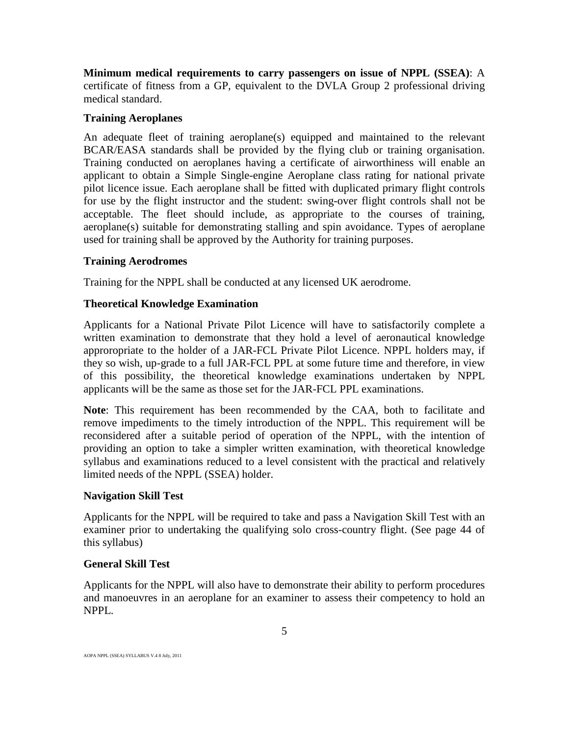**Minimum medical requirements to carry passengers on issue of NPPL (SSEA)**: A certificate of fitness from a GP, equivalent to the DVLA Group 2 professional driving medical standard.

### Training Aeroplanes

An adequate fleet of training aeroplane(s) equipped and maintained to the relevant BCAR/EASA standards shall be provided by the flying club or training organisation. Training conducted on aeroplanes having a certificate of airworthiness will enable an applicant to obtain a Simple Single-engine Aeroplane class rating for national private pilot licence issue. Each aeroplane shall be fitted with duplicated primary flight controls for use by the flight instructor and the student: swing-over flight controls shall not be acceptable. The fleet should include, as appropriate to the courses of training, aeroplane(s) suitable for demonstrating stalling and spin avoidance. Types of aeroplane used for training shall be approved by the Authority for training purposes.

### Training Aerodromes

Training for the NPPL shall be conducted at any licensed UK aerodrome.

### Theoretical Knowledge Examination

Applicants for a National Private Pilot Licence will have to satisfactorily complete a written examination to demonstrate that they hold a level of aeronautical knowledge appropropriate to the holder of a JAR-FCL Private Pilot Licence. NPPL holders may, if they so wish, up-grade to a full JAR-FCL PPL at some future time and therefore, in view of this possibility, the theoretical knowledge examinations undertaken by NPPL applicants will be the same as those set for the JAR-FCL PPL examinations.

**Note**: This requirement has been recommended by the CAA, both to facilitate and remove impediments to the timely introduction of the NPPL. This requirement will be reconsidered after a suitable period of operation of the NPPL, with the intention of providing an option to take a simpler written examination, with theoretical knowledge syllabus and examinations reduced to a level consistent with the practical and relatively limited needs of the NPPL (SSEA) holder.

### Navigation Skill Test

Applicants for the NPPL will be required to take and pass a Navigation Skill Test with an examiner prior to undertaking the qualifying solo cross-country flight. (See page 44 of this syllabus)

### General Skill Test

Applicants for the NPPL will also have to demonstrate their ability to perform procedures and manoeuvres in an aeroplane for an examiner to assess their competency to hold an NPPL.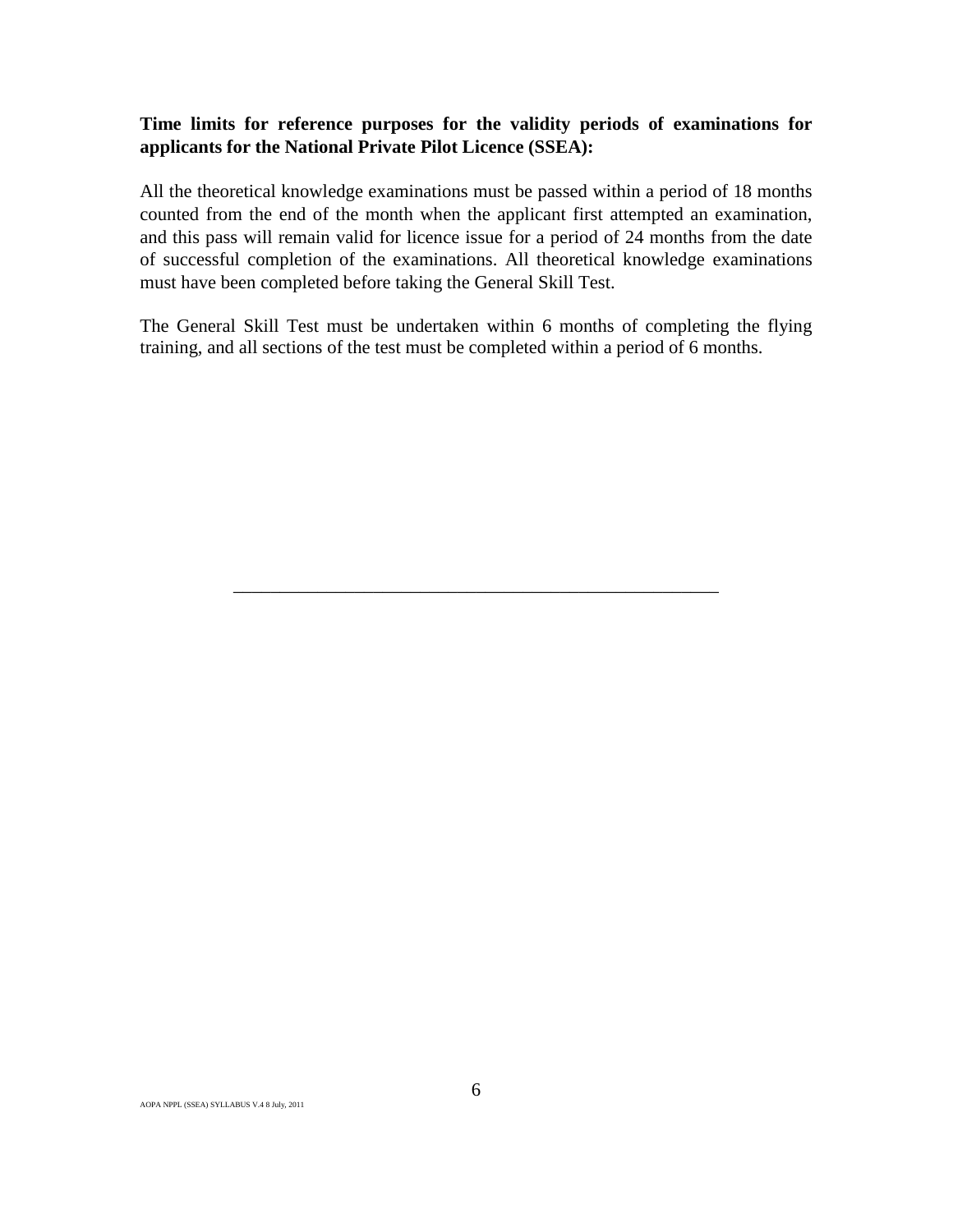**Time limits for reference purposes for the validity periods of examinations for applicants for the National Private Pilot Licence (SSEA):**

All the theoretical knowledge examinations must be passed within a period of 18 months counted from the end of the month when the applicant first attempted an examination, and this pass will remain valid for licence issue for a period of 24 months from the date of successful completion of the examinations. All theoretical knowledge examinations must have been completed before taking the General Skill Test.

The General Skill Test must be undertaken within 6 months of completing the flying training, and all sections of the test must be completed within a period of 6 months.

---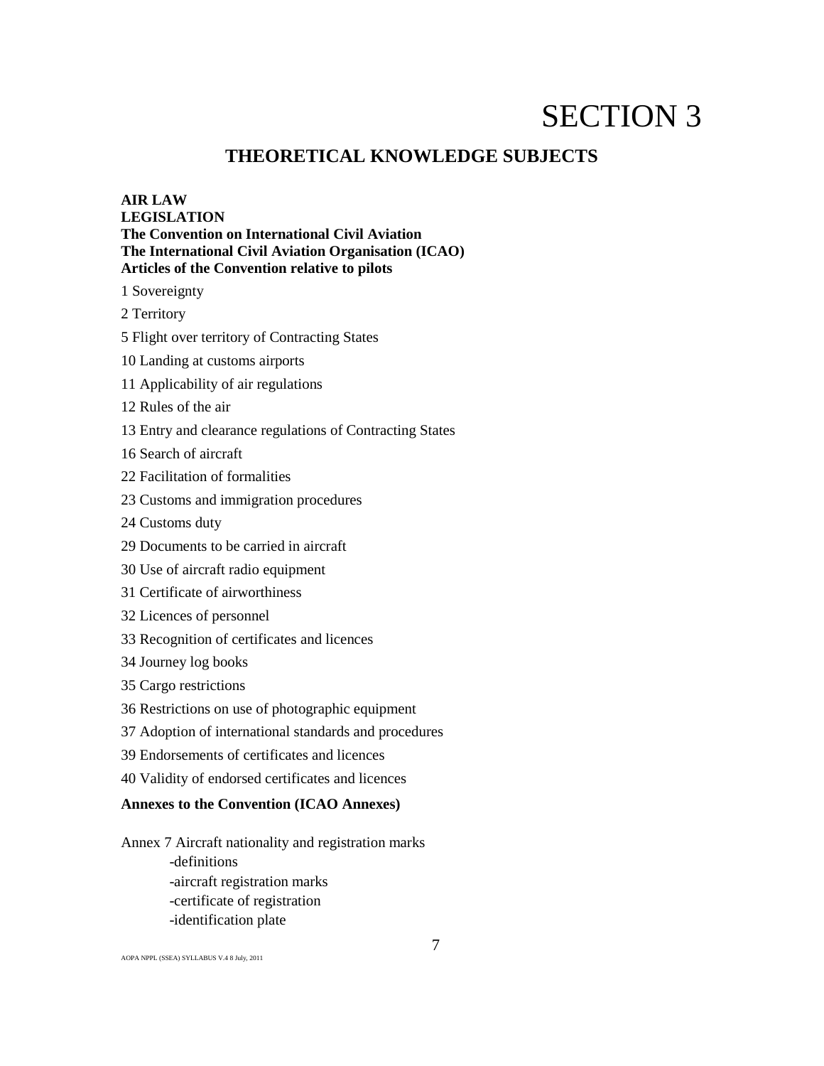# SECTION 3

## THEORETICAL KNOWLEDGE SUBJECTS

**AIR LAW**
**LEGISLATION**
**The Convention on International Civil Aviation**
**The International Civil Aviation Organisation (ICAO)**
**Articles of the Convention relative to pilots**

1 Sovereignty

2 Territory

5 Flight over territory of Contracting States

10 Landing at customs airports

11 Applicability of air regulations

12 Rules of the air

13 Entry and clearance regulations of Contracting States

16 Search of aircraft

22 Facilitation of formalities

23 Customs and immigration procedures

24 Customs duty

29 Documents to be carried in aircraft

30 Use of aircraft radio equipment

31 Certificate of airworthiness

32 Licences of personnel

33 Recognition of certificates and licences

34 Journey log books

35 Cargo restrictions

36 Restrictions on use of photographic equipment

37 Adoption of international standards and procedures

39 Endorsements of certificates and licences

40 Validity of endorsed certificates and licences

**Annexes to the Convention (ICAO Annexes)**

Annex 7 Aircraft nationality and registration marks

- definitions
- aircraft registration marks
- certificate of registration
- identification plate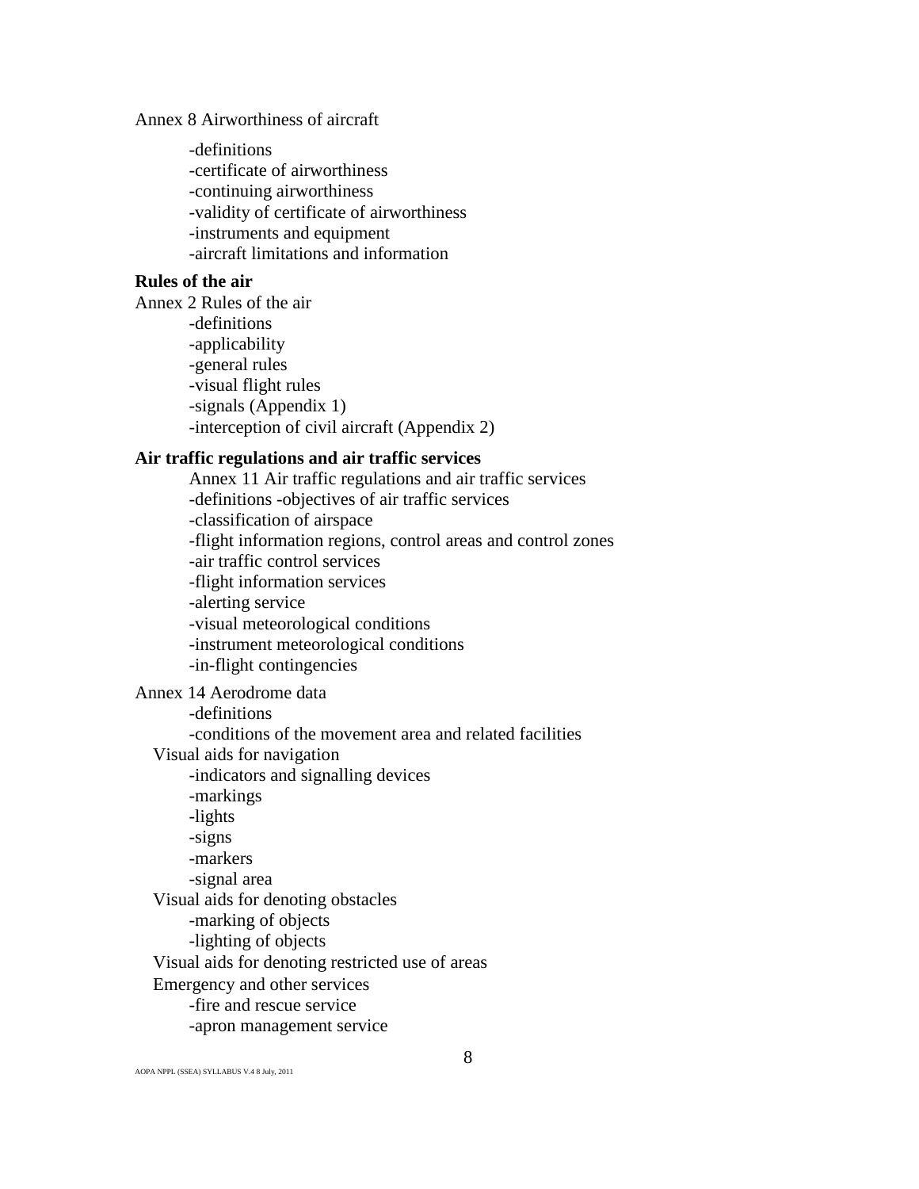Annex 8 Airworthiness of aircraft

- -definitions
- -certificate of airworthiness
- -continuing airworthiness
- -validity of certificate of airworthiness
- -instruments and equipment
- -aircraft limitations and information

**Rules of the air**

Annex 2 Rules of the air

- -definitions
- -applicability
- -general rules
- -visual flight rules
- -signals (Appendix 1)
- -interception of civil aircraft (Appendix 2)

**Air traffic regulations and air traffic services**

Annex 11 Air traffic regulations and air traffic services

- -definitions -objectives of air traffic services
- -classification of airspace
- -flight information regions, control areas and control zones
- -air traffic control services
- -flight information services
- -alerting service
- -visual meteorological conditions
- -instrument meteorological conditions
- -in-flight contingencies

Annex 14 Aerodrome data

- -definitions
- -conditions of the movement area and related facilities

Visual aids for navigation

- -indicators and signalling devices
- -markings
- -lights
- -signs
- -markers
- -signal area

Visual aids for denoting obstacles

- -marking of objects
- -lighting of objects

Visual aids for denoting restricted use of areas

Emergency and other services

- -fire and rescue service
- -apron management service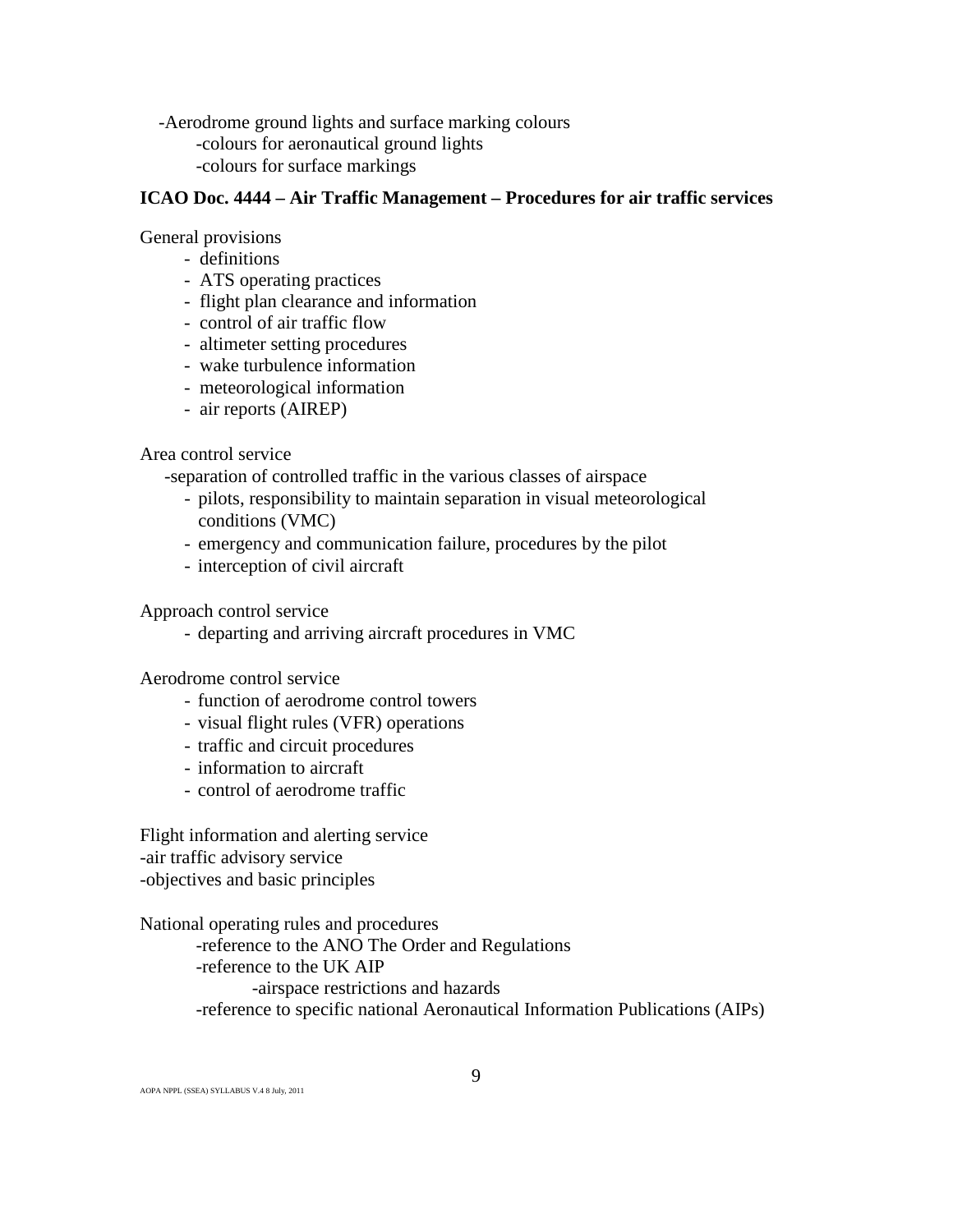- Aerodrome ground lights and surface marking colours
  - colours for aeronautical ground lights
  - colours for surface markings

**ICAO Doc. 4444 – Air Traffic Management – Procedures for air traffic services**

General provisions

- definitions
- ATS operating practices
- flight plan clearance and information
- control of air traffic flow
- altimeter setting procedures
- wake turbulence information
- meteorological information
- air reports (AIREP)

Area control service

- separation of controlled traffic in the various classes of airspace
  - pilots, responsibility to maintain separation in visual meteorological conditions (VMC)
  - emergency and communication failure, procedures by the pilot
  - interception of civil aircraft

Approach control service

- departing and arriving aircraft procedures in VMC

Aerodrome control service

- function of aerodrome control towers
- visual flight rules (VFR) operations
- traffic and circuit procedures
- information to aircraft
- control of aerodrome traffic

Flight information and alerting service

- air traffic advisory service
- objectives and basic principles

National operating rules and procedures

- reference to the ANO The Order and Regulations
- reference to the UK AIP
  - airspace restrictions and hazards
- reference to specific national Aeronautical Information Publications (AIPs)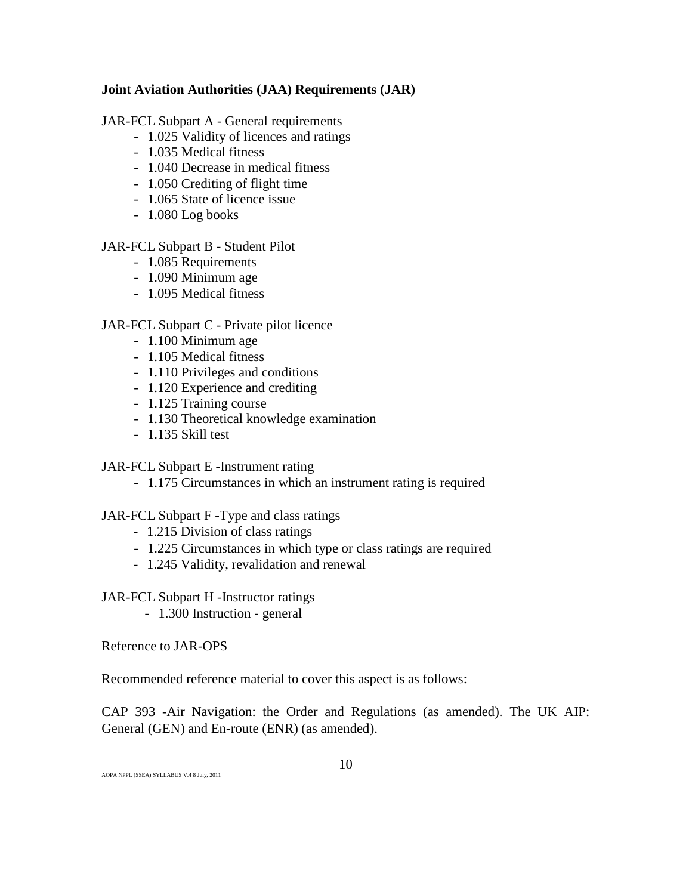**Joint Aviation Authorities (JAA) Requirements (JAR)**

JAR-FCL Subpart A - General requirements

- 1.025 Validity of licences and ratings
- 1.035 Medical fitness
- 1.040 Decrease in medical fitness
- 1.050 Crediting of flight time
- 1.065 State of licence issue
- 1.080 Log books

JAR-FCL Subpart B - Student Pilot

- 1.085 Requirements
- 1.090 Minimum age
- 1.095 Medical fitness

JAR-FCL Subpart C - Private pilot licence

- 1.100 Minimum age
- 1.105 Medical fitness
- 1.110 Privileges and conditions
- 1.120 Experience and crediting
- 1.125 Training course
- 1.130 Theoretical knowledge examination
- 1.135 Skill test

JAR-FCL Subpart E -Instrument rating

- 1.175 Circumstances in which an instrument rating is required

JAR-FCL Subpart F -Type and class ratings

- 1.215 Division of class ratings
- 1.225 Circumstances in which type or class ratings are required
- 1.245 Validity, revalidation and renewal

JAR-FCL Subpart H -Instructor ratings

- 1.300 Instruction - general

Reference to JAR-OPS

Recommended reference material to cover this aspect is as follows:

CAP 393 -Air Navigation: the Order and Regulations (as amended). The UK AIP: General (GEN) and En-route (ENR) (as amended).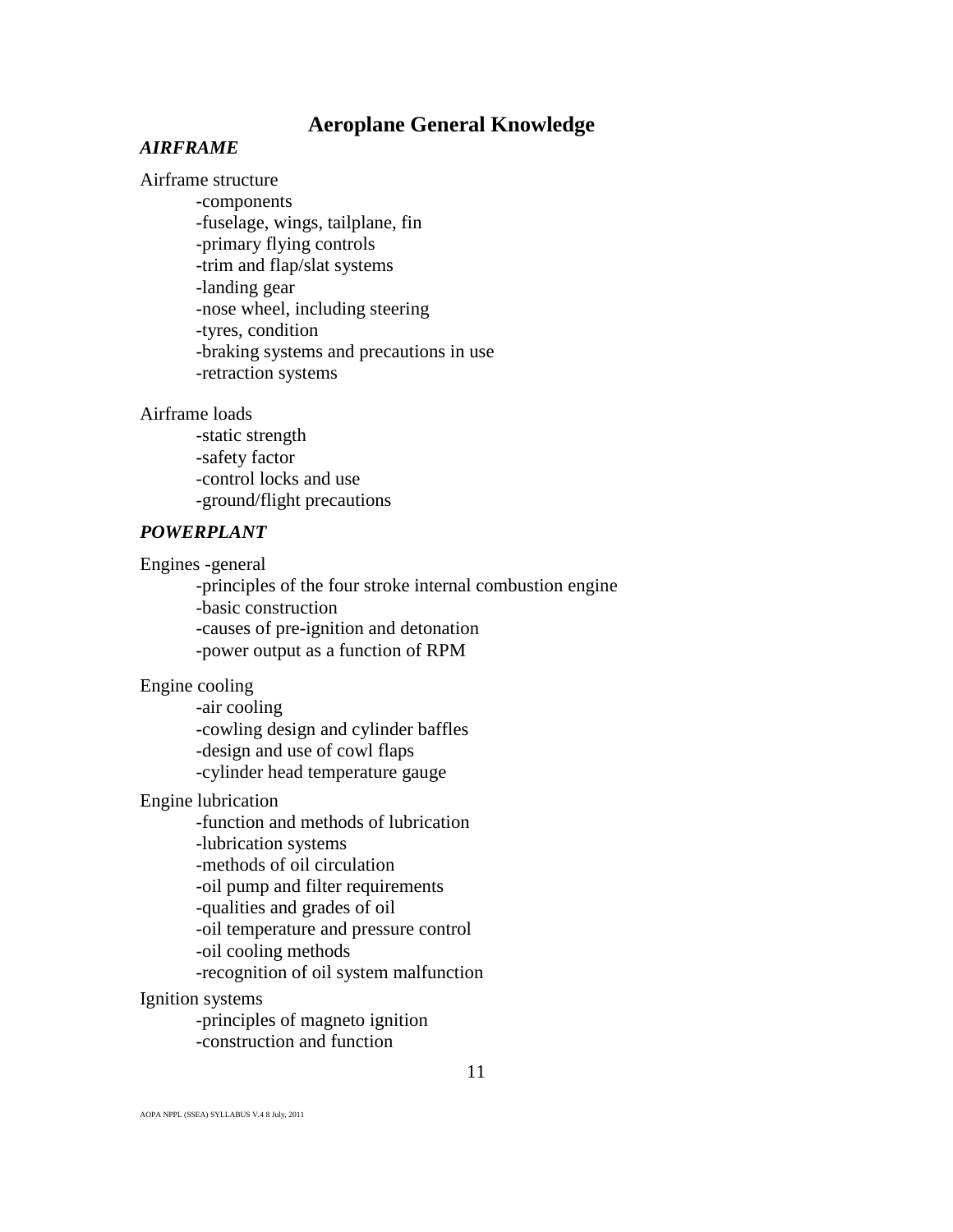# Aeroplane General Knowledge

***AIRFRAME***

Airframe structure

- -components
- -fuselage, wings, tailplane, fin
- -primary flying controls
- -trim and flap/slat systems
- -landing gear
- -nose wheel, including steering
- -tyres, condition
- -braking systems and precautions in use
- -retraction systems

Airframe loads

- -static strength
- -safety factor
- -control locks and use
- -ground/flight precautions

***POWERPLANT***

Engines -general

- -principles of the four stroke internal combustion engine
- -basic construction
- -causes of pre-ignition and detonation
- -power output as a function of RPM

Engine cooling

- -air cooling
- -cowling design and cylinder baffles
- -design and use of cowl flaps
- -cylinder head temperature gauge

Engine lubrication

- -function and methods of lubrication
- -lubrication systems
- -methods of oil circulation
- -oil pump and filter requirements
- -qualities and grades of oil
- -oil temperature and pressure control
- -oil cooling methods
- -recognition of oil system malfunction

Ignition systems

- -principles of magneto ignition
- -construction and function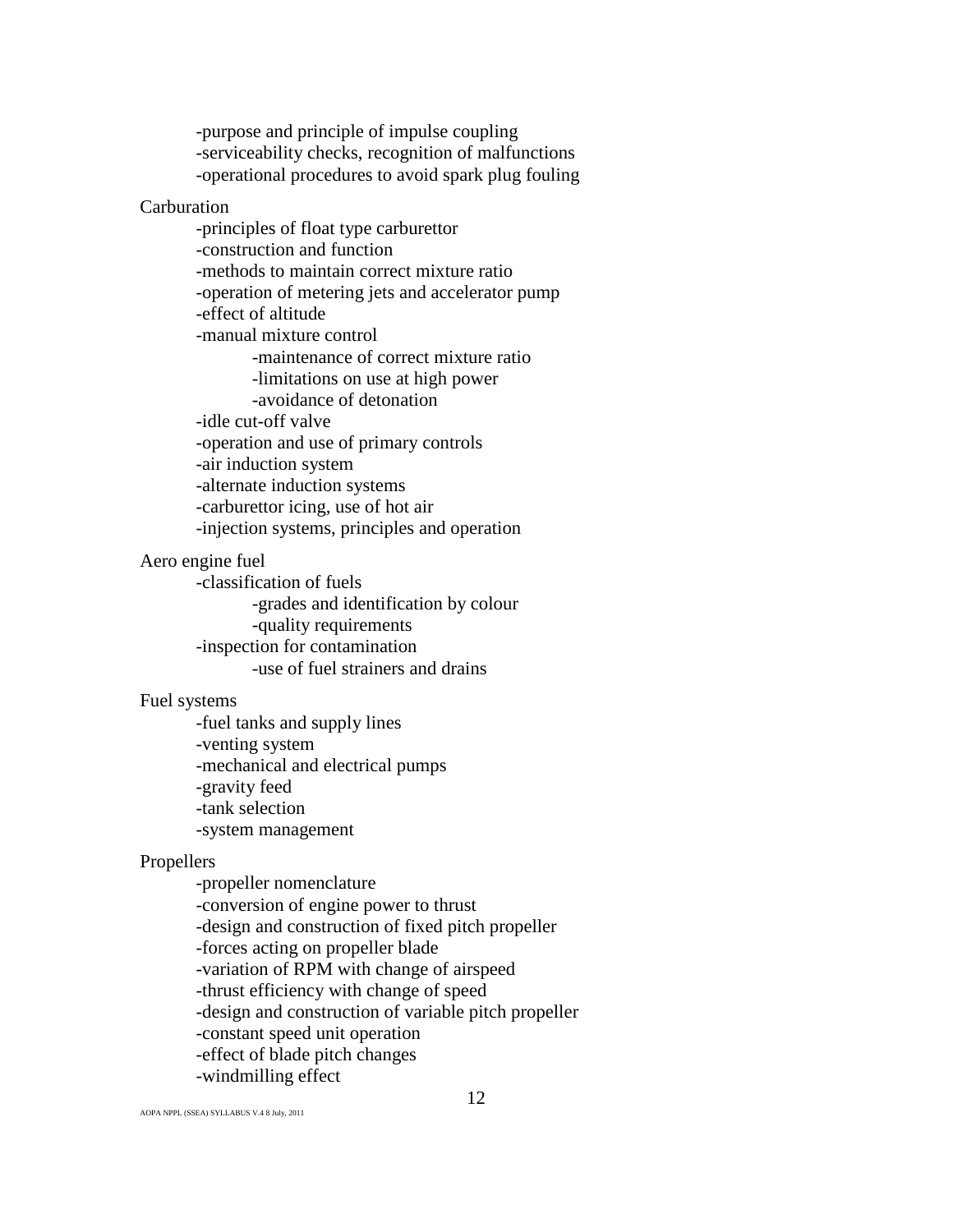- purpose and principle of impulse coupling
- serviceability checks, recognition of malfunctions
- operational procedures to avoid spark plug fouling

Carburation

- principles of float type carburettor
- construction and function
- methods to maintain correct mixture ratio
- operation of metering jets and accelerator pump
- effect of altitude
- manual mixture control
    - maintenance of correct mixture ratio
    - limitations on use at high power
    - avoidance of detonation
- idle cut-off valve
- operation and use of primary controls
- air induction system
- alternate induction systems
- carburettor icing, use of hot air
- injection systems, principles and operation

Aero engine fuel

- classification of fuels
    - grades and identification by colour
    - quality requirements
- inspection for contamination
    - use of fuel strainers and drains

Fuel systems

- fuel tanks and supply lines
- venting system
- mechanical and electrical pumps
- gravity feed
- tank selection
- system management

Propellers

- propeller nomenclature
- conversion of engine power to thrust
- design and construction of fixed pitch propeller
- forces acting on propeller blade
- variation of RPM with change of airspeed
- thrust efficiency with change of speed
- design and construction of variable pitch propeller
- constant speed unit operation
- effect of blade pitch changes
- windmilling effect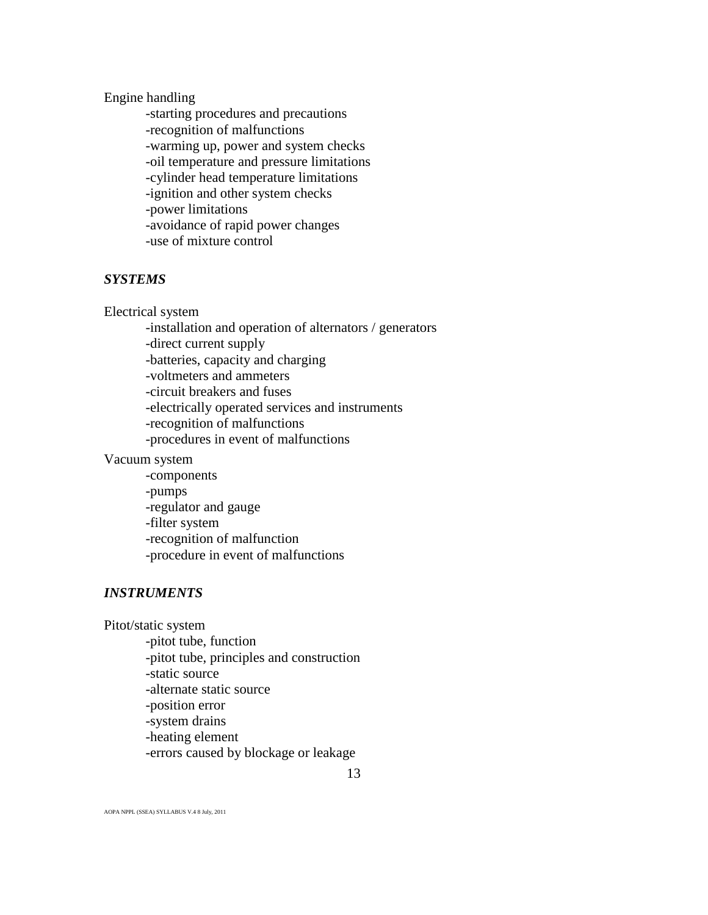Engine handling

- starting procedures and precautions
- recognition of malfunctions
- warming up, power and system checks
- oil temperature and pressure limitations
- cylinder head temperature limitations
- ignition and other system checks
- power limitations
- avoidance of rapid power changes
- use of mixture control

### ***SYSTEMS***

Electrical system

- installation and operation of alternators / generators
- direct current supply
- batteries, capacity and charging
- voltmeters and ammeters
- circuit breakers and fuses
- electrically operated services and instruments
- recognition of malfunctions
- procedures in event of malfunctions

Vacuum system

- components
- pumps
- regulator and gauge
- filter system
- recognition of malfunction
- procedure in event of malfunctions

### ***INSTRUMENTS***

Pitot/static system

- pitot tube, function
- pitot tube, principles and construction
- static source
- alternate static source
- position error
- system drains
- heating element
- errors caused by blockage or leakage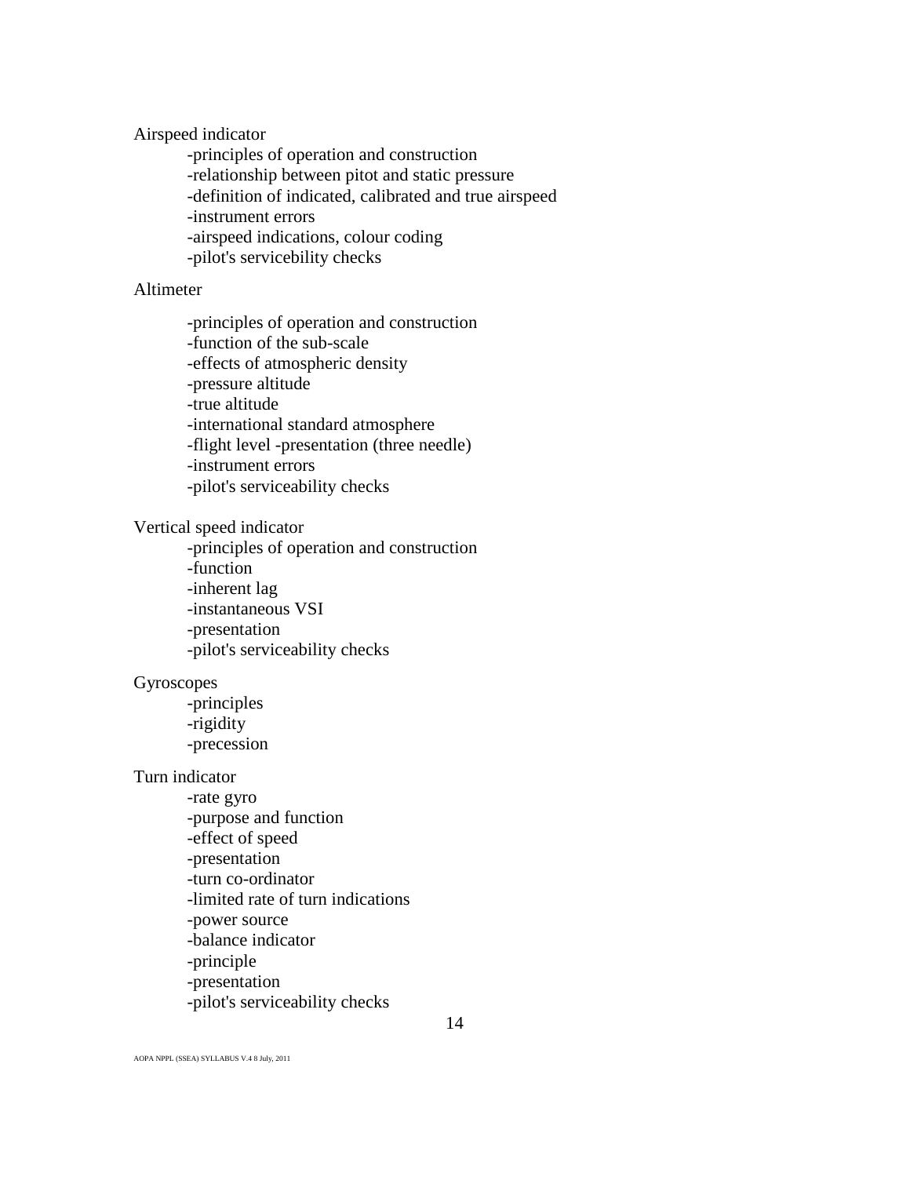Airspeed indicator

- -principles of operation and construction
- -relationship between pitot and static pressure
- -definition of indicated, calibrated and true airspeed
- -instrument errors
- -airspeed indications, colour coding
- -pilot's servicebility checks

Altimeter

- -principles of operation and construction
- -function of the sub-scale
- -effects of atmospheric density
- -pressure altitude
- -true altitude
- -international standard atmosphere
- -flight level -presentation (three needle)
- -instrument errors
- -pilot's serviceability checks

Vertical speed indicator

- -principles of operation and construction
- -function
- -inherent lag
- -instantaneous VSI
- -presentation
- -pilot's serviceability checks

Gyroscopes

- -principles
- -rigidity
- -precession

Turn indicator

- -rate gyro
- -purpose and function
- -effect of speed
- -presentation
- -turn co-ordinator
- -limited rate of turn indications
- -power source
- -balance indicator
- -principle
- -presentation
- -pilot's serviceability checks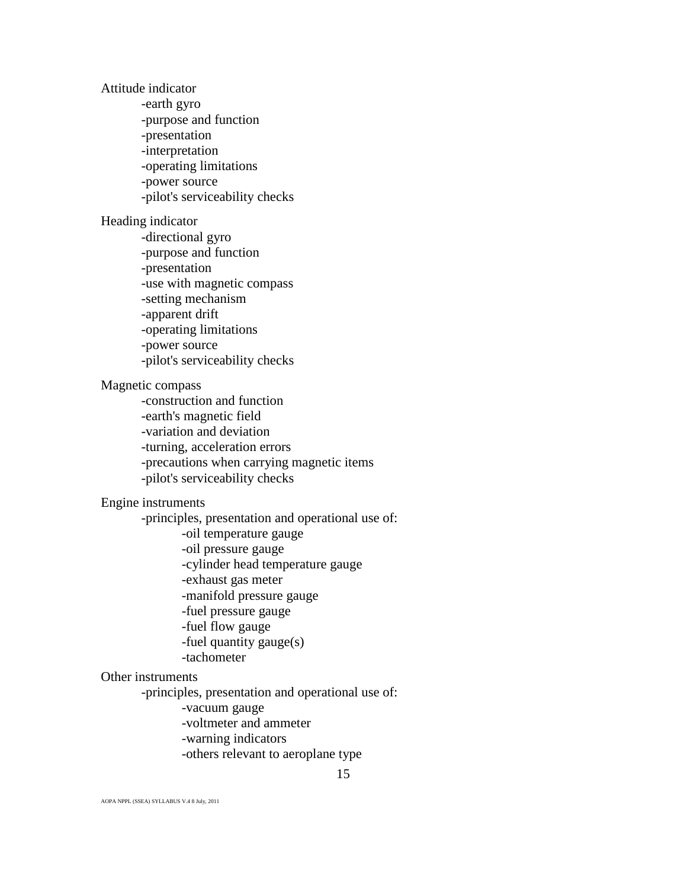Attitude indicator

- earth gyro
- purpose and function
- presentation
- interpretation
- operating limitations
- power source
- pilot's serviceability checks

Heading indicator

- directional gyro
- purpose and function
- presentation
- use with magnetic compass
- setting mechanism
- apparent drift
- operating limitations
- power source
- pilot's serviceability checks

Magnetic compass

- construction and function
- earth's magnetic field
- variation and deviation
- turning, acceleration errors
- precautions when carrying magnetic items
- pilot's serviceability checks

Engine instruments

- principles, presentation and operational use of:
  - oil temperature gauge
  - oil pressure gauge
  - cylinder head temperature gauge
  - exhaust gas meter
  - manifold pressure gauge
  - fuel pressure gauge
  - fuel flow gauge
  - fuel quantity gauge(s)
  - tachometer

Other instruments

- principles, presentation and operational use of:
  - vacuum gauge
  - voltmeter and ammeter
  - warning indicators
  - others relevant to aeroplane type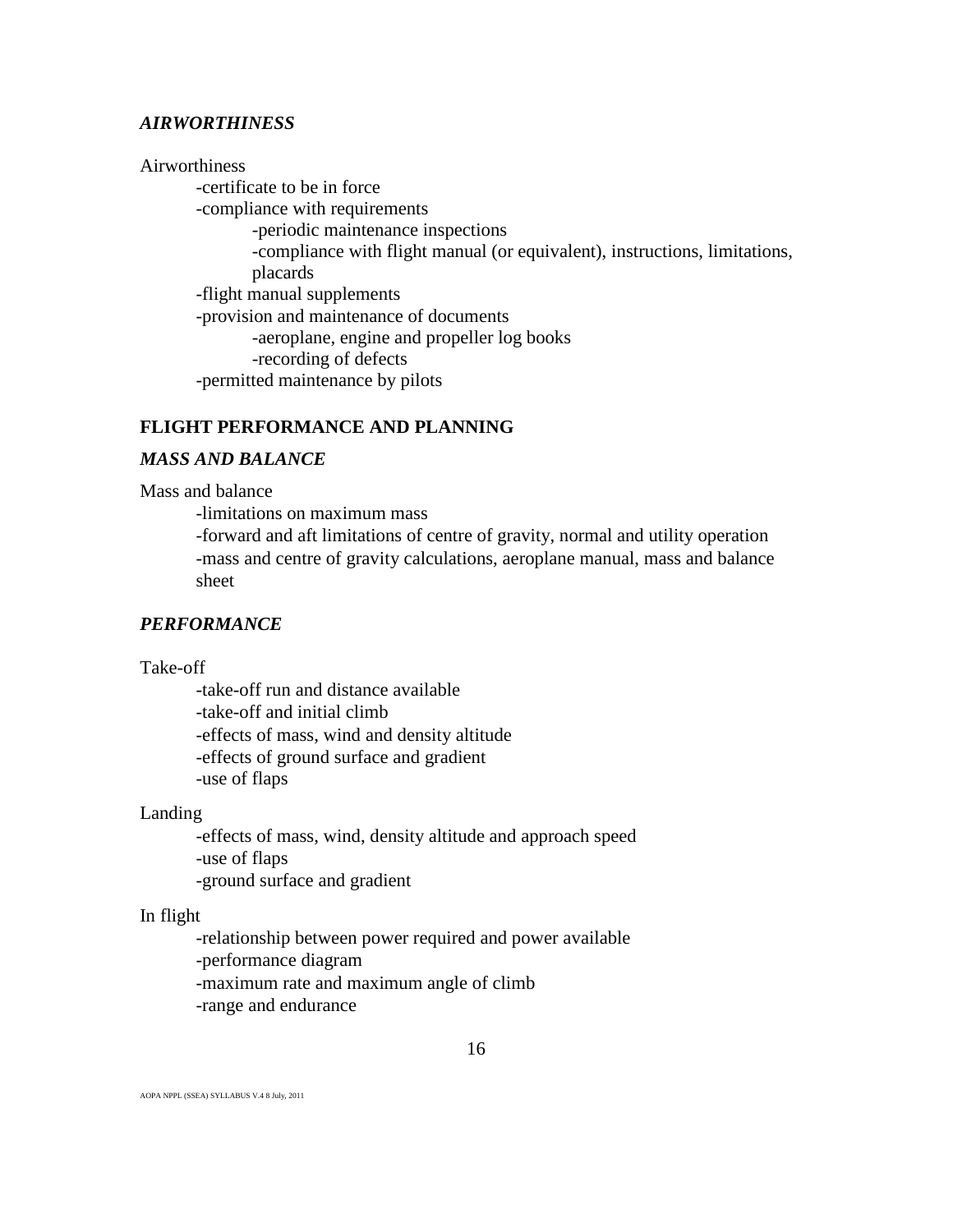### *AIRWORTHINESS*

Airworthiness

- certificate to be in force
- compliance with requirements
    - periodic maintenance inspections
    - compliance with flight manual (or equivalent), instructions, limitations, placards
- flight manual supplements
- provision and maintenance of documents
    - aeroplane, engine and propeller log books
    - recording of defects
- permitted maintenance by pilots

## FLIGHT PERFORMANCE AND PLANNING

### *MASS AND BALANCE*

Mass and balance

- limitations on maximum mass
- forward and aft limitations of centre of gravity, normal and utility operation
- mass and centre of gravity calculations, aeroplane manual, mass and balance sheet

### *PERFORMANCE*

Take-off

- take-off run and distance available
- take-off and initial climb
- effects of mass, wind and density altitude
- effects of ground surface and gradient
- use of flaps

Landing

- effects of mass, wind, density altitude and approach speed
- use of flaps
- ground surface and gradient

In flight

- relationship between power required and power available
- performance diagram
- maximum rate and maximum angle of climb
- range and endurance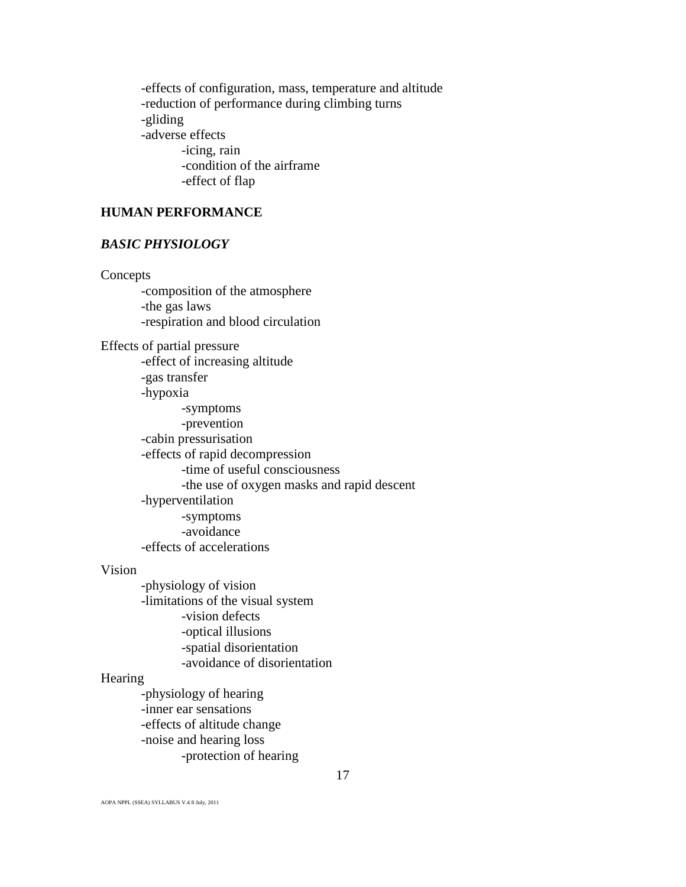- -effects of configuration, mass, temperature and altitude
- -reduction of performance during climbing turns
- -gliding
- -adverse effects
  - -icing, rain
  - -condition of the airframe
  - -effect of flap

## HUMAN PERFORMANCE

### *BASIC PHYSIOLOGY*

Concepts

- -composition of the atmosphere
- -the gas laws
- -respiration and blood circulation

Effects of partial pressure

- -effect of increasing altitude
- -gas transfer
- -hypoxia
  - -symptoms
  - -prevention
- -cabin pressurisation
- -effects of rapid decompression
  - -time of useful consciousness
  - -the use of oxygen masks and rapid descent
- -hyperventilation
  - -symptoms
  - -avoidance
- -effects of accelerations

Vision

- -physiology of vision
- -limitations of the visual system
  - -vision defects
  - -optical illusions
  - -spatial disorientation
  - -avoidance of disorientation

Hearing

- -physiology of hearing
- -inner ear sensations
- -effects of altitude change
- -noise and hearing loss
  - -protection of hearing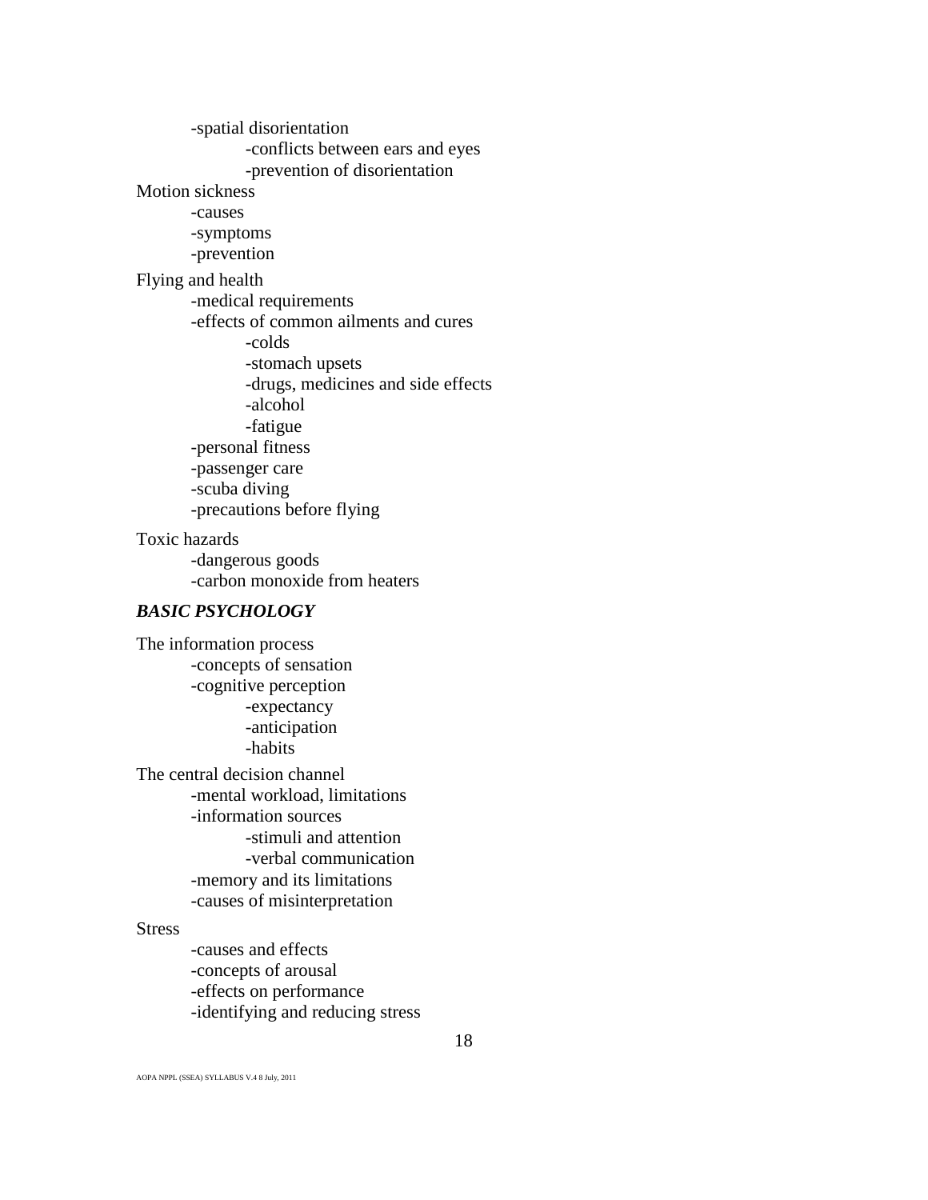- spatial disorientation
    - conflicts between ears and eyes
    - prevention of disorientation

Motion sickness
- causes
- symptoms
- prevention

Flying and health
- medical requirements
- effects of common ailments and cures
    - colds
    - stomach upsets
    - drugs, medicines and side effects
    - alcohol
    - fatigue
- personal fitness
- passenger care
- scuba diving
- precautions before flying

Toxic hazards
- dangerous goods
- carbon monoxide from heaters

***BASIC PSYCHOLOGY***

The information process
- concepts of sensation
- cognitive perception
    - expectancy
    - anticipation
    - habits

The central decision channel
- mental workload, limitations
- information sources
    - stimuli and attention
    - verbal communication
- memory and its limitations
- causes of misinterpretation

Stress
- causes and effects
- concepts of arousal
- effects on performance
- identifying and reducing stress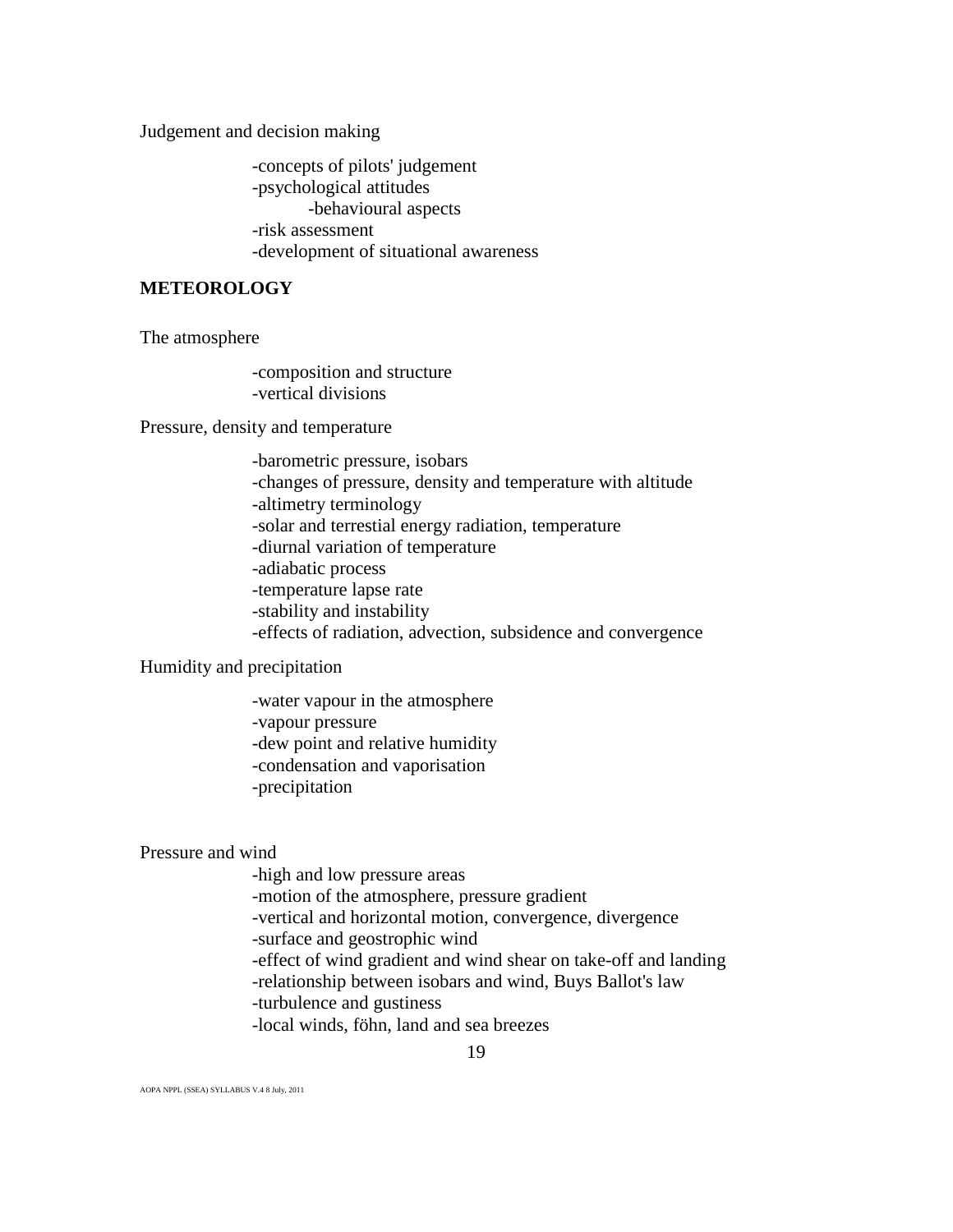Judgement and decision making

- concepts of pilots' judgement
- psychological attitudes
    - behavioural aspects
- risk assessment
- development of situational awareness

## METEOROLOGY

The atmosphere

- composition and structure
- vertical divisions

Pressure, density and temperature

- barometric pressure, isobars
- changes of pressure, density and temperature with altitude
- altimetry terminology
- solar and terrestial energy radiation, temperature
- diurnal variation of temperature
- adiabatic process
- temperature lapse rate
- stability and instability
- effects of radiation, advection, subsidence and convergence

Humidity and precipitation

- water vapour in the atmosphere
- vapour pressure
- dew point and relative humidity
- condensation and vaporisation
- precipitation

Pressure and wind

- high and low pressure areas
- motion of the atmosphere, pressure gradient
- vertical and horizontal motion, convergence, divergence
- surface and geostrophic wind
- effect of wind gradient and wind shear on take-off and landing
- relationship between isobars and wind, Buys Ballot's law
- turbulence and gustiness
- local winds, föhn, land and sea breezes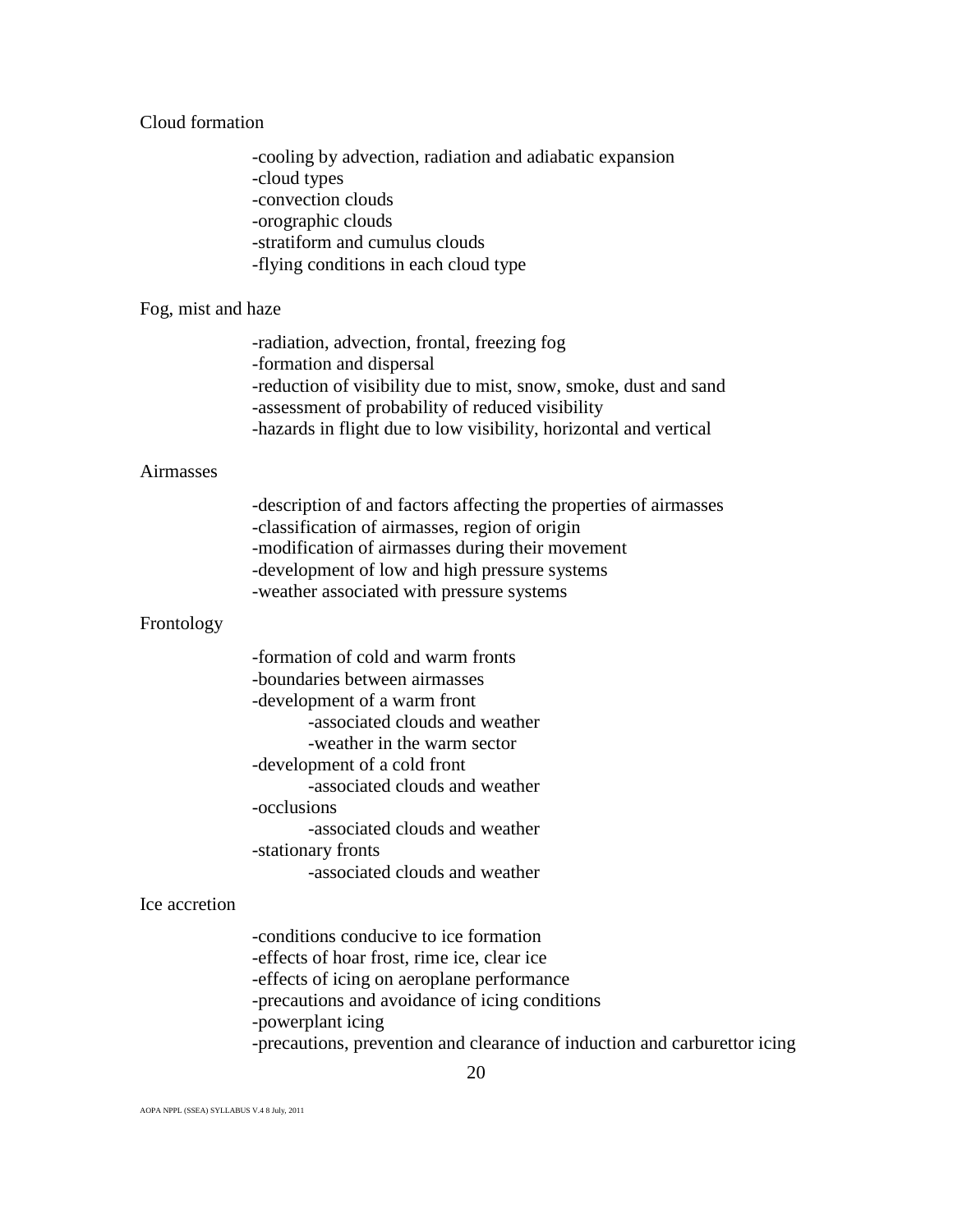Cloud formation

-cooling by advection, radiation and adiabatic expansion
-cloud types
-convection clouds
-orographic clouds
-stratiform and cumulus clouds
-flying conditions in each cloud type

Fog, mist and haze

-radiation, advection, frontal, freezing fog
-formation and dispersal
-reduction of visibility due to mist, snow, smoke, dust and sand
-assessment of probability of reduced visibility
-hazards in flight due to low visibility, horizontal and vertical

Airmasses

-description of and factors affecting the properties of airmasses
-classification of airmasses, region of origin
-modification of airmasses during their movement
-development of low and high pressure systems
-weather associated with pressure systems

Frontology

-formation of cold and warm fronts
-boundaries between airmasses
-development of a warm front
    -associated clouds and weather
    -weather in the warm sector
-development of a cold front
    -associated clouds and weather
-occlusions
    -associated clouds and weather
-stationary fronts
    -associated clouds and weather

Ice accretion

-conditions conducive to ice formation
-effects of hoar frost, rime ice, clear ice
-effects of icing on aeroplane performance
-precautions and avoidance of icing conditions
-powerplant icing
-precautions, prevention and clearance of induction and carburettor icing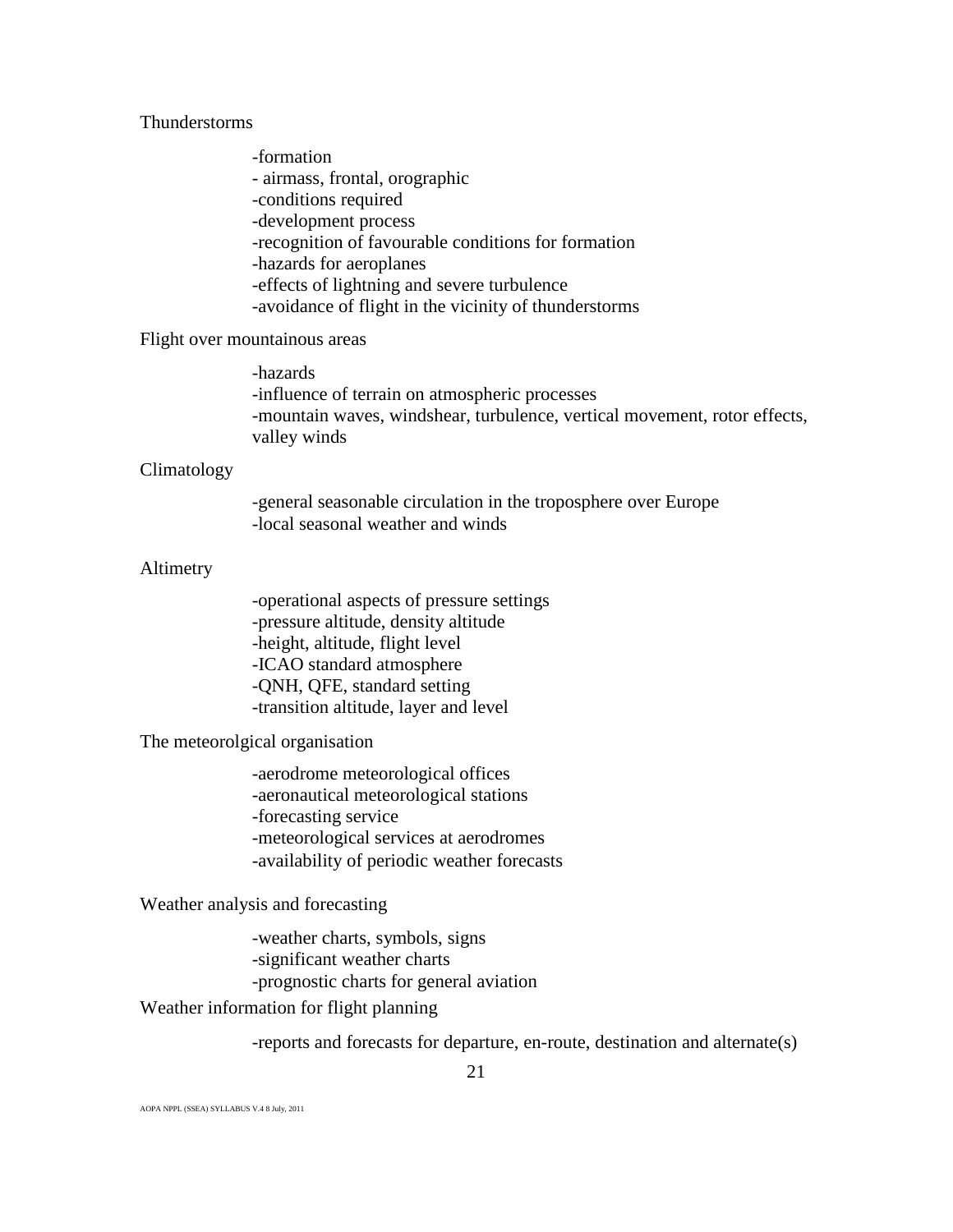Thunderstorms

-formation
- airmass, frontal, orographic
-conditions required
-development process
-recognition of favourable conditions for formation
-hazards for aeroplanes
-effects of lightning and severe turbulence
-avoidance of flight in the vicinity of thunderstorms

Flight over mountainous areas

-hazards
-influence of terrain on atmospheric processes
-mountain waves, windshear, turbulence, vertical movement, rotor effects, valley winds

Climatology

-general seasonable circulation in the troposphere over Europe
-local seasonal weather and winds

Altimetry

-operational aspects of pressure settings
-pressure altitude, density altitude
-height, altitude, flight level
-ICAO standard atmosphere
-QNH, QFE, standard setting
-transition altitude, layer and level

The meteorolgical organisation

-aerodrome meteorological offices
-aeronautical meteorological stations
-forecasting service
-meteorological services at aerodromes
-availability of periodic weather forecasts

Weather analysis and forecasting

-weather charts, symbols, signs
-significant weather charts
-prognostic charts for general aviation

Weather information for flight planning

-reports and forecasts for departure, en-route, destination and alternate(s)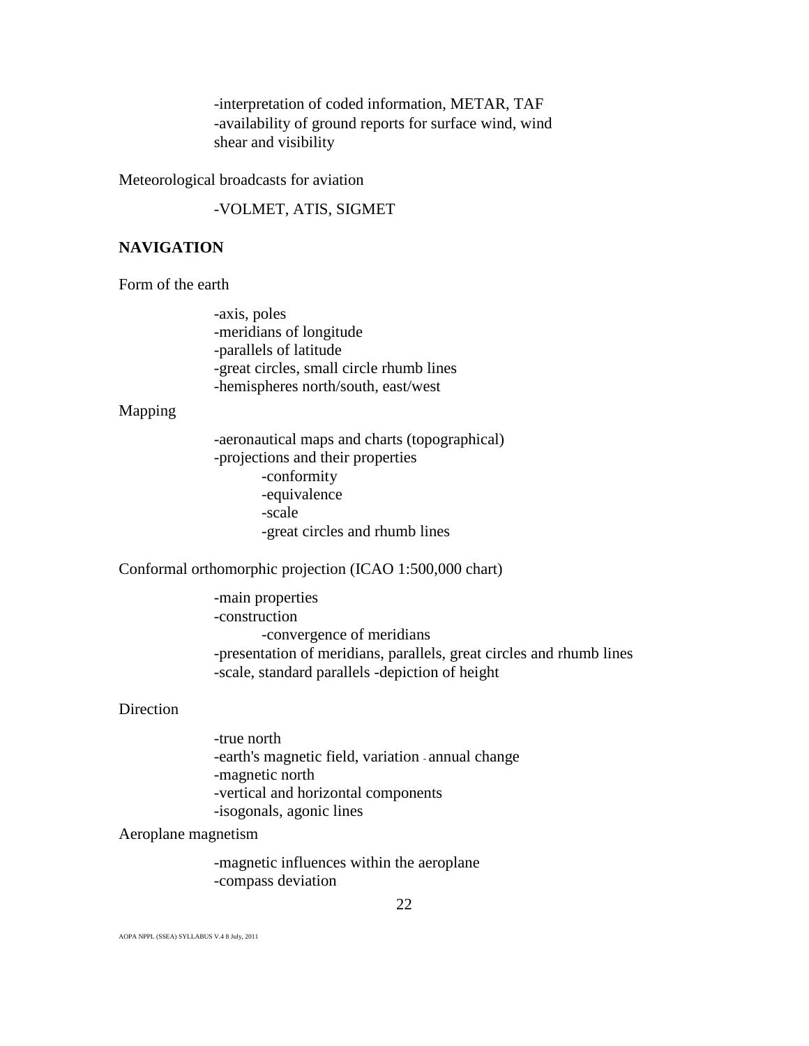-interpretation of coded information, METAR, TAF
-availability of ground reports for surface wind, wind shear and visibility

Meteorological broadcasts for aviation

-VOLMET, ATIS, SIGMET

**NAVIGATION**

Form of the earth

-axis, poles
-meridians of longitude
-parallels of latitude
-great circles, small circle rhumb lines
-hemispheres north/south, east/west

Mapping

-aeronautical maps and charts (topographical)
-projections and their properties
  -conformity
  -equivalence
  -scale
  -great circles and rhumb lines

Conformal orthomorphic projection (ICAO 1:500,000 chart)

-main properties
-construction
  -convergence of meridians
-presentation of meridians, parallels, great circles and rhumb lines
-scale, standard parallels -depiction of height

Direction

-true north
-earth's magnetic field, variation - annual change
-magnetic north
-vertical and horizontal components
-isogonals, agonic lines

Aeroplane magnetism

-magnetic influences within the aeroplane
-compass deviation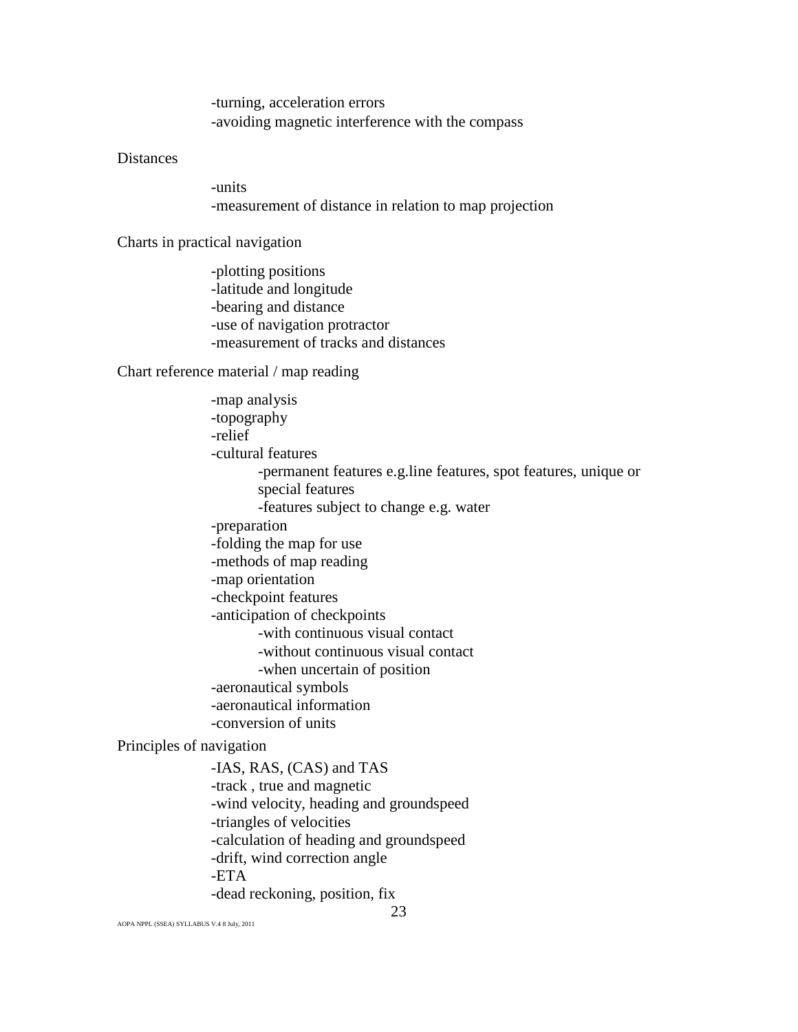-turning, acceleration errors
-avoiding magnetic interference with the compass

Distances

-units
-measurement of distance in relation to map projection

Charts in practical navigation

-plotting positions
-latitude and longitude
-bearing and distance
-use of navigation protractor
-measurement of tracks and distances

Chart reference material / map reading

-map analysis
-topography
-relief
-cultural features
  -permanent features e.g.line features, spot features, unique or special features
  -features subject to change e.g. water
-preparation
-folding the map for use
-methods of map reading
-map orientation
-checkpoint features
-anticipation of checkpoints
  -with continuous visual contact
  -without continuous visual contact
  -when uncertain of position
-aeronautical symbols
-aeronautical information
-conversion of units

Principles of navigation

-IAS, RAS, (CAS) and TAS
-track , true and magnetic
-wind velocity, heading and groundspeed
-triangles of velocities
-calculation of heading and groundspeed
-drift, wind correction angle
-ETA
-dead reckoning, position, fix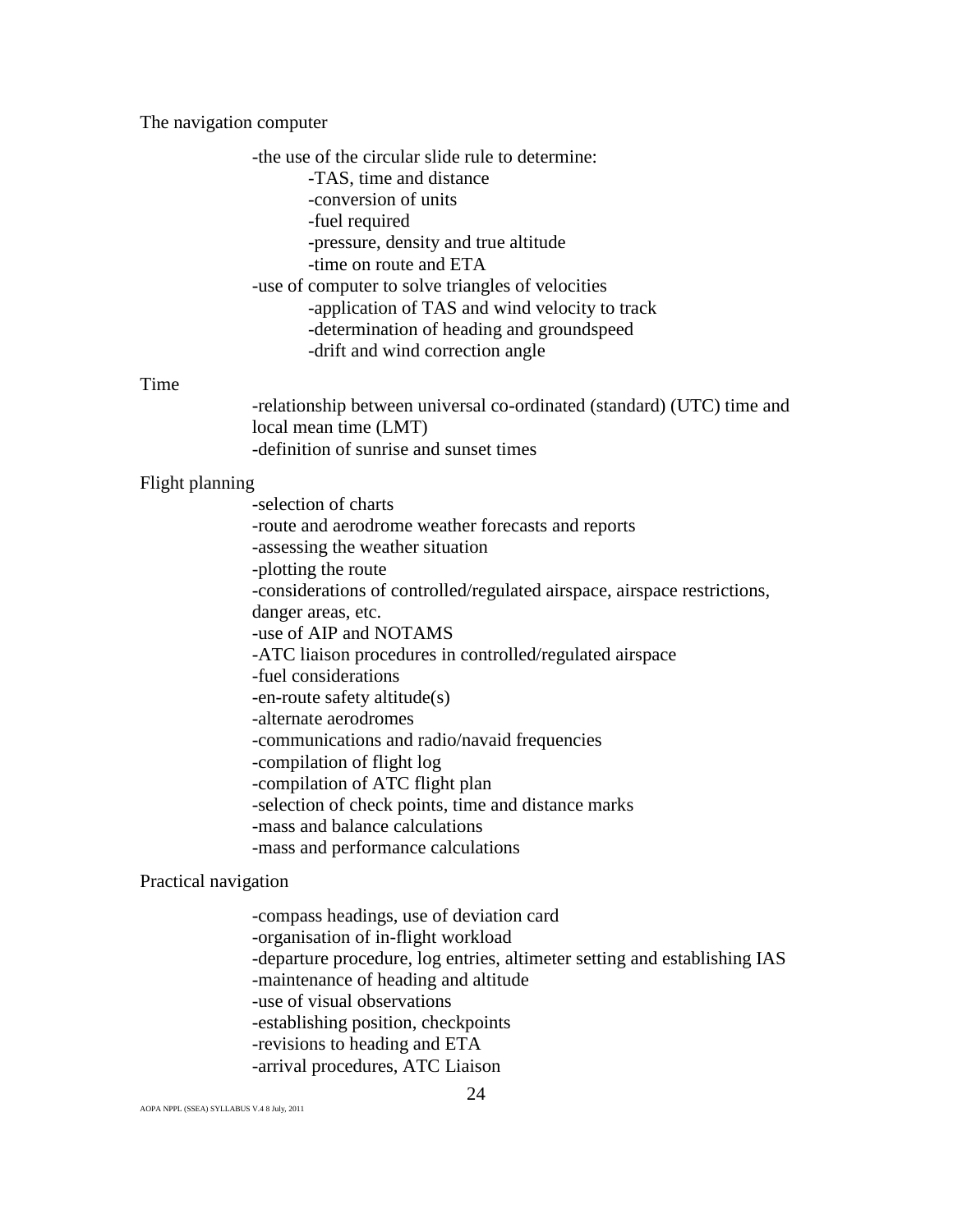The navigation computer

- the use of the circular slide rule to determine:
  - TAS, time and distance
  - conversion of units
  - fuel required
  - pressure, density and true altitude
  - time on route and ETA
- use of computer to solve triangles of velocities
  - application of TAS and wind velocity to track
  - determination of heading and groundspeed
  - drift and wind correction angle

Time

- relationship between universal co-ordinated (standard) (UTC) time and local mean time (LMT)
- definition of sunrise and sunset times

Flight planning

- selection of charts
- route and aerodrome weather forecasts and reports
- assessing the weather situation
- plotting the route
- considerations of controlled/regulated airspace, airspace restrictions, danger areas, etc.
- use of AIP and NOTAMS
- ATC liaison procedures in controlled/regulated airspace
- fuel considerations
- en-route safety altitude(s)
- alternate aerodromes
- communications and radio/navaid frequencies
- compilation of flight log
- compilation of ATC flight plan
- selection of check points, time and distance marks
- mass and balance calculations
- mass and performance calculations

Practical navigation

- compass headings, use of deviation card
- organisation of in-flight workload
- departure procedure, log entries, altimeter setting and establishing IAS
- maintenance of heading and altitude
- use of visual observations
- establishing position, checkpoints
- revisions to heading and ETA
- arrival procedures, ATC Liaison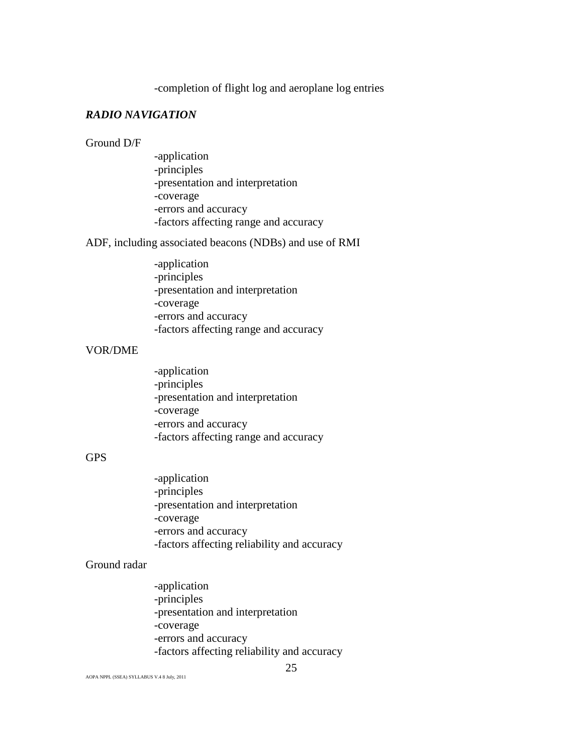-completion of flight log and aeroplane log entries

***RADIO NAVIGATION***

Ground D/F

- -application
- -principles
- -presentation and interpretation
- -coverage
- -errors and accuracy
- -factors affecting range and accuracy

ADF, including associated beacons (NDBs) and use of RMI

- -application
- -principles
- -presentation and interpretation
- -coverage
- -errors and accuracy
- -factors affecting range and accuracy

VOR/DME

- -application
- -principles
- -presentation and interpretation
- -coverage
- -errors and accuracy
- -factors affecting range and accuracy

GPS

- -application
- -principles
- -presentation and interpretation
- -coverage
- -errors and accuracy
- -factors affecting reliability and accuracy

Ground radar

- -application
- -principles
- -presentation and interpretation
- -coverage
- -errors and accuracy
- -factors affecting reliability and accuracy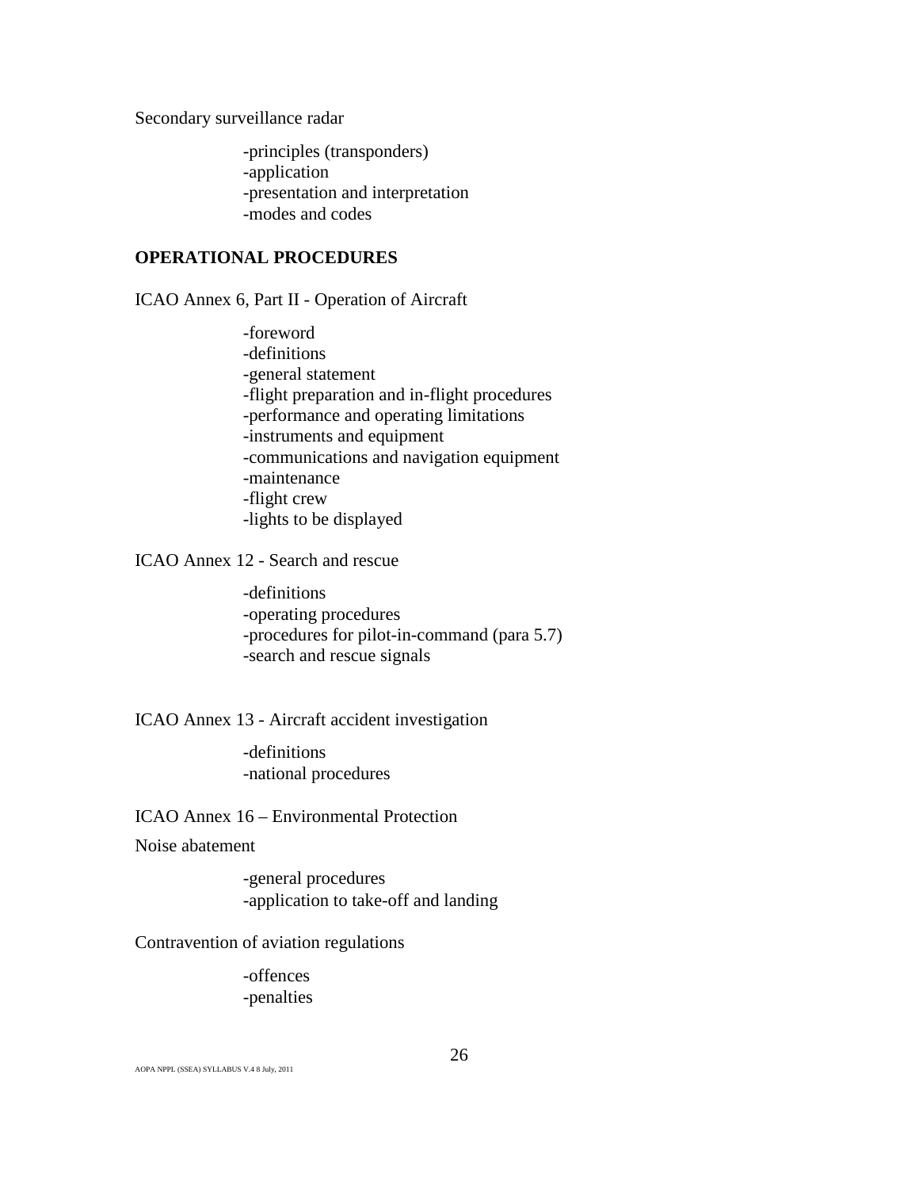Secondary surveillance radar

- -principles (transponders)
- -application
- -presentation and interpretation
- -modes and codes

**OPERATIONAL PROCEDURES**

ICAO Annex 6, Part II - Operation of Aircraft

- -foreword
- -definitions
- -general statement
- -flight preparation and in-flight procedures
- -performance and operating limitations
- -instruments and equipment
- -communications and navigation equipment
- -maintenance
- -flight crew
- -lights to be displayed

ICAO Annex 12 - Search and rescue

- -definitions
- -operating procedures
- -procedures for pilot-in-command (para 5.7)
- -search and rescue signals

ICAO Annex 13 - Aircraft accident investigation

- -definitions
- -national procedures

ICAO Annex 16 – Environmental Protection

Noise abatement

- -general procedures
- -application to take-off and landing

Contravention of aviation regulations

- -offences
- -penalties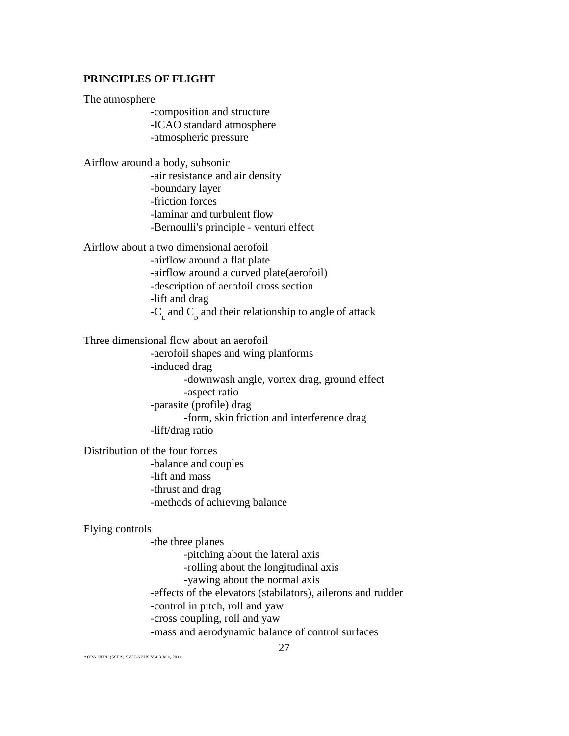**PRINCIPLES OF FLIGHT**

The atmosphere

- -composition and structure
- -ICAO standard atmosphere
- -atmospheric pressure

Airflow around a body, subsonic

- -air resistance and air density
- -boundary layer
- -friction forces
- -laminar and turbulent flow
- -Bernoulli's principle - venturi effect

Airflow about a two dimensional aerofoil

- -airflow around a flat plate
- -airflow around a curved plate(aerofoil)
- -description of aerofoil cross section
- -lift and drag
- -$C_L$ and $C_D$ and their relationship to angle of attack

Three dimensional flow about an aerofoil

- -aerofoil shapes and wing planforms
- -induced drag
  - -downwash angle, vortex drag, ground effect
  - -aspect ratio
- -parasite (profile) drag
  - -form, skin friction and interference drag
- -lift/drag ratio

Distribution of the four forces

- -balance and couples
- -lift and mass
- -thrust and drag
- -methods of achieving balance

Flying controls

- -the three planes
  - -pitching about the lateral axis
  - -rolling about the longitudinal axis
  - -yawing about the normal axis
- -effects of the elevators (stabilators), ailerons and rudder
- -control in pitch, roll and yaw
- -cross coupling, roll and yaw
- -mass and aerodynamic balance of control surfaces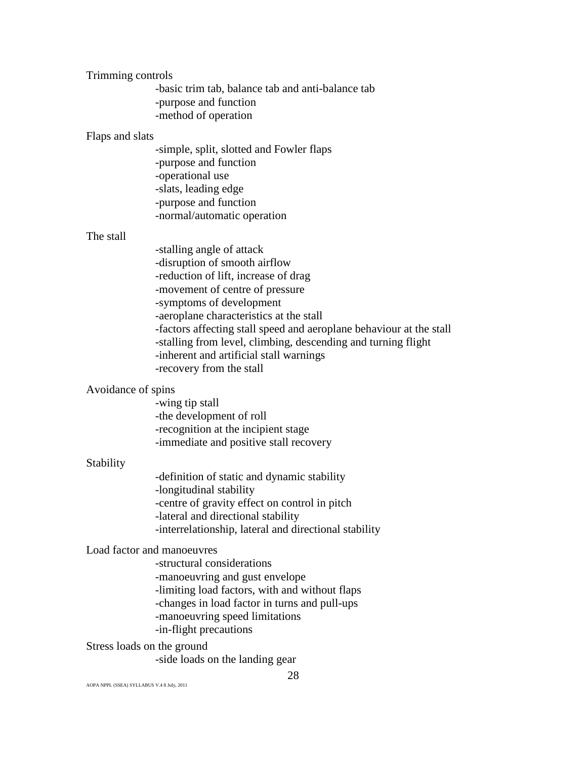Trimming controls

- -basic trim tab, balance tab and anti-balance tab
- -purpose and function
- -method of operation

Flaps and slats

- -simple, split, slotted and Fowler flaps
- -purpose and function
- -operational use
- -slats, leading edge
- -purpose and function
- -normal/automatic operation

The stall

- -stalling angle of attack
- -disruption of smooth airflow
- -reduction of lift, increase of drag
- -movement of centre of pressure
- -symptoms of development
- -aeroplane characteristics at the stall
- -factors affecting stall speed and aeroplane behaviour at the stall
- -stalling from level, climbing, descending and turning flight
- -inherent and artificial stall warnings
- -recovery from the stall

Avoidance of spins

- -wing tip stall
- -the development of roll
- -recognition at the incipient stage
- -immediate and positive stall recovery

Stability

- -definition of static and dynamic stability
- -longitudinal stability
- -centre of gravity effect on control in pitch
- -lateral and directional stability
- -interrelationship, lateral and directional stability

Load factor and manoeuvres

- -structural considerations
- -manoeuvring and gust envelope
- -limiting load factors, with and without flaps
- -changes in load factor in turns and pull-ups
- -manoeuvring speed limitations
- -in-flight precautions

Stress loads on the ground

- -side loads on the landing gear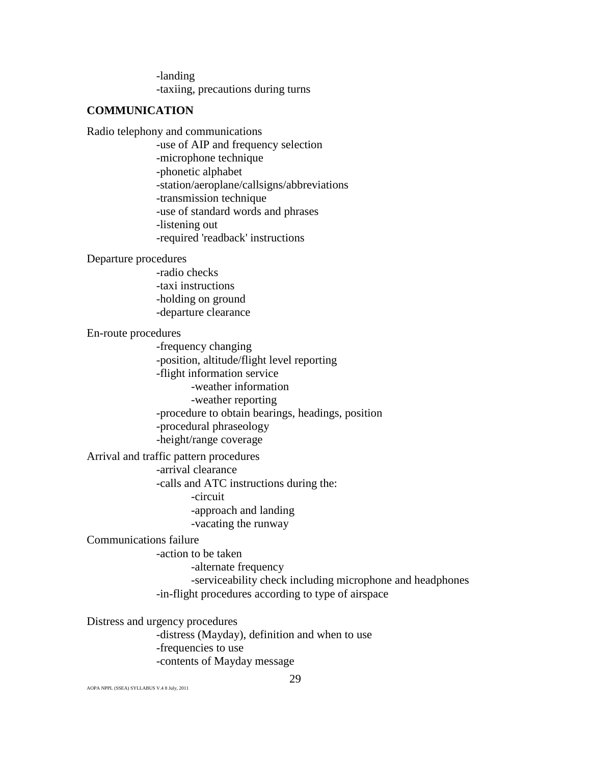- landing
- taxiing, precautions during turns

**COMMUNICATION**

Radio telephony and communications

- use of AIP and frequency selection
- microphone technique
- phonetic alphabet
- station/aeroplane/callsigns/abbreviations
- transmission technique
- use of standard words and phrases
- listening out
- required 'readback' instructions

Departure procedures

- radio checks
- taxi instructions
- holding on ground
- departure clearance

En-route procedures

- frequency changing
- position, altitude/flight level reporting
- flight information service
  - weather information
  - weather reporting
- procedure to obtain bearings, headings, position
- procedural phraseology
- height/range coverage

Arrival and traffic pattern procedures

- arrival clearance
- calls and ATC instructions during the:
  - circuit
  - approach and landing
  - vacating the runway

Communications failure

- action to be taken
  - alternate frequency
  - serviceability check including microphone and headphones
- in-flight procedures according to type of airspace

Distress and urgency procedures

- distress (Mayday), definition and when to use
- frequencies to use
- contents of Mayday message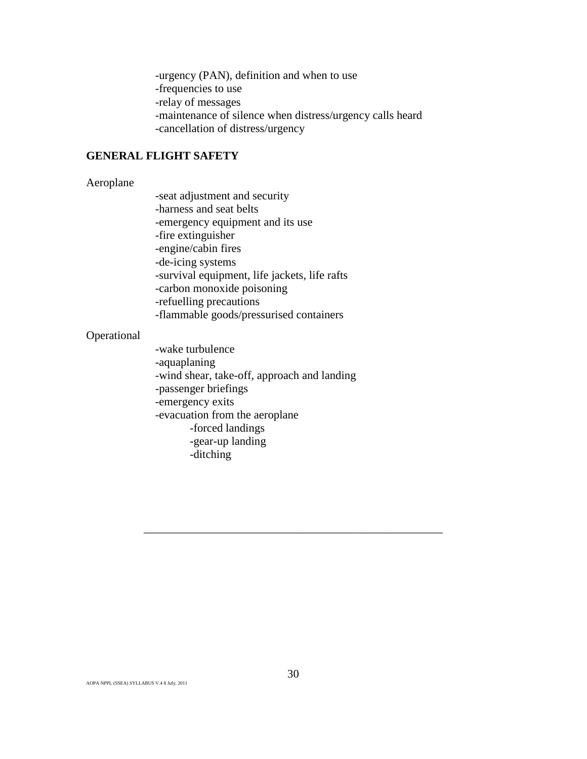-urgency (PAN), definition and when to use
-frequencies to use
-relay of messages
-maintenance of silence when distress/urgency calls heard
-cancellation of distress/urgency

## GENERAL FLIGHT SAFETY

Aeroplane

- -seat adjustment and security
- -harness and seat belts
- -emergency equipment and its use
- -fire extinguisher
- -engine/cabin fires
- -de-icing systems
- -survival equipment, life jackets, life rafts
- -carbon monoxide poisoning
- -refuelling precautions
- -flammable goods/pressurised containers

Operational

- -wake turbulence
- -aquaplaning
- -wind shear, take-off, approach and landing
- -passenger briefings
- -emergency exits
- -evacuation from the aeroplane
  - -forced landings
  - -gear-up landing
  - -ditching

---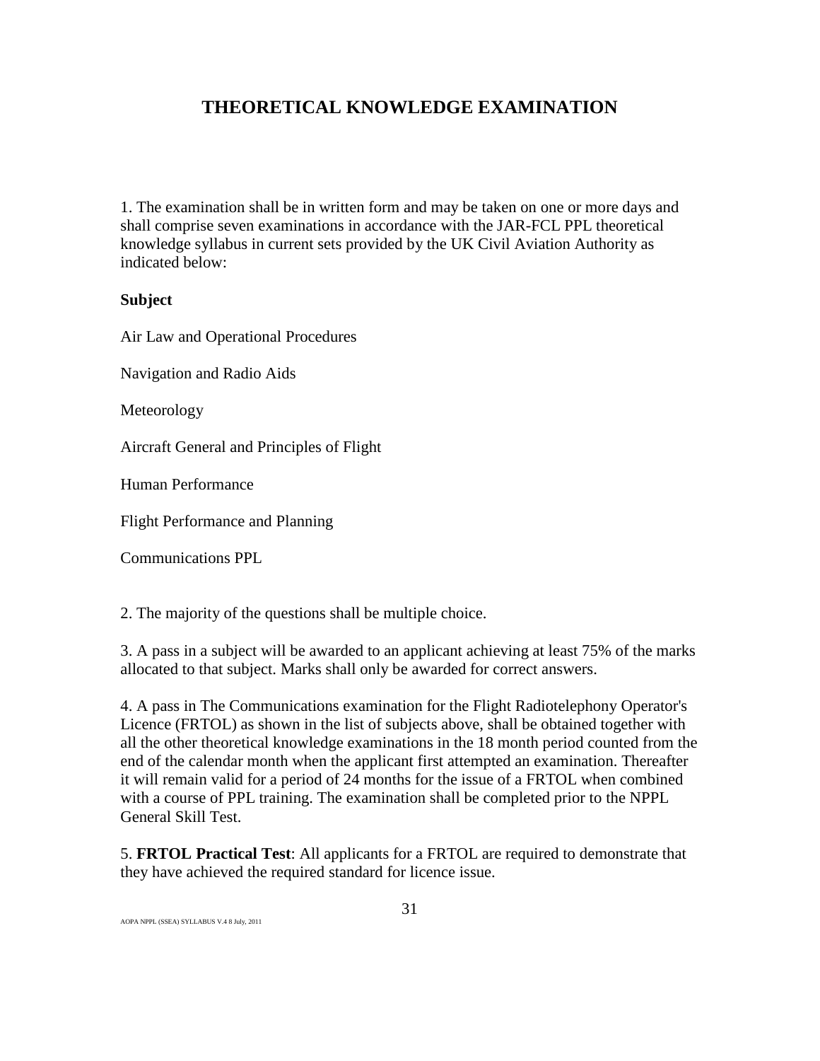# THEORETICAL KNOWLEDGE EXAMINATION

1. The examination shall be in written form and may be taken on one or more days and shall comprise seven examinations in accordance with the JAR-FCL PPL theoretical knowledge syllabus in current sets provided by the UK Civil Aviation Authority as indicated below:

**Subject**

Air Law and Operational Procedures

Navigation and Radio Aids

Meteorology

Aircraft General and Principles of Flight

Human Performance

Flight Performance and Planning

Communications PPL

2. The majority of the questions shall be multiple choice.

3. A pass in a subject will be awarded to an applicant achieving at least 75% of the marks allocated to that subject. Marks shall only be awarded for correct answers.

4. A pass in The Communications examination for the Flight Radiotelephony Operator's Licence (FRTOL) as shown in the list of subjects above, shall be obtained together with all the other theoretical knowledge examinations in the 18 month period counted from the end of the calendar month when the applicant first attempted an examination. Thereafter it will remain valid for a period of 24 months for the issue of a FRTOL when combined with a course of PPL training. The examination shall be completed prior to the NPPL General Skill Test.

5. **FRTOL Practical Test**: All applicants for a FRTOL are required to demonstrate that they have achieved the required standard for licence issue.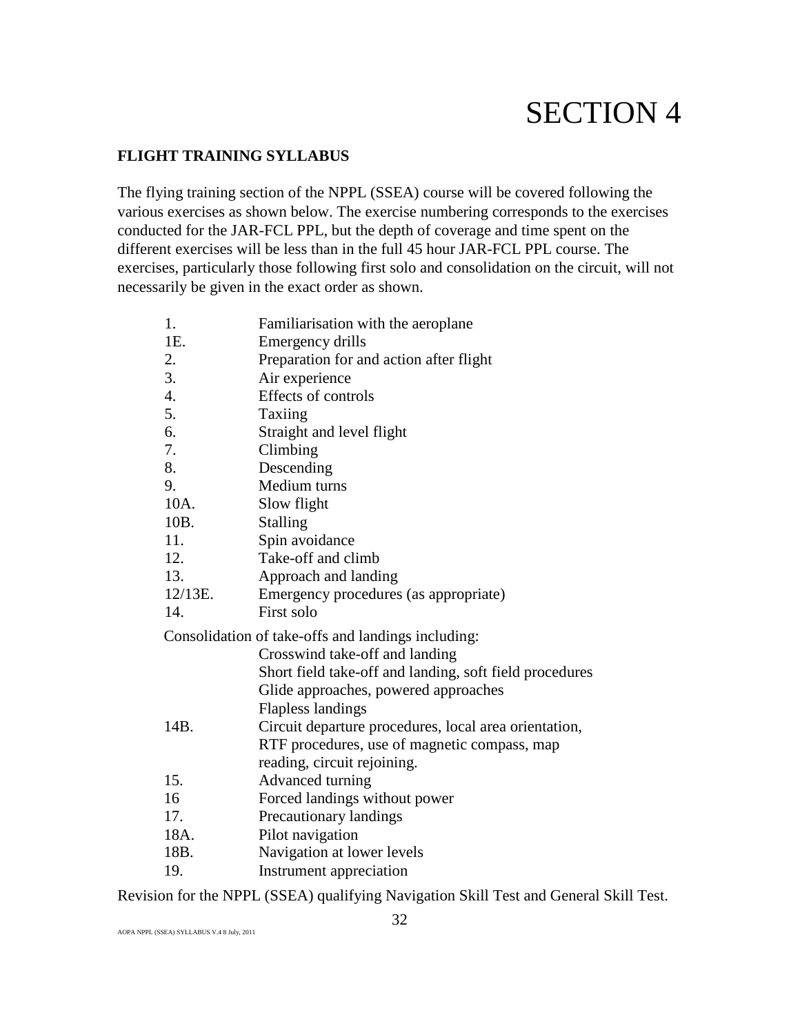# SECTION 4

**FLIGHT TRAINING SYLLABUS**

The flying training section of the NPPL (SSEA) course will be covered following the various exercises as shown below. The exercise numbering corresponds to the exercises conducted for the JAR-FCL PPL, but the depth of coverage and time spent on the different exercises will be less than in the full 45 hour JAR-FCL PPL course. The exercises, particularly those following first solo and consolidation on the circuit, will not necessarily be given in the exact order as shown.

| | |
|---|---|
| 1. | Familiarisation with the aeroplane |
| 1E. | Emergency drills |
| 2. | Preparation for and action after flight |
| 3. | Air experience |
| 4. | Effects of controls |
| 5. | Taxiing |
| 6. | Straight and level flight |
| 7. | Climbing |
| 8. | Descending |
| 9. | Medium turns |
| 10A. | Slow flight |
| 10B. | Stalling |
| 11. | Spin avoidance |
| 12. | Take-off and climb |
| 13. | Approach and landing |
| 12/13E. | Emergency procedures (as appropriate) |
| 14. | First solo |

Consolidation of take-offs and landings including:

| | |
|---|---|
| | Crosswind take-off and landing |
| | Short field take-off and landing, soft field procedures |
| | Glide approaches, powered approaches |
| | Flapless landings |
| 14B. | Circuit departure procedures, local area orientation, RTF procedures, use of magnetic compass, map reading, circuit rejoining. |
| 15. | Advanced turning |
| 16 | Forced landings without power |
| 17. | Precautionary landings |
| 18A. | Pilot navigation |
| 18B. | Navigation at lower levels |
| 19. | Instrument appreciation |

Revision for the NPPL (SSEA) qualifying Navigation Skill Test and General Skill Test.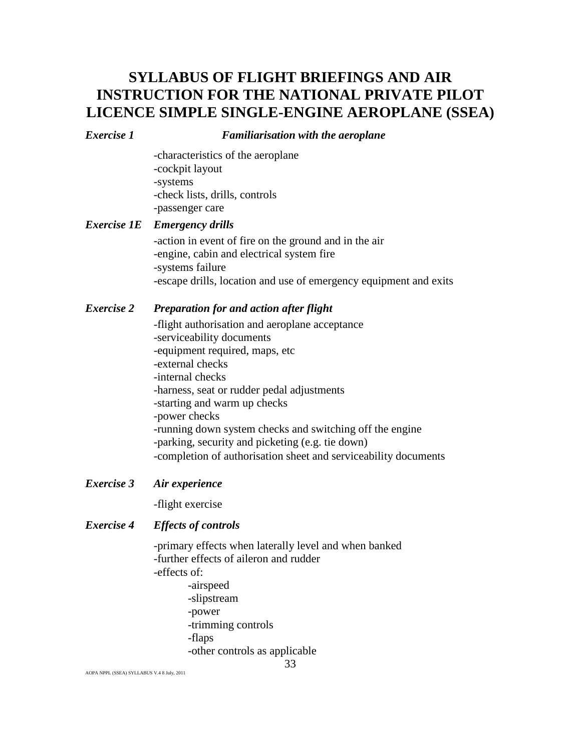# SYLLABUS OF FLIGHT BRIEFINGS AND AIR INSTRUCTION FOR THE NATIONAL PRIVATE PILOT LICENCE SIMPLE SINGLE-ENGINE AEROPLANE (SSEA)

***Exercise 1*** ***Familiarisation with the aeroplane***

-characteristics of the aeroplane
-cockpit layout
-systems
-check lists, drills, controls
-passenger care

***Exercise 1E*** ***Emergency drills***

-action in event of fire on the ground and in the air
-engine, cabin and electrical system fire
-systems failure
-escape drills, location and use of emergency equipment and exits

***Exercise 2*** ***Preparation for and action after flight***

-flight authorisation and aeroplane acceptance
-serviceability documents
-equipment required, maps, etc
-external checks
-internal checks
-harness, seat or rudder pedal adjustments
-starting and warm up checks
-power checks
-running down system checks and switching off the engine
-parking, security and picketing (e.g. tie down)
-completion of authorisation sheet and serviceability documents

***Exercise 3*** ***Air experience***

-flight exercise

***Exercise 4*** ***Effects of controls***

-primary effects when laterally level and when banked
-further effects of aileron and rudder
-effects of:
- -airspeed
- -slipstream
- -power
- -trimming controls
- -flaps
- -other controls as applicable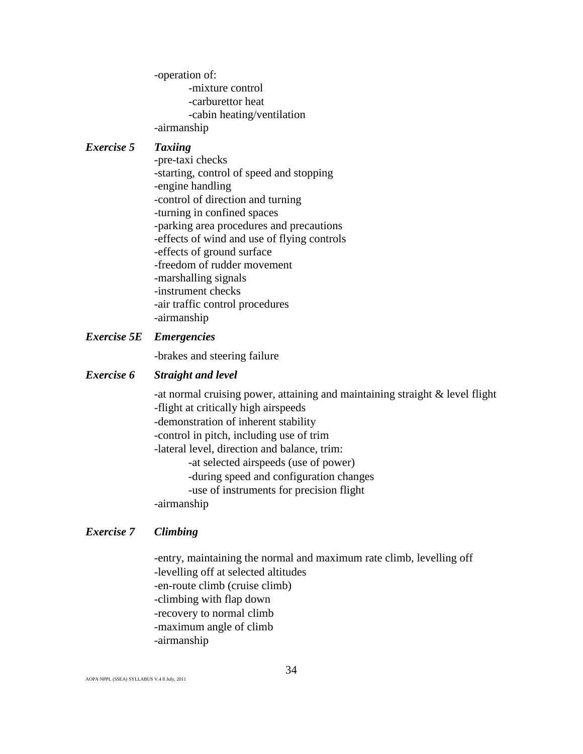-operation of:
  - -mixture control
  - -carburettor heat
  - -cabin heating/ventilation

-airmanship

***Exercise 5 Taxiing***

-pre-taxi checks
-starting, control of speed and stopping
-engine handling
-control of direction and turning
-turning in confined spaces
-parking area procedures and precautions
-effects of wind and use of flying controls
-effects of ground surface
-freedom of rudder movement
-marshalling signals
-instrument checks
-air traffic control procedures
-airmanship

***Exercise 5E Emergencies***

-brakes and steering failure

***Exercise 6 Straight and level***

-at normal cruising power, attaining and maintaining straight & level flight
-flight at critically high airspeeds
-demonstration of inherent stability
-control in pitch, including use of trim
-lateral level, direction and balance, trim:
  - -at selected airspeeds (use of power)
  - -during speed and configuration changes
  - -use of instruments for precision flight

-airmanship

***Exercise 7 Climbing***

-entry, maintaining the normal and maximum rate climb, levelling off
-levelling off at selected altitudes
-en-route climb (cruise climb)
-climbing with flap down
-recovery to normal climb
-maximum angle of climb
-airmanship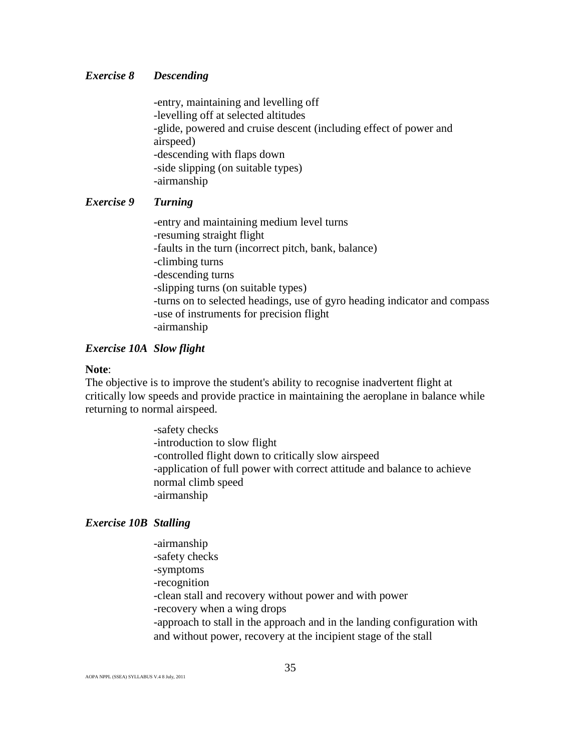### *Exercise 8 Descending*

- -entry, maintaining and levelling off
- -levelling off at selected altitudes
- -glide, powered and cruise descent (including effect of power and airspeed)
- -descending with flaps down
- -side slipping (on suitable types)
- -airmanship

### *Exercise 9 Turning*

- -entry and maintaining medium level turns
- -resuming straight flight
- -faults in the turn (incorrect pitch, bank, balance)
- -climbing turns
- -descending turns
- -slipping turns (on suitable types)
- -turns on to selected headings, use of gyro heading indicator and compass
- -use of instruments for precision flight
- -airmanship

### *Exercise 10A Slow flight*

**Note**:
The objective is to improve the student's ability to recognise inadvertent flight at critically low speeds and provide practice in maintaining the aeroplane in balance while returning to normal airspeed.

- -safety checks
- -introduction to slow flight
- -controlled flight down to critically slow airspeed
- -application of full power with correct attitude and balance to achieve normal climb speed
- -airmanship

### *Exercise 10B Stalling*

- -airmanship
- -safety checks
- -symptoms
- -recognition
- -clean stall and recovery without power and with power
- -recovery when a wing drops
- -approach to stall in the approach and in the landing configuration with and without power, recovery at the incipient stage of the stall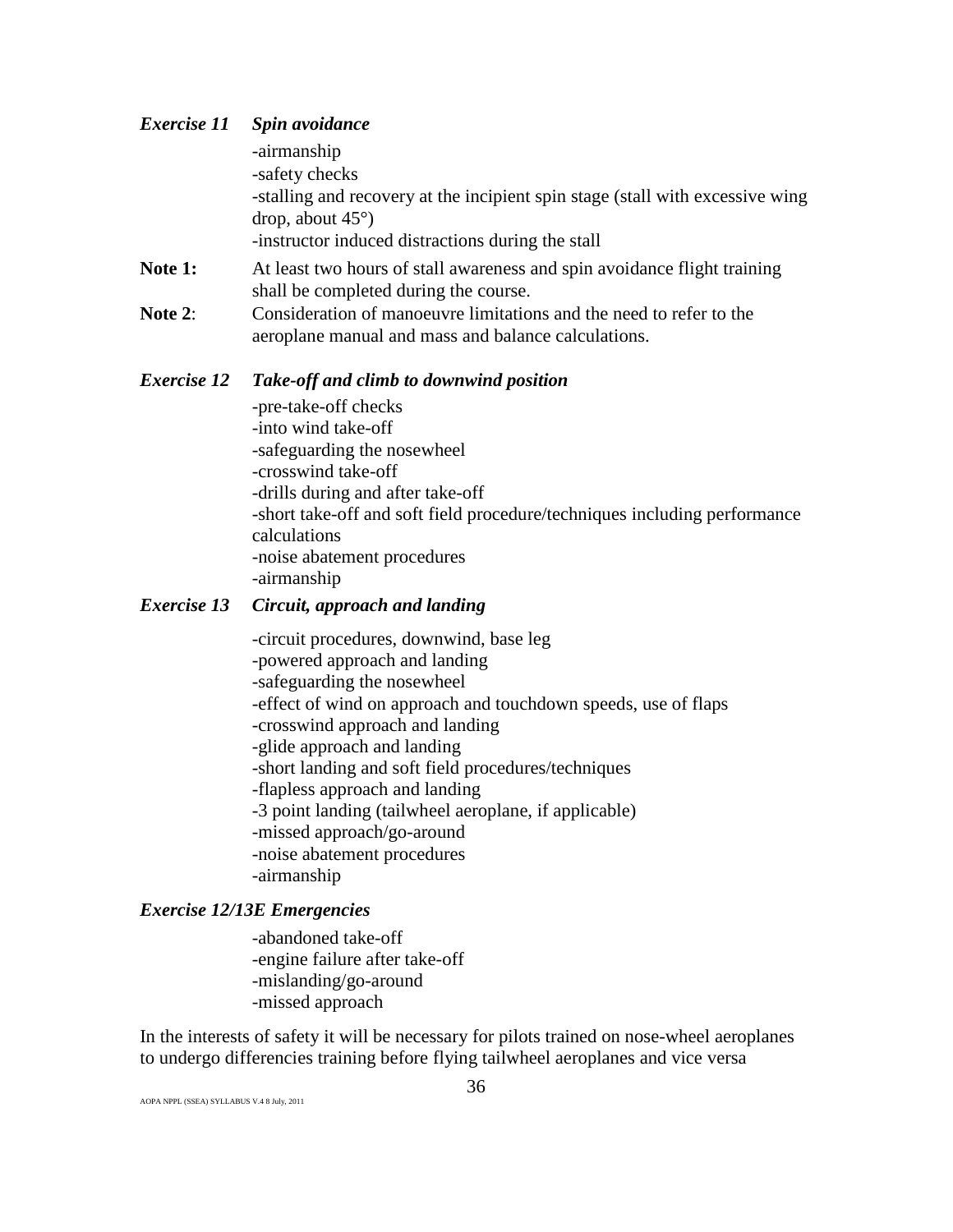***Exercise 11 Spin avoidance***

-airmanship
-safety checks
-stalling and recovery at the incipient spin stage (stall with excessive wing drop, about 45°)
-instructor induced distractions during the stall

**Note 1:** At least two hours of stall awareness and spin avoidance flight training shall be completed during the course.

**Note 2**: Consideration of manoeuvre limitations and the need to refer to the aeroplane manual and mass and balance calculations.

***Exercise 12 Take-off and climb to downwind position***

-pre-take-off checks
-into wind take-off
-safeguarding the nosewheel
-crosswind take-off
-drills during and after take-off
-short take-off and soft field procedure/techniques including performance calculations
-noise abatement procedures
-airmanship

***Exercise 13 Circuit, approach and landing***

-circuit procedures, downwind, base leg
-powered approach and landing
-safeguarding the nosewheel
-effect of wind on approach and touchdown speeds, use of flaps
-crosswind approach and landing
-glide approach and landing
-short landing and soft field procedures/techniques
-flapless approach and landing
-3 point landing (tailwheel aeroplane, if applicable)
-missed approach/go-around
-noise abatement procedures
-airmanship

***Exercise 12/13E Emergencies***

-abandoned take-off
-engine failure after take-off
-mislanding/go-around
-missed approach

In the interests of safety it will be necessary for pilots trained on nose-wheel aeroplanes to undergo differencies training before flying tailwheel aeroplanes and vice versa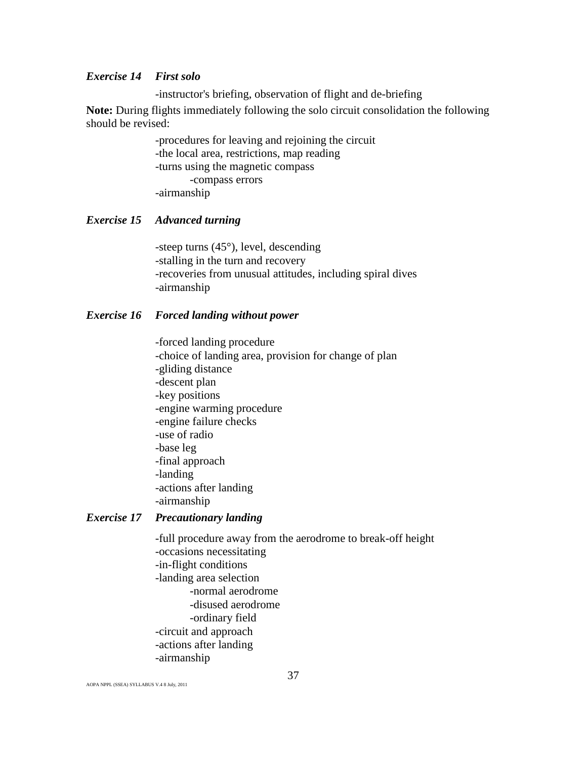### *Exercise 14 First solo*

- instructor's briefing, observation of flight and de-briefing

**Note:** During flights immediately following the solo circuit consolidation the following should be revised:

- procedures for leaving and rejoining the circuit
- the local area, restrictions, map reading
- turns using the magnetic compass
    - compass errors
- airmanship

### *Exercise 15 Advanced turning*

- steep turns (45°), level, descending
- stalling in the turn and recovery
- recoveries from unusual attitudes, including spiral dives
- airmanship

### *Exercise 16 Forced landing without power*

- forced landing procedure
- choice of landing area, provision for change of plan
- gliding distance
- descent plan
- key positions
- engine warming procedure
- engine failure checks
- use of radio
- base leg
- final approach
- landing
- actions after landing
- airmanship

### *Exercise 17 Precautionary landing*

- full procedure away from the aerodrome to break-off height
- occasions necessitating
- in-flight conditions
- landing area selection
    - normal aerodrome
    - disused aerodrome
    - ordinary field
- circuit and approach
- actions after landing
- airmanship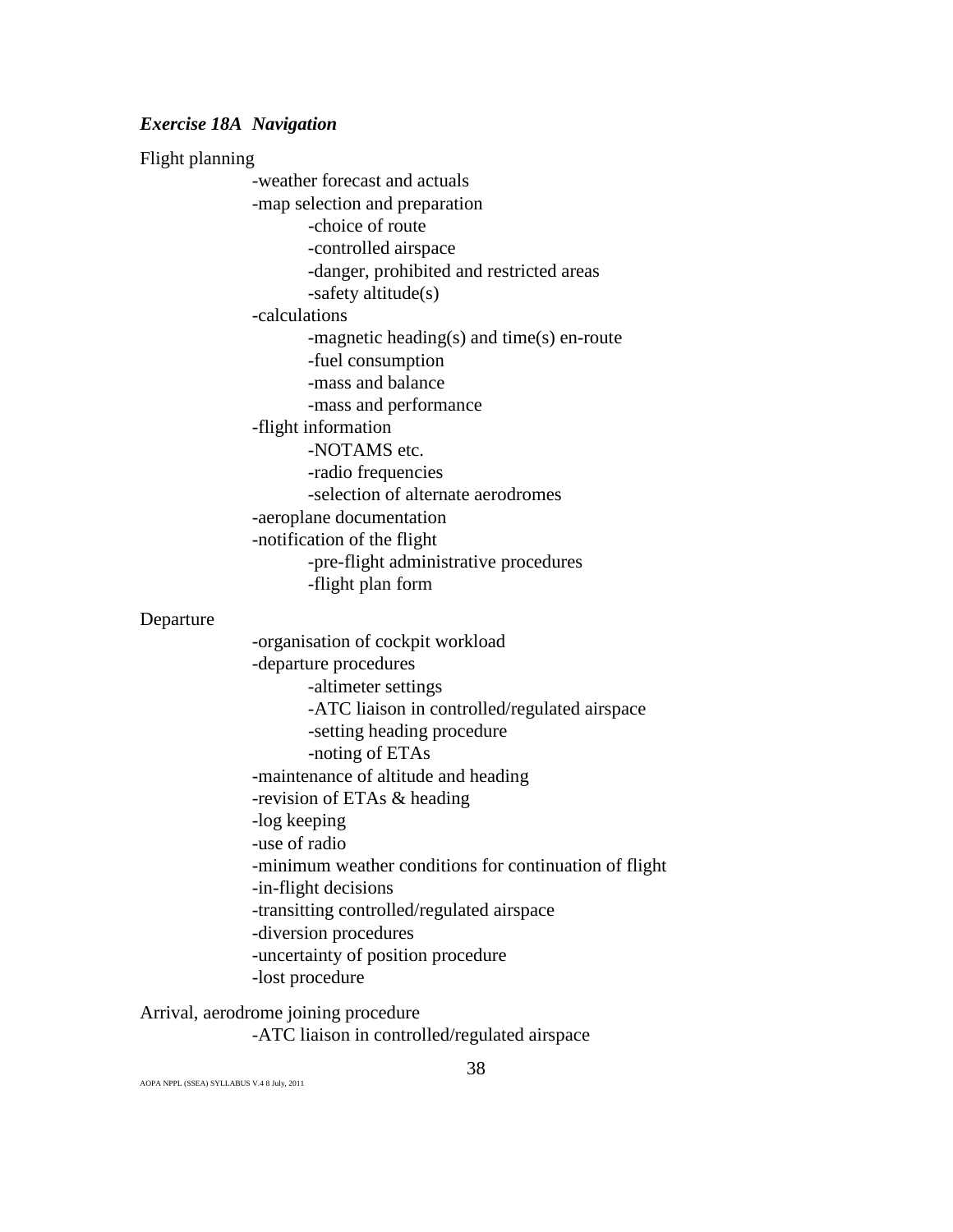### *Exercise 18A Navigation*

Flight planning

- -weather forecast and actuals
- -map selection and preparation
    - -choice of route
    - -controlled airspace
    - -danger, prohibited and restricted areas
    - -safety altitude(s)
- -calculations
    - -magnetic heading(s) and time(s) en-route
    - -fuel consumption
    - -mass and balance
    - -mass and performance
- -flight information
    - -NOTAMS etc.
    - -radio frequencies
    - -selection of alternate aerodromes
- -aeroplane documentation
- -notification of the flight
    - -pre-flight administrative procedures
    - -flight plan form

Departure

- -organisation of cockpit workload
- -departure procedures
    - -altimeter settings
    - -ATC liaison in controlled/regulated airspace
    - -setting heading procedure
    - -noting of ETAs
- -maintenance of altitude and heading
- -revision of ETAs & heading
- -log keeping
- -use of radio
- -minimum weather conditions for continuation of flight
- -in-flight decisions
- -transitting controlled/regulated airspace
- -diversion procedures
- -uncertainty of position procedure
- -lost procedure

Arrival, aerodrome joining procedure

- -ATC liaison in controlled/regulated airspace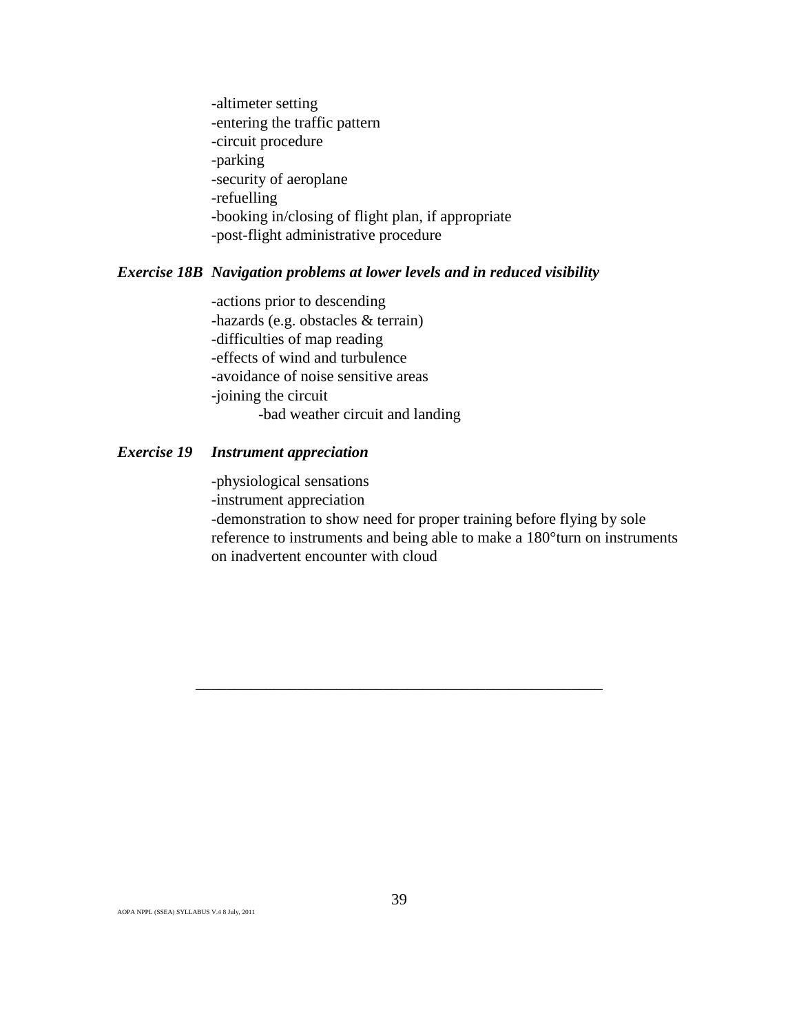-altimeter setting
-entering the traffic pattern
-circuit procedure
-parking
-security of aeroplane
-refuelling
-booking in/closing of flight plan, if appropriate
-post-flight administrative procedure

***Exercise 18B Navigation problems at lower levels and in reduced visibility***

-actions prior to descending
-hazards (e.g. obstacles & terrain)
-difficulties of map reading
-effects of wind and turbulence
-avoidance of noise sensitive areas
-joining the circuit
    -bad weather circuit and landing

***Exercise 19 Instrument appreciation***

-physiological sensations
-instrument appreciation
-demonstration to show need for proper training before flying by sole reference to instruments and being able to make a 180°turn on instruments on inadvertent encounter with cloud

---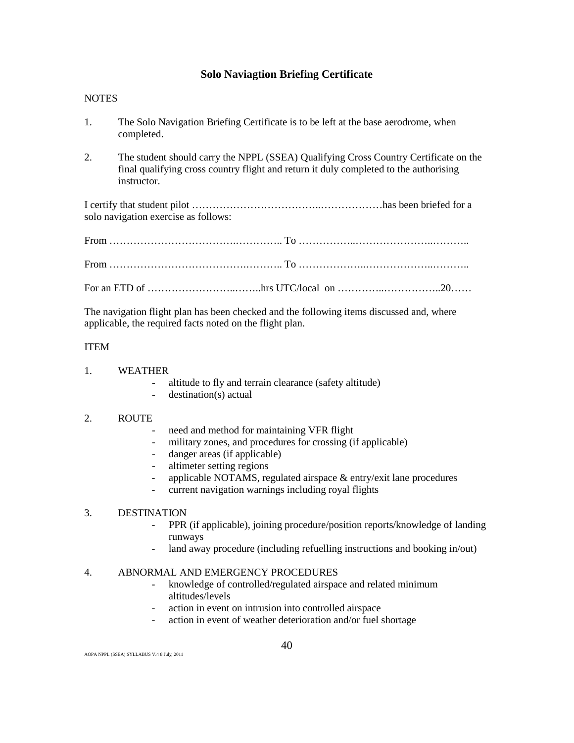## Solo Naviagtion Briefing Certificate

NOTES

1. The Solo Navigation Briefing Certificate is to be left at the base aerodrome, when completed.

2. The student should carry the NPPL (SSEA) Qualifying Cross Country Certificate on the final qualifying cross country flight and return it duly completed to the authorising instructor.

I certify that student pilot ………………………………..………………has been briefed for a solo navigation exercise as follows:

From ……………………………….………….. To ……………..…………………..………..

From ……………………………………..……….. To ………………..………………..………..

For an ETD of ……………………..……..hrs UTC/local on …………..……………..20……

The navigation flight plan has been checked and the following items discussed and, where applicable, the required facts noted on the flight plan.

ITEM

1. WEATHER
   - altitude to fly and terrain clearance (safety altitude)
   - destination(s) actual

2. ROUTE
   - need and method for maintaining VFR flight
   - military zones, and procedures for crossing (if applicable)
   - danger areas (if applicable)
   - altimeter setting regions
   - applicable NOTAMS, regulated airspace & entry/exit lane procedures
   - current navigation warnings including royal flights

3. DESTINATION
   - PPR (if applicable), joining procedure/position reports/knowledge of landing runways
   - land away procedure (including refuelling instructions and booking in/out)

4. ABNORMAL AND EMERGENCY PROCEDURES
   - knowledge of controlled/regulated airspace and related minimum altitudes/levels
   - action in event on intrusion into controlled airspace
   - action in event of weather deterioration and/or fuel shortage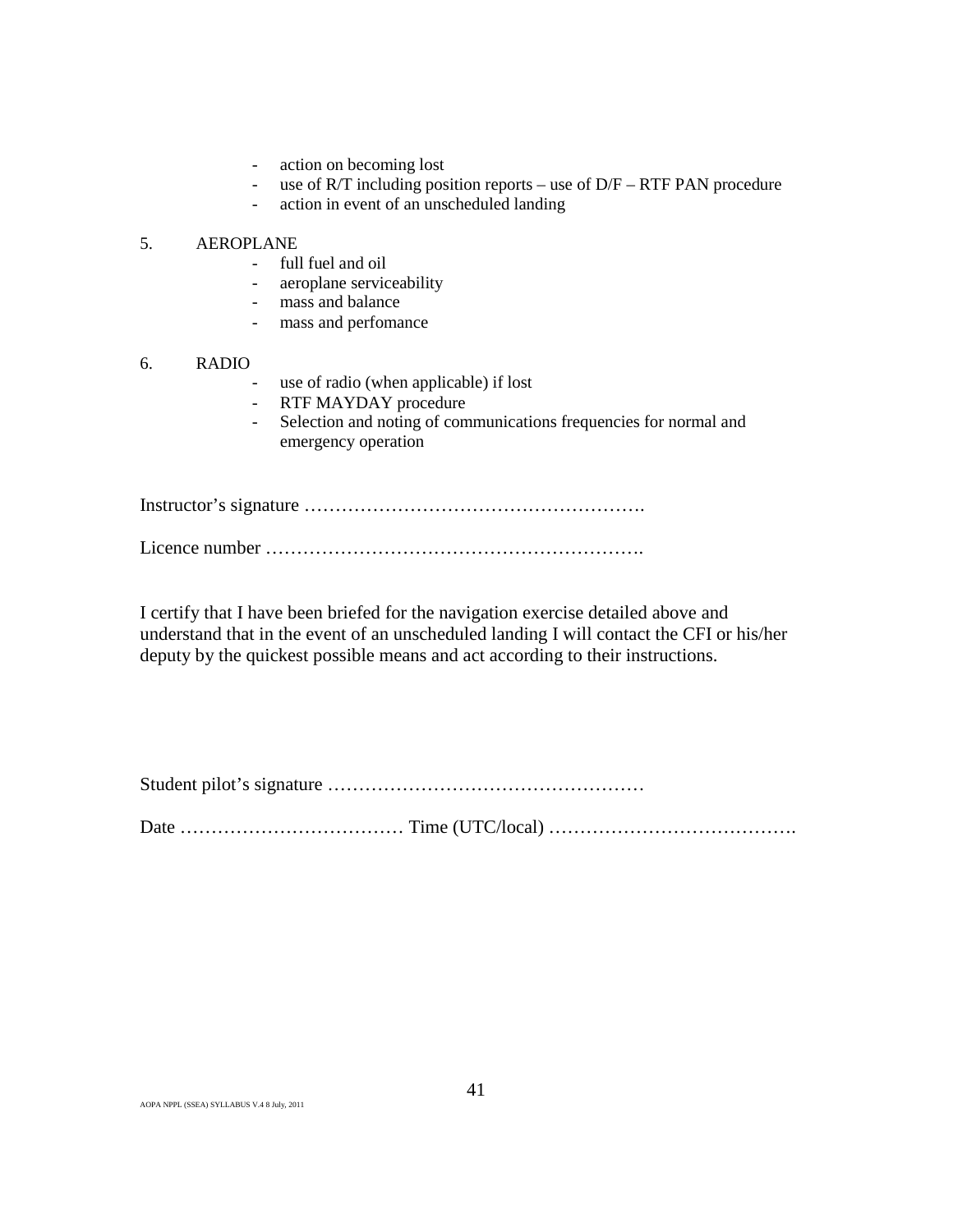- action on becoming lost
- use of R/T including position reports – use of D/F – RTF PAN procedure
- action in event of an unscheduled landing

5. AEROPLANE
   - full fuel and oil
   - aeroplane serviceability
   - mass and balance
   - mass and perfomance

6. RADIO
   - use of radio (when applicable) if lost
   - RTF MAYDAY procedure
   - Selection and noting of communications frequencies for normal and emergency operation

Instructor's signature ……………………………………………….

Licence number …………………………………………………….

I certify that I have been briefed for the navigation exercise detailed above and understand that in the event of an unscheduled landing I will contact the CFI or his/her deputy by the quickest possible means and act according to their instructions.

Student pilot's signature ……………………………………………

Date ……………………………… Time (UTC/local) ………………………………….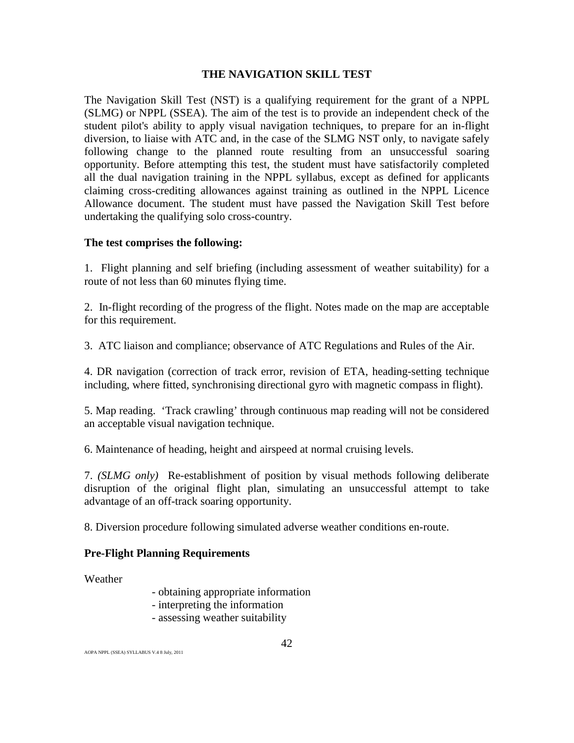## THE NAVIGATION SKILL TEST

The Navigation Skill Test (NST) is a qualifying requirement for the grant of a NPPL (SLMG) or NPPL (SSEA). The aim of the test is to provide an independent check of the student pilot's ability to apply visual navigation techniques, to prepare for an in-flight diversion, to liaise with ATC and, in the case of the SLMG NST only, to navigate safely following change to the planned route resulting from an unsuccessful soaring opportunity. Before attempting this test, the student must have satisfactorily completed all the dual navigation training in the NPPL syllabus, except as defined for applicants claiming cross-crediting allowances against training as outlined in the NPPL Licence Allowance document. The student must have passed the Navigation Skill Test before undertaking the qualifying solo cross-country.

**The test comprises the following:**

1. Flight planning and self briefing (including assessment of weather suitability) for a route of not less than 60 minutes flying time.

2. In-flight recording of the progress of the flight. Notes made on the map are acceptable for this requirement.

3. ATC liaison and compliance; observance of ATC Regulations and Rules of the Air.

4. DR navigation (correction of track error, revision of ETA, heading-setting technique including, where fitted, synchronising directional gyro with magnetic compass in flight).

5. Map reading. 'Track crawling' through continuous map reading will not be considered an acceptable visual navigation technique.

6. Maintenance of heading, height and airspeed at normal cruising levels.

7. *(SLMG only)* Re-establishment of position by visual methods following deliberate disruption of the original flight plan, simulating an unsuccessful attempt to take advantage of an off-track soaring opportunity.

8. Diversion procedure following simulated adverse weather conditions en-route.

### Pre-Flight Planning Requirements

Weather

- obtaining appropriate information
- interpreting the information
- assessing weather suitability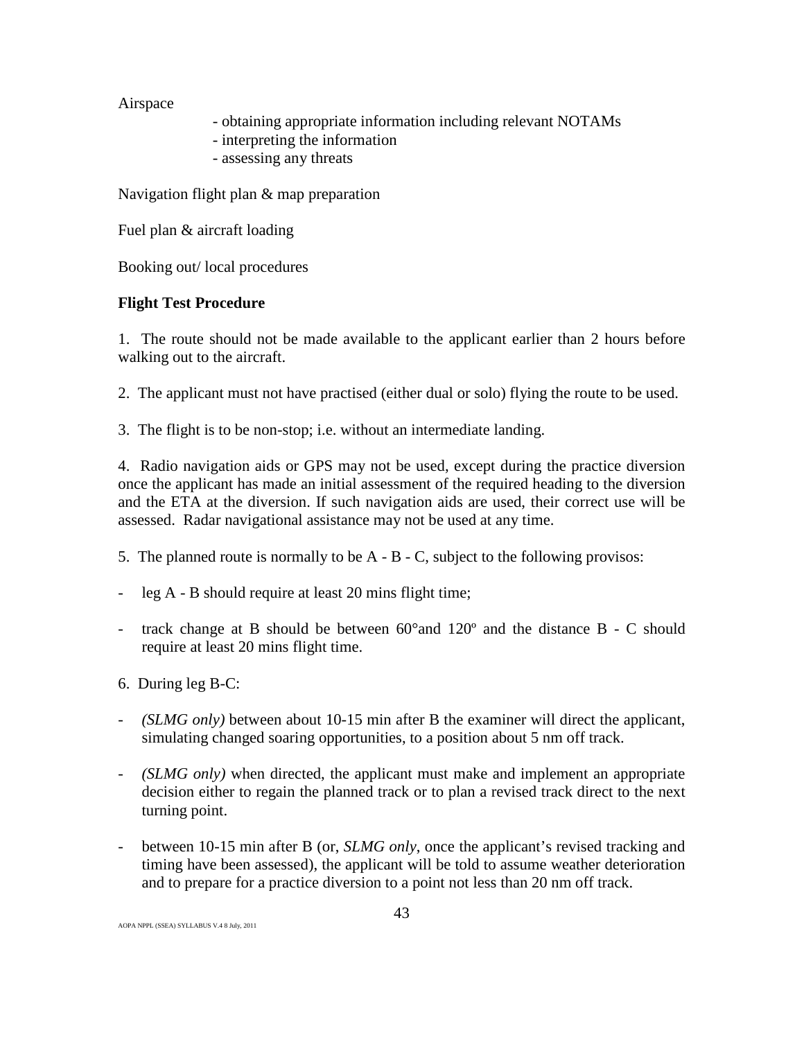Airspace

- obtaining appropriate information including relevant NOTAMs
- interpreting the information
- assessing any threats

Navigation flight plan & map preparation

Fuel plan & aircraft loading

Booking out/ local procedures

**Flight Test Procedure**

1. The route should not be made available to the applicant earlier than 2 hours before walking out to the aircraft.

2. The applicant must not have practised (either dual or solo) flying the route to be used.

3. The flight is to be non-stop; i.e. without an intermediate landing.

4. Radio navigation aids or GPS may not be used, except during the practice diversion once the applicant has made an initial assessment of the required heading to the diversion and the ETA at the diversion. If such navigation aids are used, their correct use will be assessed. Radar navigational assistance may not be used at any time.

5. The planned route is normally to be A - B - C, subject to the following provisos:

- leg A - B should require at least 20 mins flight time;
- track change at B should be between 60°and 120º and the distance B - C should require at least 20 mins flight time.

6. During leg B-C:

- *(SLMG only)* between about 10-15 min after B the examiner will direct the applicant, simulating changed soaring opportunities, to a position about 5 nm off track.
- *(SLMG only)* when directed, the applicant must make and implement an appropriate decision either to regain the planned track or to plan a revised track direct to the next turning point.
- between 10-15 min after B (or, *SLMG only*, once the applicant's revised tracking and timing have been assessed), the applicant will be told to assume weather deterioration and to prepare for a practice diversion to a point not less than 20 nm off track.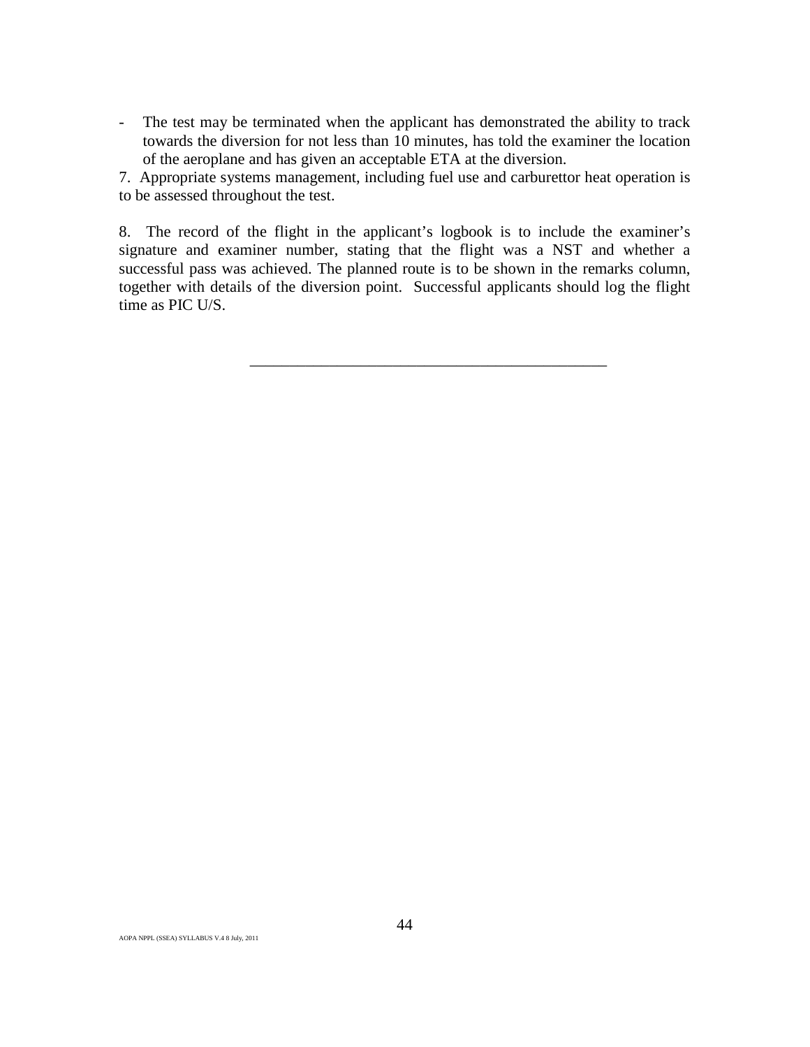- The test may be terminated when the applicant has demonstrated the ability to track towards the diversion for not less than 10 minutes, has told the examiner the location of the aeroplane and has given an acceptable ETA at the diversion.

7. Appropriate systems management, including fuel use and carburettor heat operation is to be assessed throughout the test.

8. The record of the flight in the applicant's logbook is to include the examiner's signature and examiner number, stating that the flight was a NST and whether a successful pass was achieved. The planned route is to be shown in the remarks column, together with details of the diversion point. Successful applicants should log the flight time as PIC U/S.

---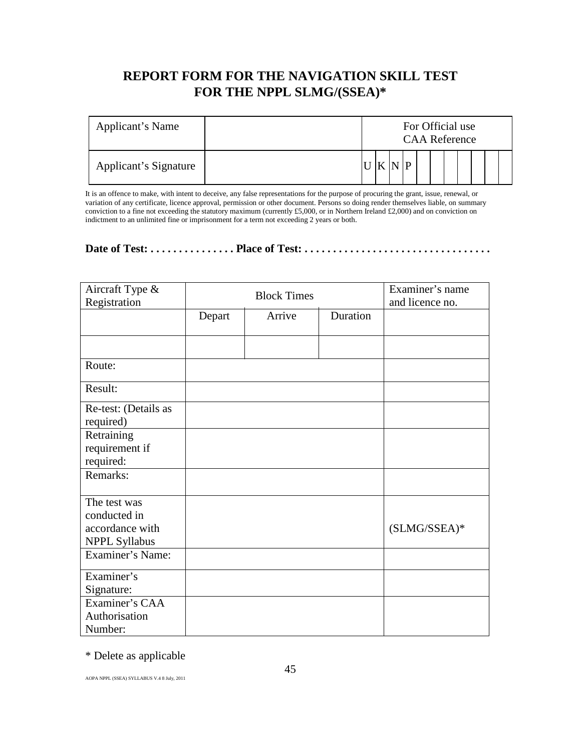# REPORT FORM FOR THE NAVIGATION SKILL TEST FOR THE NPPL SLMG/(SSEA)*

| Applicant's Name | | For Official use CAA Reference | | | | | | | | | | |
|---|---|---|---|---|---|---|---|---|---|---|---|---|
| Applicant's Signature | | U | K | N | P | | | | | | | |

It is an offence to make, with intent to deceive, any false representations for the purpose of procuring the grant, issue, renewal, or variation of any certificate, licence approval, permission or other document. Persons so doing render themselves liable, on summary conviction to a fine not exceeding the statutory maximum (currently £5,000, or in Northern Ireland £2,000) and on conviction on indictment to an unlimited fine or imprisonment for a term not exceeding 2 years or both.

**Date of Test: . . . . . . . . . . . . . . . Place of Test: . . . . . . . . . . . . . . . . . . . . . . . . . . . . . . . .**

| Aircraft Type & Registration | Block Times | | | Examiner's name and licence no. |
|---|---|---|---|---|
| | Depart | Arrive | Duration | |
| | | | | |
| Route: | | | | |
| Result: | | | | |
| Re-test: (Details as required) | | | | |
| Retraining requirement if required: | | | | |
| Remarks: | | | | |
| The test was conducted in accordance with NPPL Syllabus | | | | (SLMG/SSEA)* |
| Examiner's Name: | | | | |
| Examiner's Signature: | | | | |
| Examiner's CAA Authorisation Number: | | | | |

* Delete as applicable

AOPA NPPL (SSEA) SYLLABUS V.4 8 July, 2011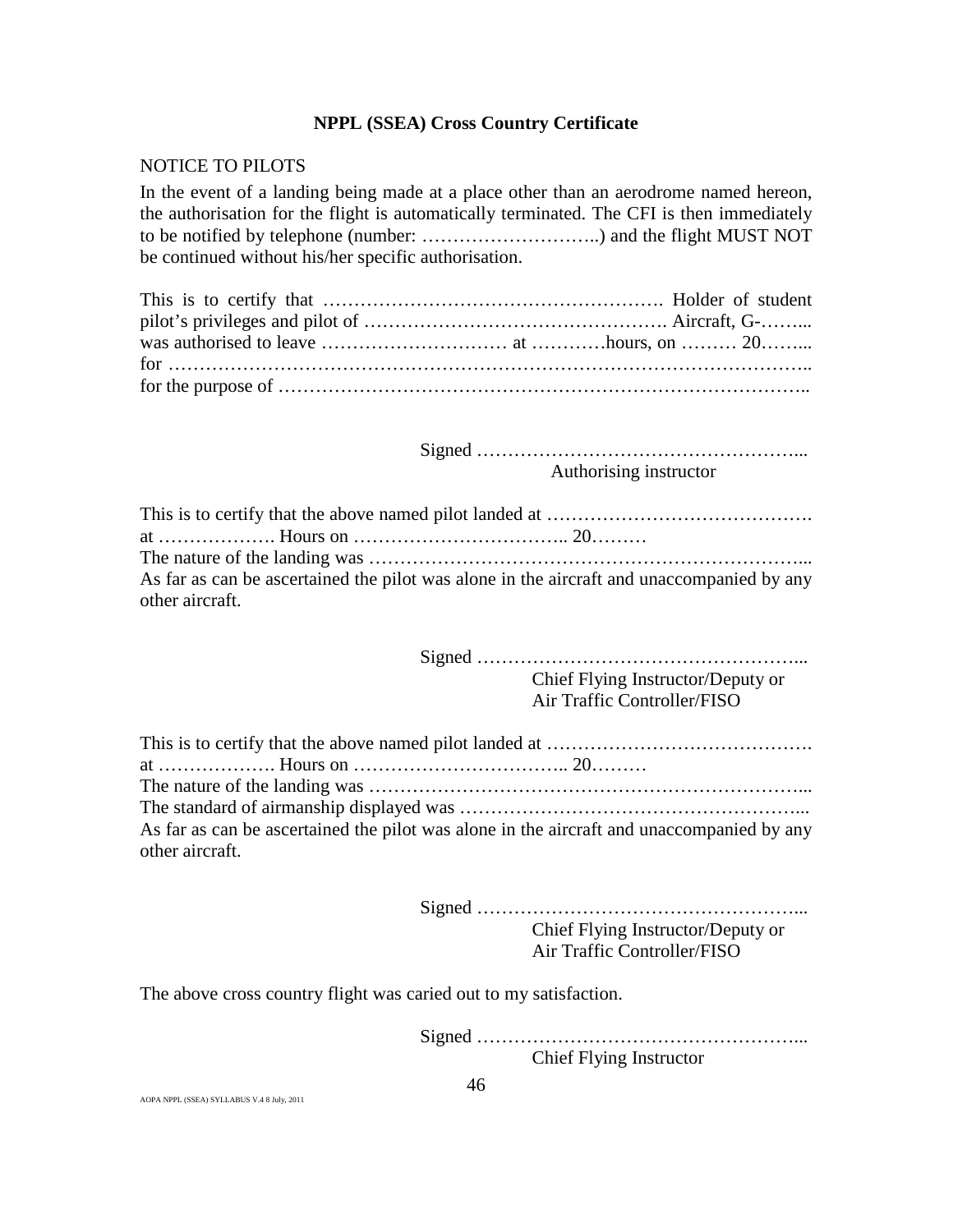**NPPL (SSEA) Cross Country Certificate**

NOTICE TO PILOTS

In the event of a landing being made at a place other than an aerodrome named hereon, the authorisation for the flight is automatically terminated. The CFI is then immediately to be notified by telephone (number: ………………………..) and the flight MUST NOT be continued without his/her specific authorisation.

This is to certify that ………………………………………………. Holder of student pilot's privileges and pilot of …………………………………………. Aircraft, G-……...
was authorised to leave ………………………… at …………hours, on ……… 20……...
for ………………………………………………………………………………………..
for the purpose of ………………………………………………………………………..

Signed ……………………………………………...
Authorising instructor

This is to certify that the above named pilot landed at …………………………………….
at ………………. Hours on …………………………….. 20………
The nature of the landing was ……………………………………………………………...
As far as can be ascertained the pilot was alone in the aircraft and unaccompanied by any other aircraft.

Signed ……………………………………………...
Chief Flying Instructor/Deputy or
Air Traffic Controller/FISO

This is to certify that the above named pilot landed at …………………………………….
at ………………. Hours on …………………………….. 20………
The nature of the landing was ……………………………………………………………...
The standard of airmanship displayed was ………………………………………………...
As far as can be ascertained the pilot was alone in the aircraft and unaccompanied by any other aircraft.

Signed ……………………………………………...
Chief Flying Instructor/Deputy or
Air Traffic Controller/FISO

The above cross country flight was caried out to my satisfaction.

Signed ……………………………………………...
Chief Flying Instructor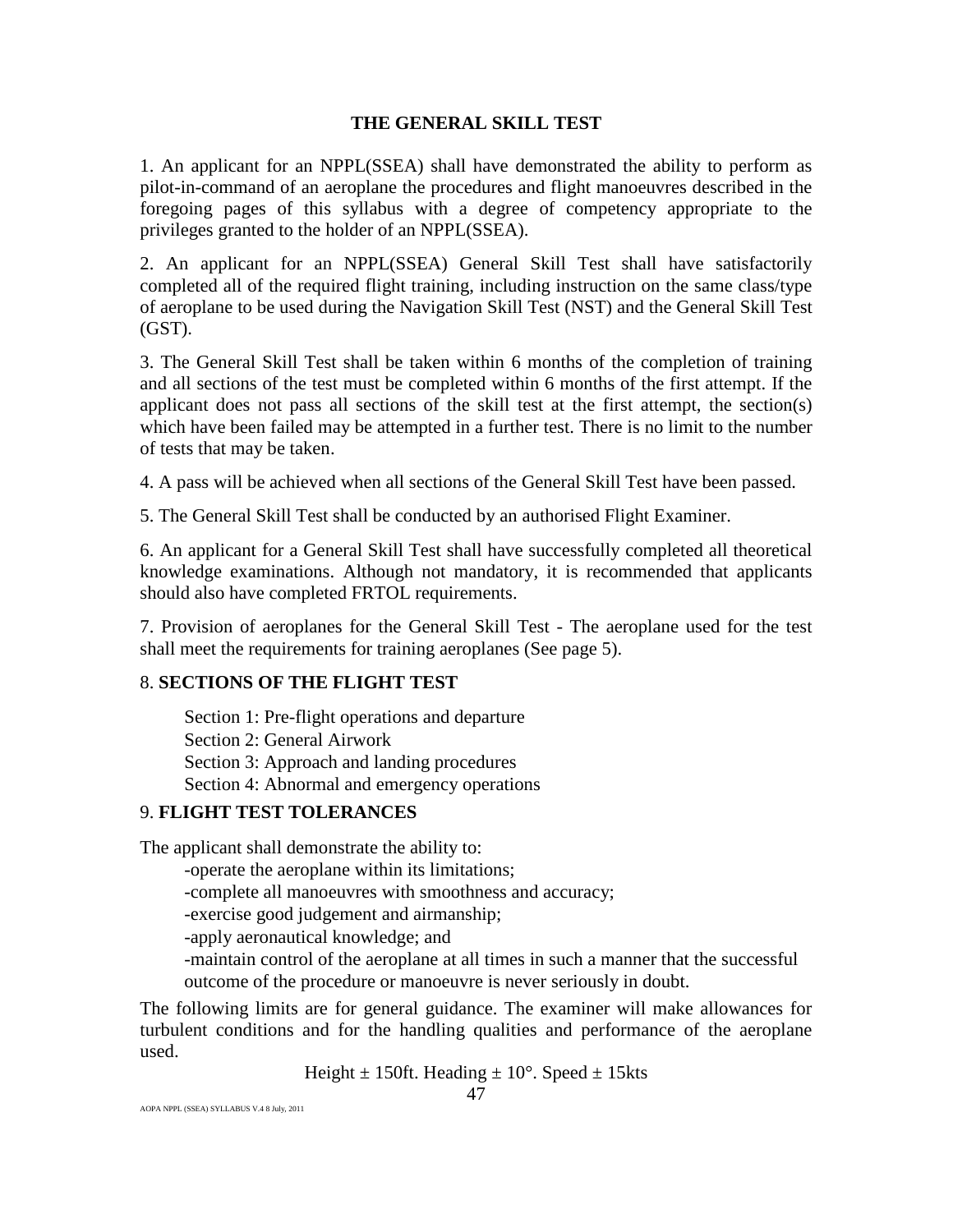# THE GENERAL SKILL TEST

1. An applicant for an NPPL(SSEA) shall have demonstrated the ability to perform as pilot-in-command of an aeroplane the procedures and flight manoeuvres described in the foregoing pages of this syllabus with a degree of competency appropriate to the privileges granted to the holder of an NPPL(SSEA).

2. An applicant for an NPPL(SSEA) General Skill Test shall have satisfactorily completed all of the required flight training, including instruction on the same class/type of aeroplane to be used during the Navigation Skill Test (NST) and the General Skill Test (GST).

3. The General Skill Test shall be taken within 6 months of the completion of training and all sections of the test must be completed within 6 months of the first attempt. If the applicant does not pass all sections of the skill test at the first attempt, the section(s) which have been failed may be attempted in a further test. There is no limit to the number of tests that may be taken.

4. A pass will be achieved when all sections of the General Skill Test have been passed.

5. The General Skill Test shall be conducted by an authorised Flight Examiner.

6. An applicant for a General Skill Test shall have successfully completed all theoretical knowledge examinations. Although not mandatory, it is recommended that applicants should also have completed FRTOL requirements.

7. Provision of aeroplanes for the General Skill Test - The aeroplane used for the test shall meet the requirements for training aeroplanes (See page 5).

8. **SECTIONS OF THE FLIGHT TEST**

Section 1: Pre-flight operations and departure
Section 2: General Airwork
Section 3: Approach and landing procedures
Section 4: Abnormal and emergency operations

9. **FLIGHT TEST TOLERANCES**

The applicant shall demonstrate the ability to:

- operate the aeroplane within its limitations;
- complete all manoeuvres with smoothness and accuracy;
- exercise good judgement and airmanship;
- apply aeronautical knowledge; and
- maintain control of the aeroplane at all times in such a manner that the successful outcome of the procedure or manoeuvre is never seriously in doubt.

The following limits are for general guidance. The examiner will make allowances for turbulent conditions and for the handling qualities and performance of the aeroplane used.

Height ± 150ft. Heading ± 10°. Speed ± 15kts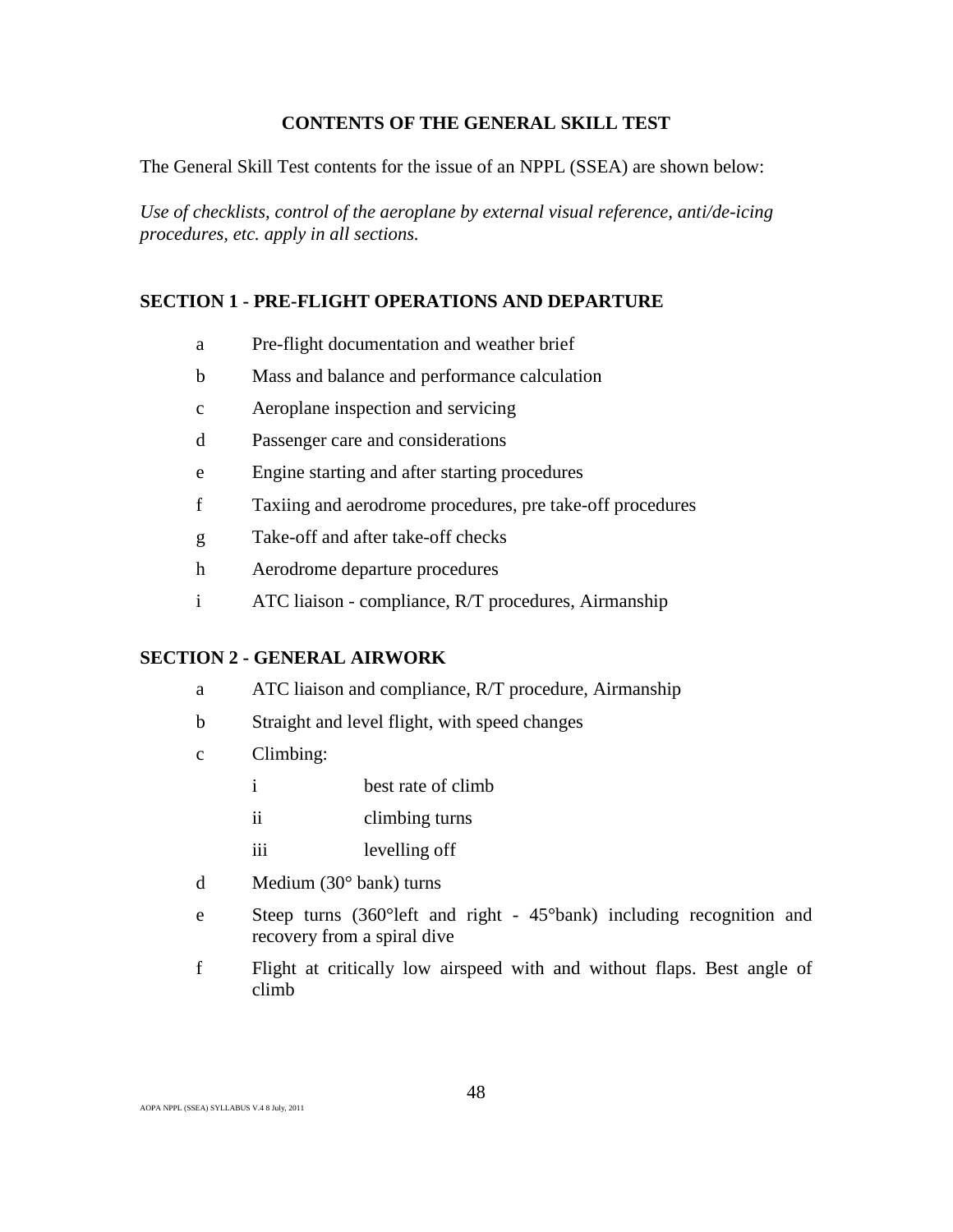## CONTENTS OF THE GENERAL SKILL TEST

The General Skill Test contents for the issue of an NPPL (SSEA) are shown below:

*Use of checklists, control of the aeroplane by external visual reference, anti/de-icing procedures, etc. apply in all sections.*

### SECTION 1 - PRE-FLIGHT OPERATIONS AND DEPARTURE

- a Pre-flight documentation and weather brief
- b Mass and balance and performance calculation
- c Aeroplane inspection and servicing
- d Passenger care and considerations
- e Engine starting and after starting procedures
- f Taxiing and aerodrome procedures, pre take-off procedures
- g Take-off and after take-off checks
- h Aerodrome departure procedures
- i ATC liaison - compliance, R/T procedures, Airmanship

### SECTION 2 - GENERAL AIRWORK

- a ATC liaison and compliance, R/T procedure, Airmanship
- b Straight and level flight, with speed changes
- c Climbing:
  - i best rate of climb
  - ii climbing turns
  - iii levelling off
- d Medium (30° bank) turns
- e Steep turns (360°left and right - 45°bank) including recognition and recovery from a spiral dive
- f Flight at critically low airspeed with and without flaps. Best angle of climb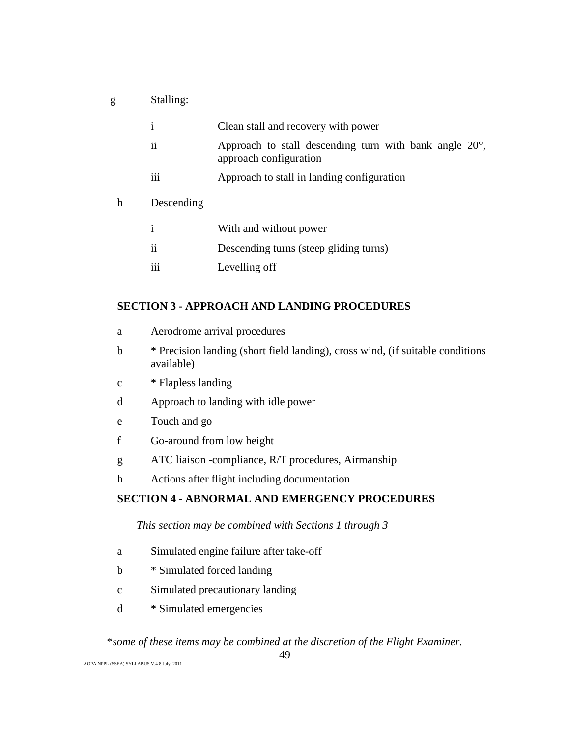g Stalling:

- i Clean stall and recovery with power
- ii Approach to stall descending turn with bank angle 20°, approach configuration
- iii Approach to stall in landing configuration

h Descending

- i With and without power
- ii Descending turns (steep gliding turns)
- iii Levelling off

## SECTION 3 - APPROACH AND LANDING PROCEDURES

- a Aerodrome arrival procedures
- b * Precision landing (short field landing), cross wind, (if suitable conditions available)
- c * Flapless landing
- d Approach to landing with idle power
- e Touch and go
- f Go-around from low height
- g ATC liaison -compliance, R/T procedures, Airmanship
- h Actions after flight including documentation

## SECTION 4 - ABNORMAL AND EMERGENCY PROCEDURES

*This section may be combined with Sections 1 through 3*

- a Simulated engine failure after take-off
- b * Simulated forced landing
- c Simulated precautionary landing
- d * Simulated emergencies

**some of these items may be combined at the discretion of the Flight Examiner.*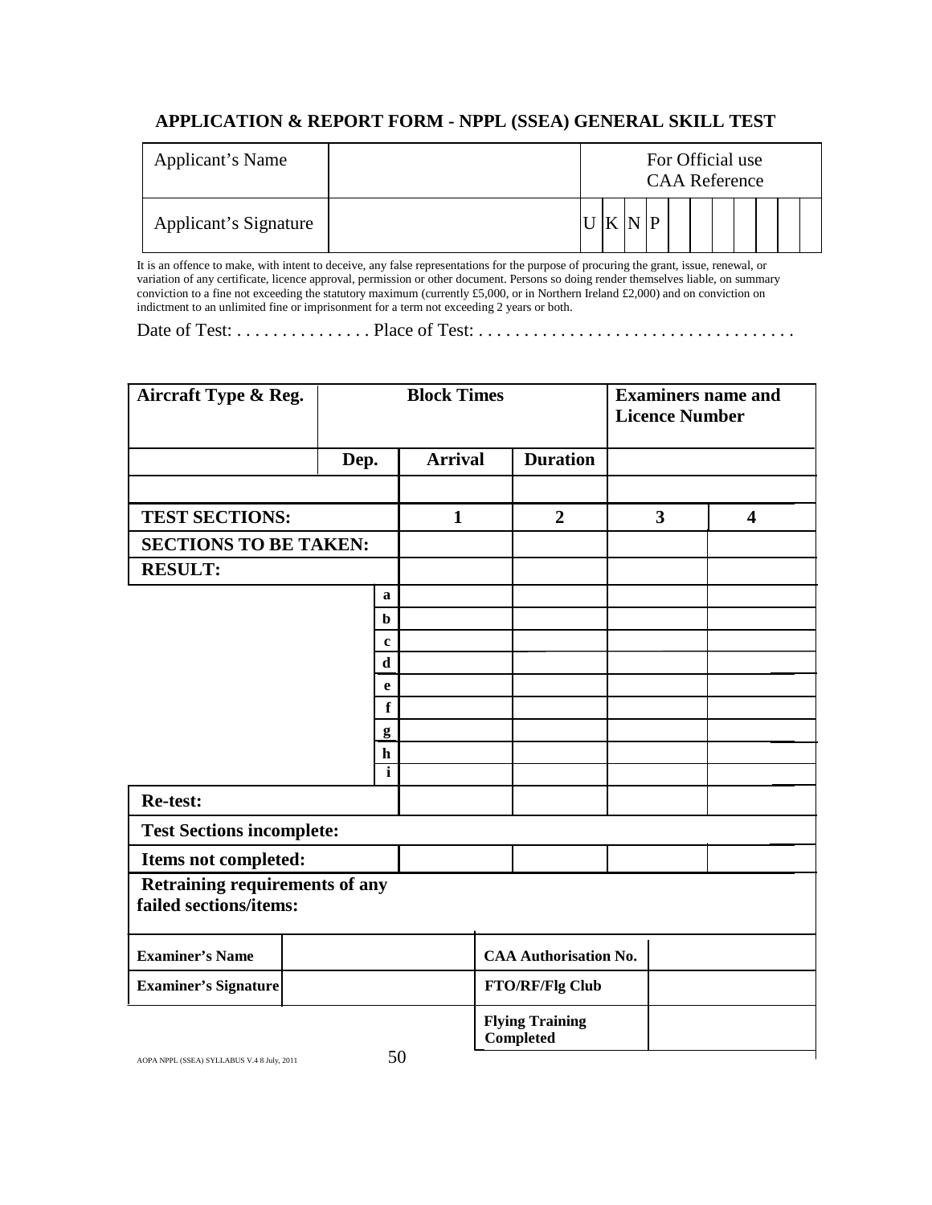## APPLICATION & REPORT FORM - NPPL (SSEA) GENERAL SKILL TEST

| Applicant's Name | | For Official use CAA Reference |
|---|---|---|
| Applicant's Signature | | U K N P |

It is an offence to make, with intent to deceive, any false representations for the purpose of procuring the grant, issue, renewal, or variation of any certificate, licence approval, permission or other document. Persons so doing render themselves liable, on summary conviction to a fine not exceeding the statutory maximum (currently £5,000, or in Northern Ireland £2,000) and on conviction on indictment to an unlimited fine or imprisonment for a term not exceeding 2 years or both.

Date of Test: . . . . . . . . . . . . . . . Place of Test: . . . . . . . . . . . . . . . . . . . . . . . . . . . . . . . . . .

| **Aircraft Type & Reg.** | **Block Times** | | | **Examiners name and Licence Number** | |
|---|---|---|---|---|---|
| | **Dep.** | **Arrival** | **Duration** | | |
| | | | | | |
| **TEST SECTIONS:** | | **1** | **2** | **3** | **4** |
| **SECTIONS TO BE TAKEN:** | | | | | |
| **RESULT:** | | | | | |
| | **a** | | | | |
| | **b** | | | | |
| | **c** | | | | |
| | **d** | | | | |
| | **e** | | | | |
| | **f** | | | | |
| | **g** | | | | |
| | **h** | | | | |
| | **i** | | | | |
| **Re-test:** | | | | | |
| **Test Sections incomplete:** | | | | | |
| **Items not completed:** | | | | | |
| **Retraining requirements of any failed sections/items:** | | | | | |

| **Examiner's Name** | | **CAA Authorisation No.** | |
|---|---|---|---|
| **Examiner's Signature** | | **FTO/RF/Flg Club** | |
| | | **Flying Training Completed** | |

AOPA NPPL (SSEA) SYLLABUS V.4 8 July, 2011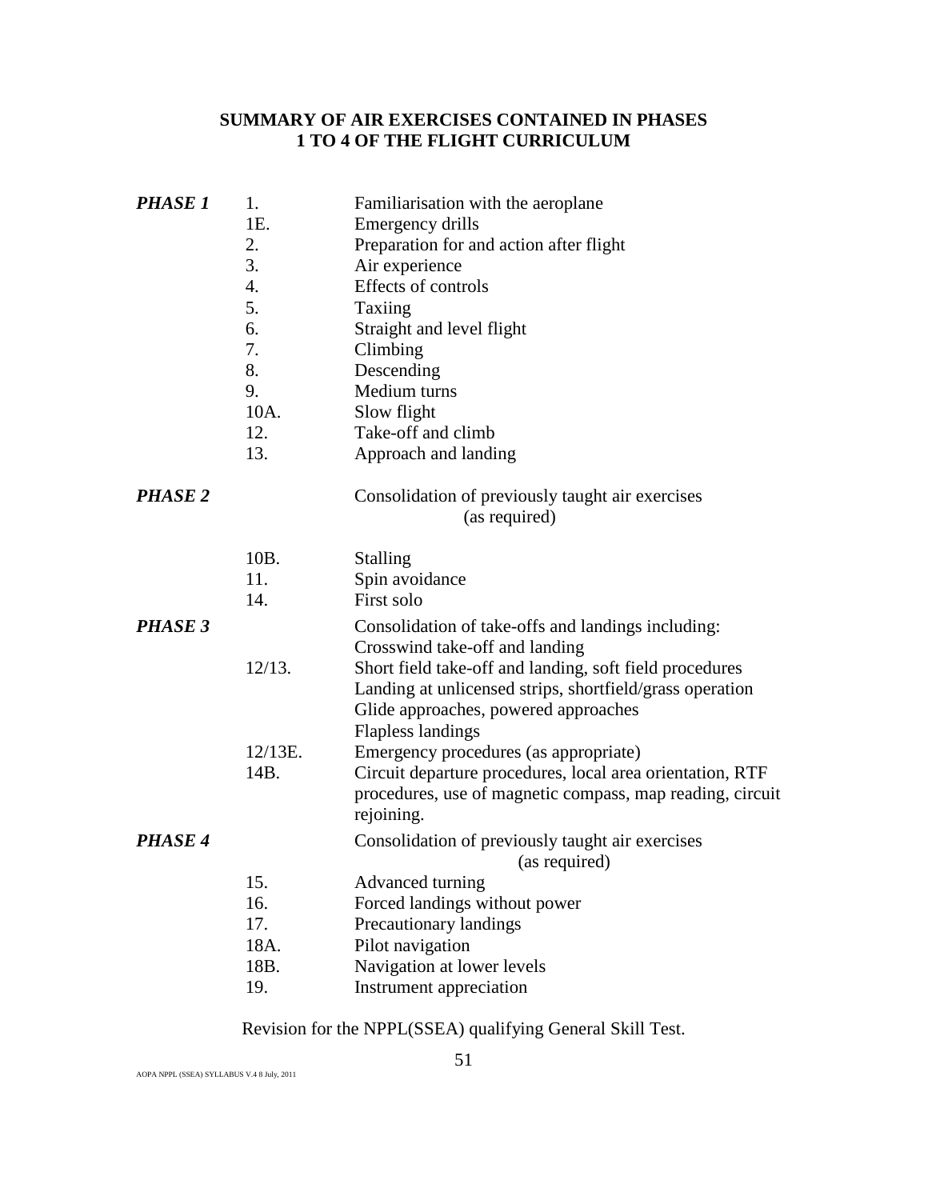## SUMMARY OF AIR EXERCISES CONTAINED IN PHASES 1 TO 4 OF THE FLIGHT CURRICULUM

| | | |
|---|---|---|
| ***PHASE 1*** | 1. | Familiarisation with the aeroplane |
| | 1E. | Emergency drills |
| | 2. | Preparation for and action after flight |
| | 3. | Air experience |
| | 4. | Effects of controls |
| | 5. | Taxiing |
| | 6. | Straight and level flight |
| | 7. | Climbing |
| | 8. | Descending |
| | 9. | Medium turns |
| | 10A. | Slow flight |
| | 12. | Take-off and climb |
| | 13. | Approach and landing |
| ***PHASE 2*** | | Consolidation of previously taught air exercises (as required) |
| | 10B. | Stalling |
| | 11. | Spin avoidance |
| | 14. | First solo |
| ***PHASE 3*** | | Consolidation of take-offs and landings including: Crosswind take-off and landing |
| | 12/13. | Short field take-off and landing, soft field procedures Landing at unlicensed strips, shortfield/grass operation Glide approaches, powered approaches Flapless landings |
| | 12/13E. | Emergency procedures (as appropriate) |
| | 14B. | Circuit departure procedures, local area orientation, RTF procedures, use of magnetic compass, map reading, circuit rejoining. |
| ***PHASE 4*** | | Consolidation of previously taught air exercises (as required) |
| | 15. | Advanced turning |
| | 16. | Forced landings without power |
| | 17. | Precautionary landings |
| | 18A. | Pilot navigation |
| | 18B. | Navigation at lower levels |
| | 19. | Instrument appreciation |

Revision for the NPPL(SSEA) qualifying General Skill Test.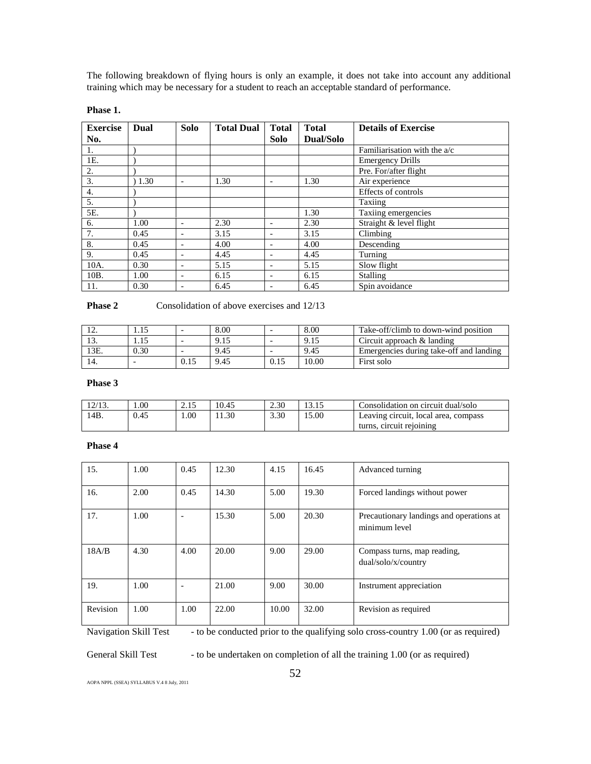The following breakdown of flying hours is only an example, it does not take into account any additional training which may be necessary for a student to reach an acceptable standard of performance.

**Phase 1.**

| Exercise No. | Dual | Solo | Total Dual | Total Solo | Total Dual/Solo | Details of Exercise |
|---|---|---|---|---|---|---|
| 1. | ) | | | | | Familiarisation with the a/c |
| 1E. | ) | | | | | Emergency Drills |
| 2. | ) | | | | | Pre. For/after flight |
| 3. | ) 1.30 | - | 1.30 | - | 1.30 | Air experience |
| 4. | ) | | | | | Effects of controls |
| 5. | ) | | | | | Taxiing |
| 5E. | ) | | | | 1.30 | Taxiing emergencies |
| 6. | 1.00 | - | 2.30 | - | 2.30 | Straight & level flight |
| 7. | 0.45 | - | 3.15 | - | 3.15 | Climbing |
| 8. | 0.45 | - | 4.00 | - | 4.00 | Descending |
| 9. | 0.45 | - | 4.45 | - | 4.45 | Turning |
| 10A. | 0.30 | - | 5.15 | - | 5.15 | Slow flight |
| 10B. | 1.00 | - | 6.15 | - | 6.15 | Stalling |
| 11. | 0.30 | - | 6.45 | - | 6.45 | Spin avoidance |

**Phase 2** Consolidation of above exercises and 12/13

| Exercise No. | Dual | Solo | Total Dual | Total Solo | Total Dual/Solo | Details of Exercise |
|---|---|---|---|---|---|---|
| 12. | 1.15 | - | 8.00 | - | 8.00 | Take-off/climb to down-wind position |
| 13. | 1.15 | - | 9.15 | - | 9.15 | Circuit approach & landing |
| 13E. | 0.30 | - | 9.45 | - | 9.45 | Emergencies during take-off and landing |
| 14. | - | 0.15 | 9.45 | 0.15 | 10.00 | First solo |

**Phase 3**

| Exercise No. | Dual | Solo | Total Dual | Total Solo | Total Dual/Solo | Details of Exercise |
|---|---|---|---|---|---|---|
| 12/13. | 1.00 | 2.15 | 10.45 | 2.30 | 13.15 | Consolidation on circuit dual/solo |
| 14B. | 0.45 | 1.00 | 11.30 | 3.30 | 15.00 | Leaving circuit, local area, compass turns, circuit rejoining |

**Phase 4**

| Exercise No. | Dual | Solo | Total Dual | Total Solo | Total Dual/Solo | Details of Exercise |
|---|---|---|---|---|---|---|
| 15. | 1.00 | 0.45 | 12.30 | 4.15 | 16.45 | Advanced turning |
| 16. | 2.00 | 0.45 | 14.30 | 5.00 | 19.30 | Forced landings without power |
| 17. | 1.00 | - | 15.30 | 5.00 | 20.30 | Precautionary landings and operations at minimum level |
| 18A/B | 4.30 | 4.00 | 20.00 | 9.00 | 29.00 | Compass turns, map reading, dual/solo/x/country |
| 19. | 1.00 | - | 21.00 | 9.00 | 30.00 | Instrument appreciation |
| Revision | 1.00 | 1.00 | 22.00 | 10.00 | 32.00 | Revision as required |

Navigation Skill Test - to be conducted prior to the qualifying solo cross-country 1.00 (or as required)

General Skill Test - to be undertaken on completion of all the training 1.00 (or as required)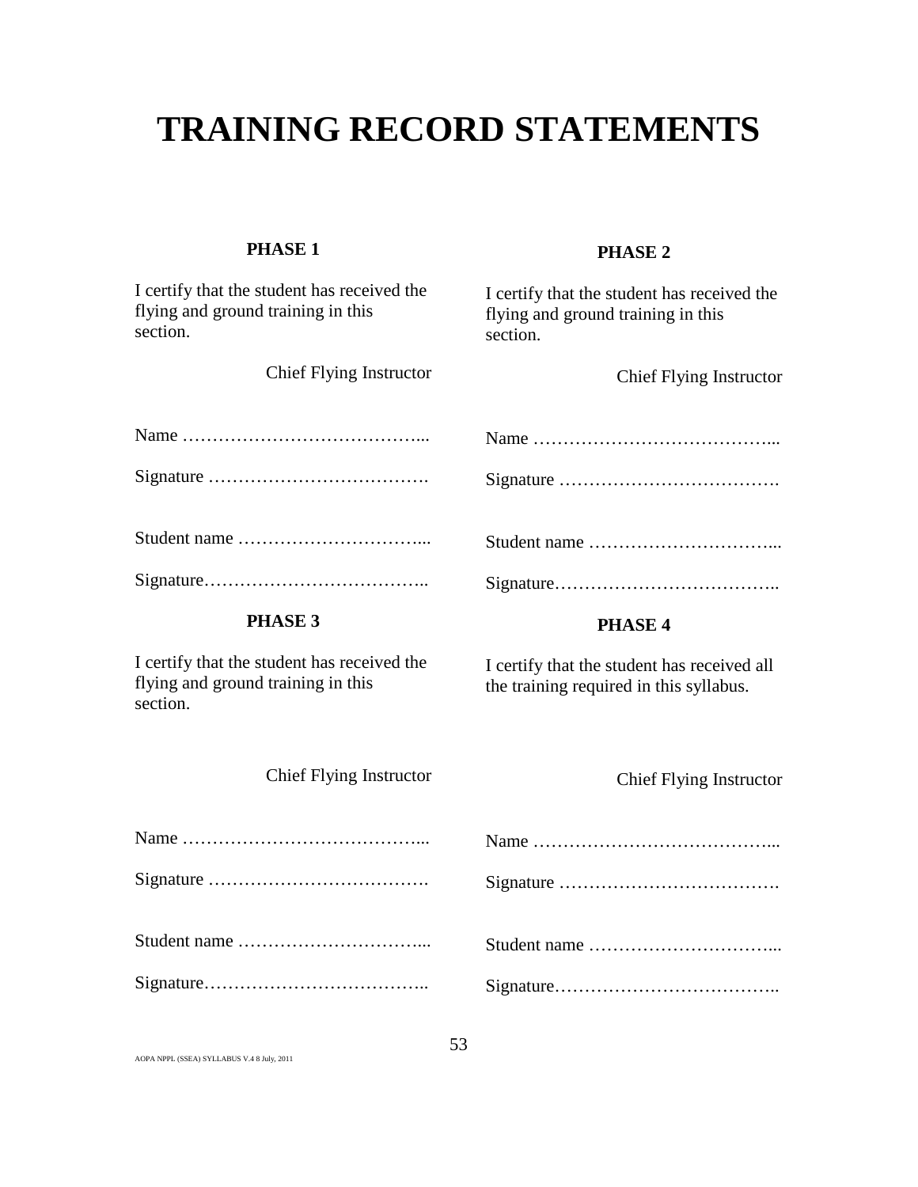# TRAINING RECORD STATEMENTS

### PHASE 1

I certify that the student has received the flying and ground training in this section.

Chief Flying Instructor

Name …………………………………...

Signature ……………………………….

Student name …………………………...

Signature………………………………..

### PHASE 2

I certify that the student has received the flying and ground training in this section.

Chief Flying Instructor

Name …………………………………...

Signature ……………………………….

Student name …………………………...

Signature………………………………..

### PHASE 3

I certify that the student has received the flying and ground training in this section.

Chief Flying Instructor

Name …………………………………...

Signature ……………………………….

Student name …………………………...

Signature………………………………..

### PHASE 4

I certify that the student has received all the training required in this syllabus.

Chief Flying Instructor

Name …………………………………...

Signature ……………………………….

Student name …………………………...

Signature………………………………..